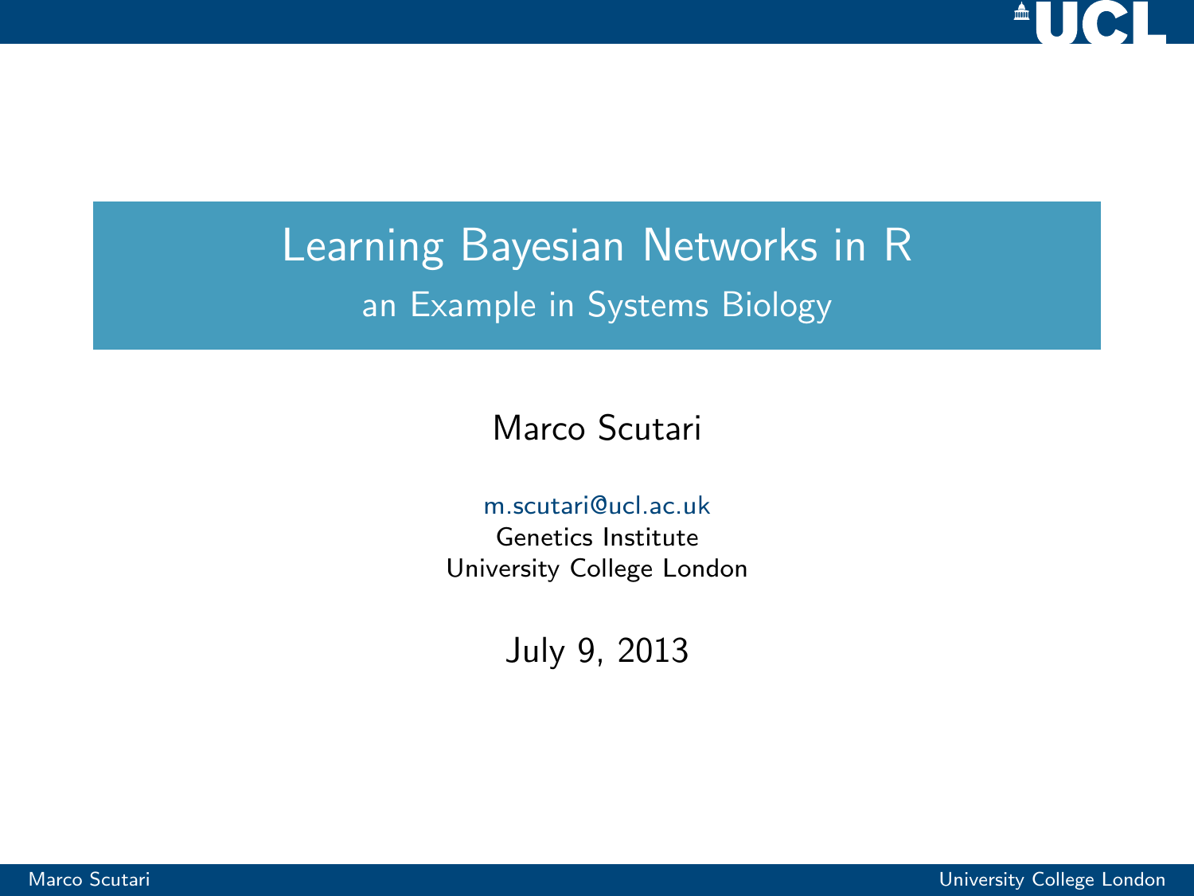# Learning Bayesian Networks in R

## an Example in Systems Biology

Marco Scutari

m.scutari@ucl.ac.uk
Genetics Institute
University College London

July 9, 2013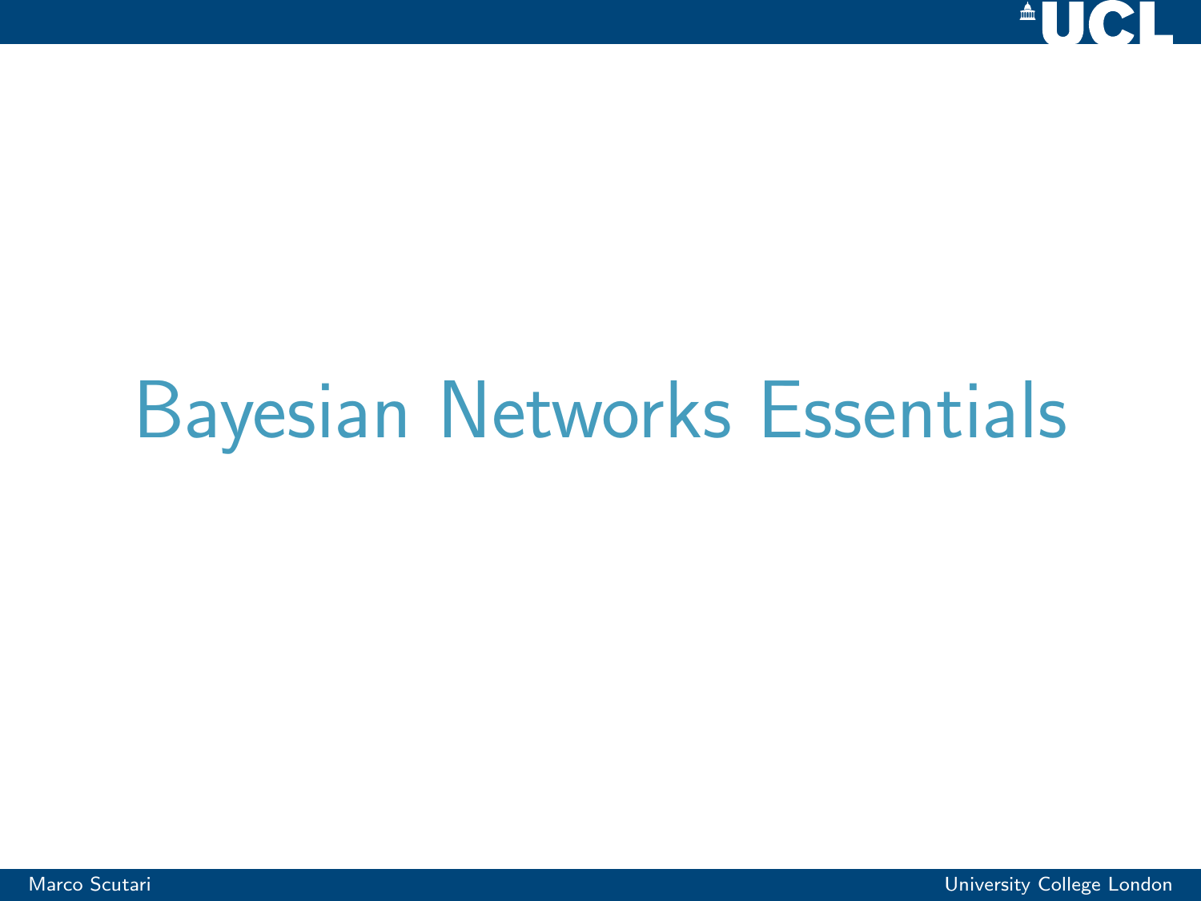# Bayesian Networks Essentials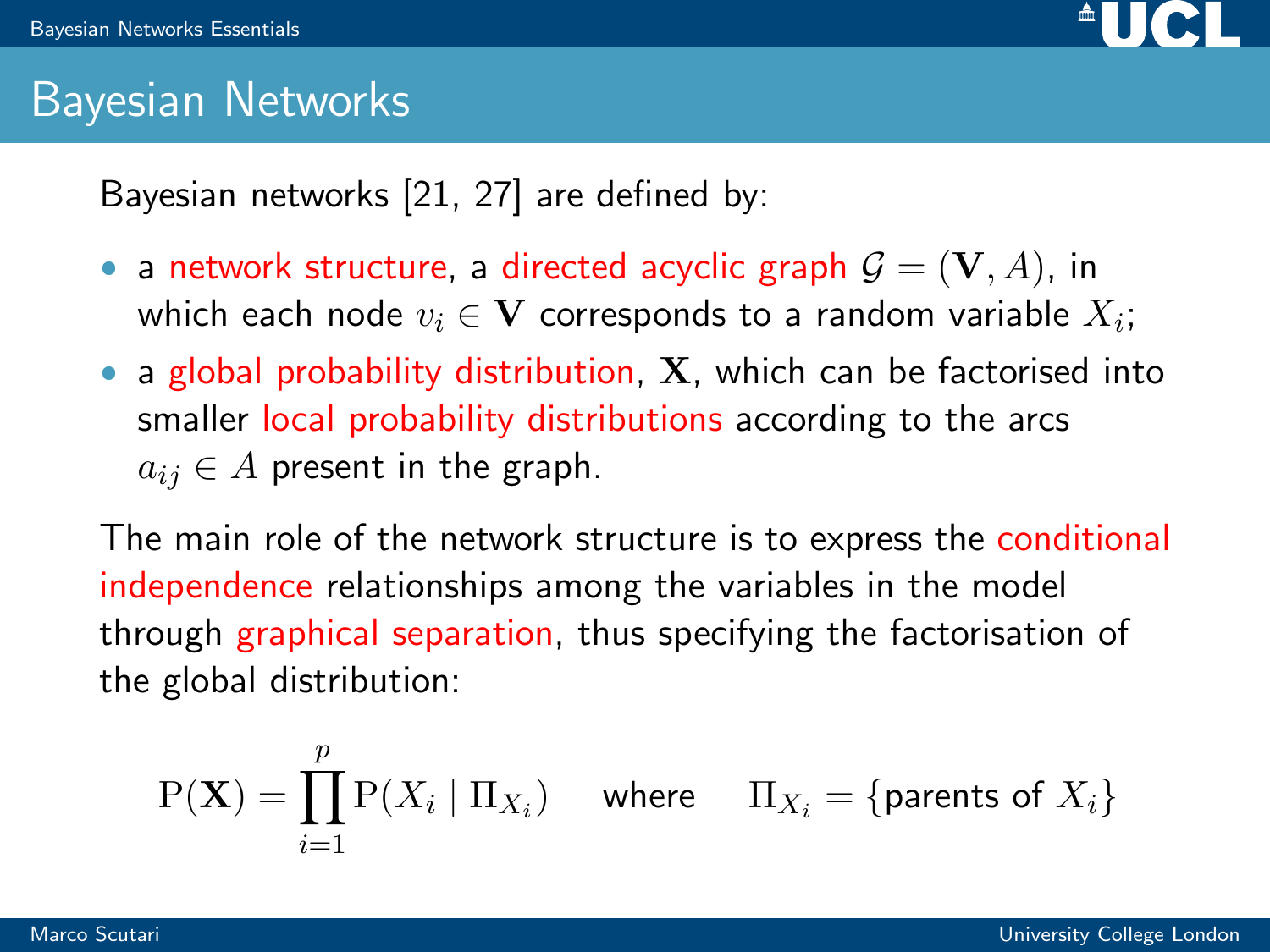# Bayesian Networks

Bayesian networks [21, 27] are defined by:

- a network structure, a directed acyclic graph $\mathcal{G} = (\mathbf{V}, A)$, in which each node $v_i \in \mathbf{V}$ corresponds to a random variable $X_i$;
- a global probability distribution, $\mathbf{X}$, which can be factorised into smaller local probability distributions according to the arcs $a_{ij} \in A$ present in the graph.

The main role of the network structure is to express the conditional independence relationships among the variables in the model through graphical separation, thus specifying the factorisation of the global distribution:

$$\mathrm{P}(\mathbf{X}) = \prod_{i=1}^{p} \mathrm{P}(X_i \mid \Pi_{X_i}) \quad \text{where} \quad \Pi_{X_i} = \{\text{parents of } X_i\}$$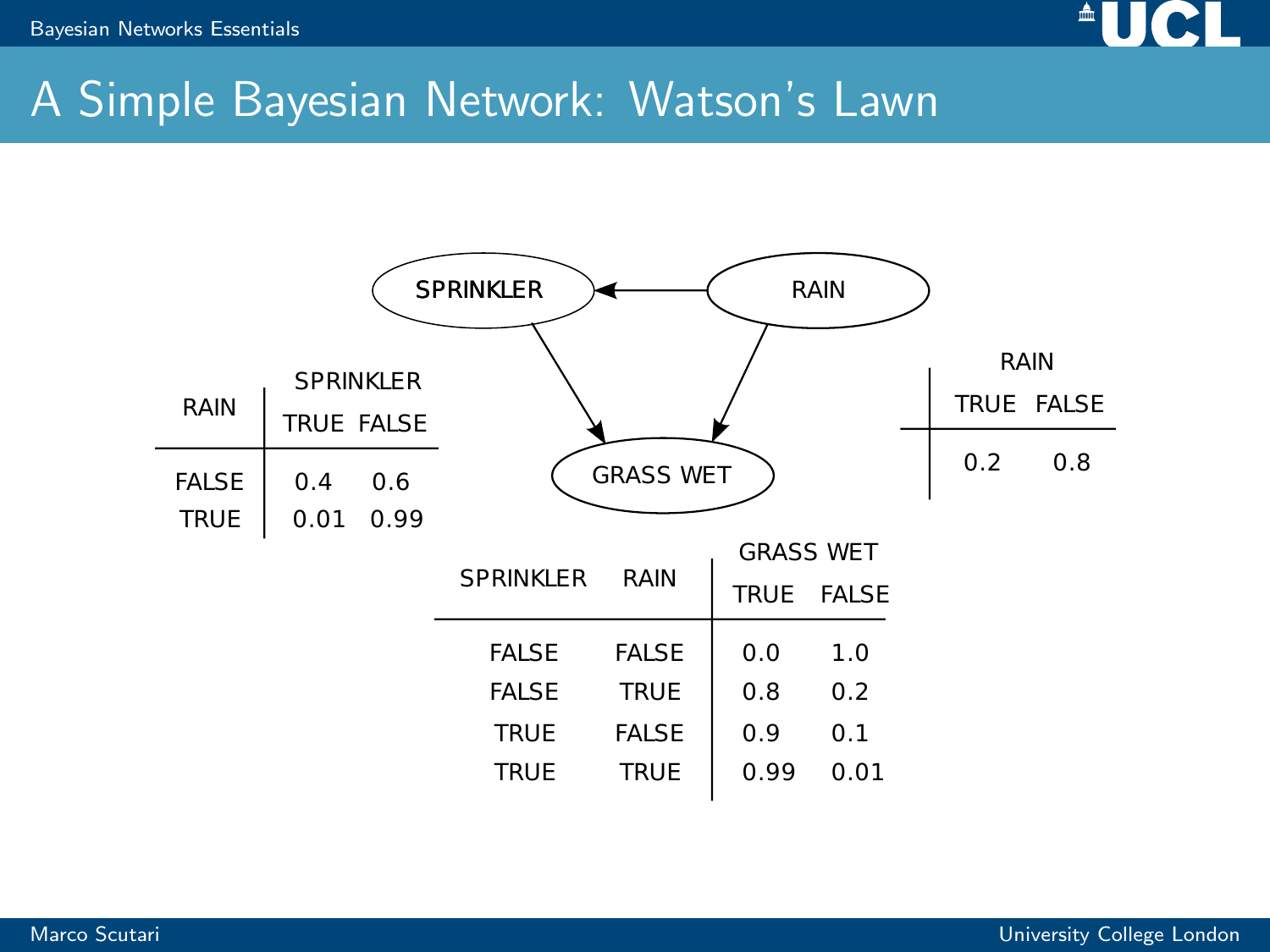# A Simple Bayesian Network: Watson's Lawn

SPRINKLER ← RAIN; SPRINKLER → GRASS WET; RAIN → GRASS WET

| RAIN | SPRINKLER TRUE | SPRINKLER FALSE |
|---|---|---|
| FALSE | 0.4 | 0.6 |
| TRUE | 0.01 | 0.99 |

| RAIN TRUE | RAIN FALSE |
|---|---|
| 0.2 | 0.8 |

| SPRINKLER | RAIN | GRASS WET TRUE | GRASS WET FALSE |
|---|---|---|---|
| FALSE | FALSE | 0.0 | 1.0 |
| FALSE | TRUE | 0.8 | 0.2 |
| TRUE | FALSE | 0.9 | 0.1 |
| TRUE | TRUE | 0.99 | 0.01 |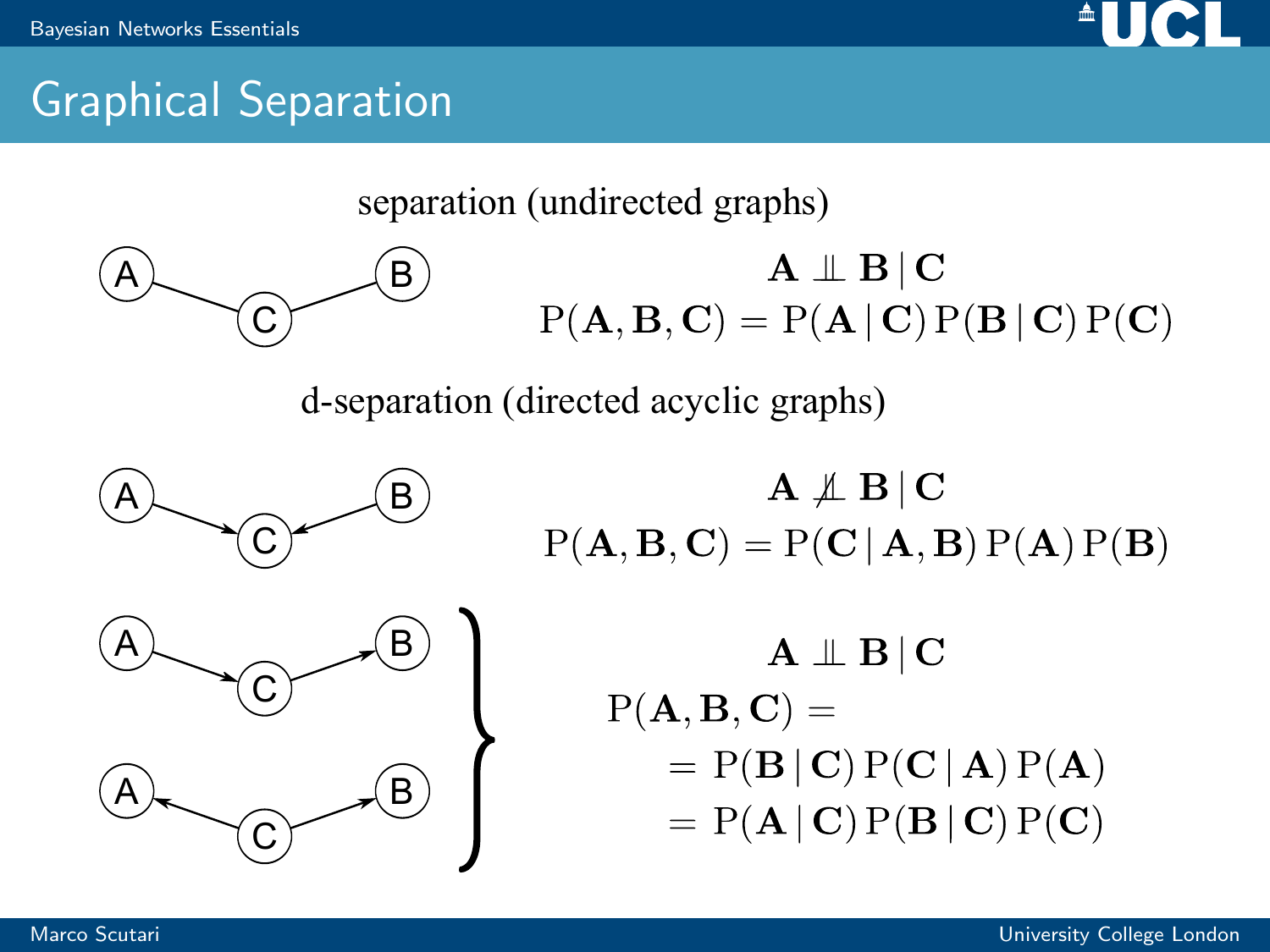# Graphical Separation

separation (undirected graphs)

$$\mathbf{A} \perp\!\!\!\perp \mathbf{B} \mid \mathbf{C}$$

$$\mathrm{P}(\mathbf{A}, \mathbf{B}, \mathbf{C}) = \mathrm{P}(\mathbf{A} \mid \mathbf{C})\,\mathrm{P}(\mathbf{B} \mid \mathbf{C})\,\mathrm{P}(\mathbf{C})$$

d-separation (directed acyclic graphs)

$$\mathbf{A} \not\perp\!\!\!\perp \mathbf{B} \mid \mathbf{C}$$

$$\mathrm{P}(\mathbf{A}, \mathbf{B}, \mathbf{C}) = \mathrm{P}(\mathbf{C} \mid \mathbf{A}, \mathbf{B})\,\mathrm{P}(\mathbf{A})\,\mathrm{P}(\mathbf{B})$$

$$\mathbf{A} \perp\!\!\!\perp \mathbf{B} \mid \mathbf{C}$$

$$\begin{aligned}\mathrm{P}(\mathbf{A}, \mathbf{B}, \mathbf{C}) &= \\ &= \mathrm{P}(\mathbf{B} \mid \mathbf{C})\,\mathrm{P}(\mathbf{C} \mid \mathbf{A})\,\mathrm{P}(\mathbf{A}) \\ &= \mathrm{P}(\mathbf{A} \mid \mathbf{C})\,\mathrm{P}(\mathbf{B} \mid \mathbf{C})\,\mathrm{P}(\mathbf{C})\end{aligned}$$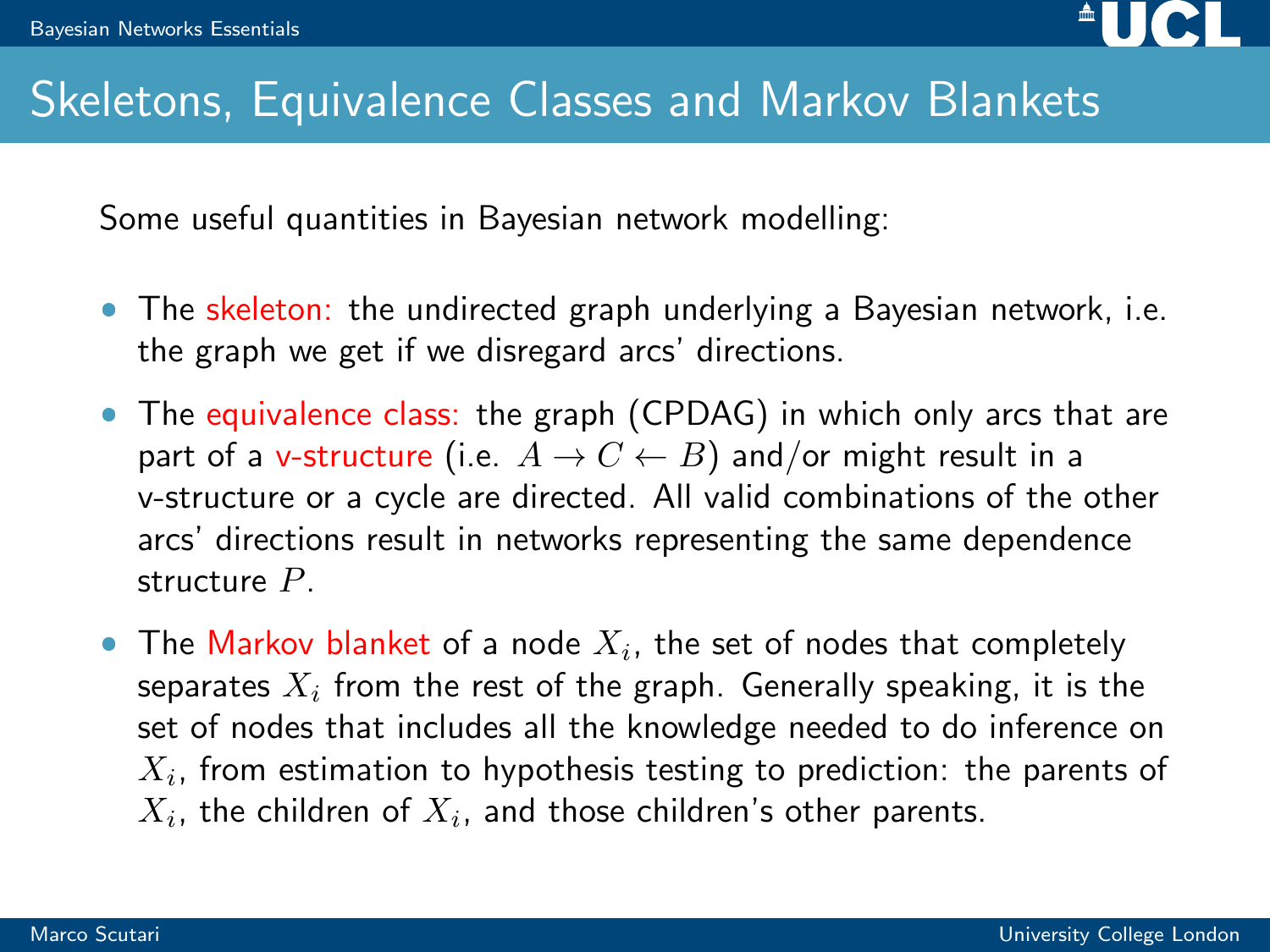# Skeletons, Equivalence Classes and Markov Blankets

Some useful quantities in Bayesian network modelling:

- The skeleton: the undirected graph underlying a Bayesian network, i.e. the graph we get if we disregard arcs' directions.
- The equivalence class: the graph (CPDAG) in which only arcs that are part of a v-structure (i.e. $A \rightarrow C \leftarrow B$) and/or might result in a v-structure or a cycle are directed. All valid combinations of the other arcs' directions result in networks representing the same dependence structure $P$.
- The Markov blanket of a node $X_i$, the set of nodes that completely separates $X_i$ from the rest of the graph. Generally speaking, it is the set of nodes that includes all the knowledge needed to do inference on $X_i$, from estimation to hypothesis testing to prediction: the parents of $X_i$, the children of $X_i$, and those children's other parents.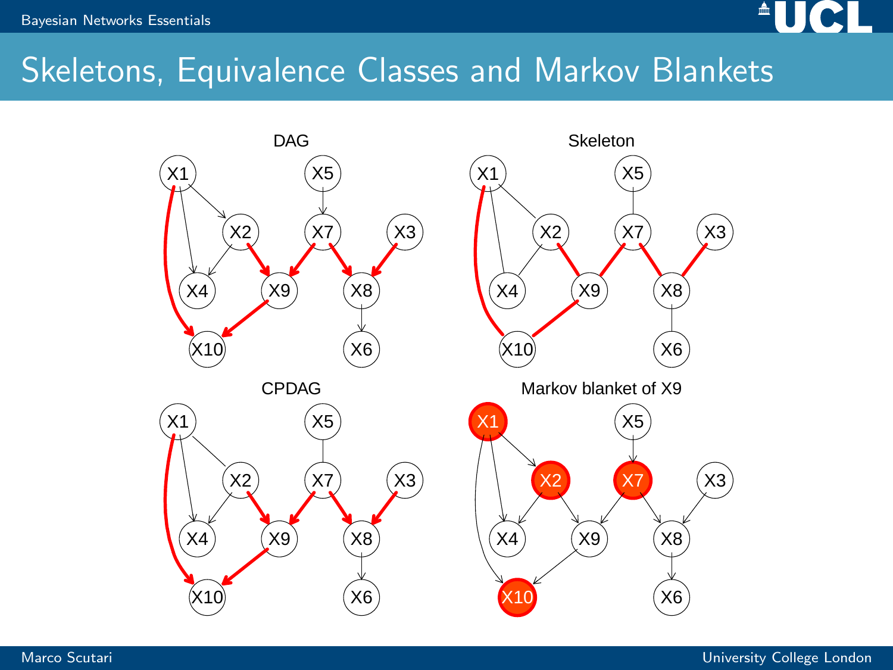# Skeletons, Equivalence Classes and Markov Blankets

DAG

Skeleton

CPDAG

Markov blanket of X9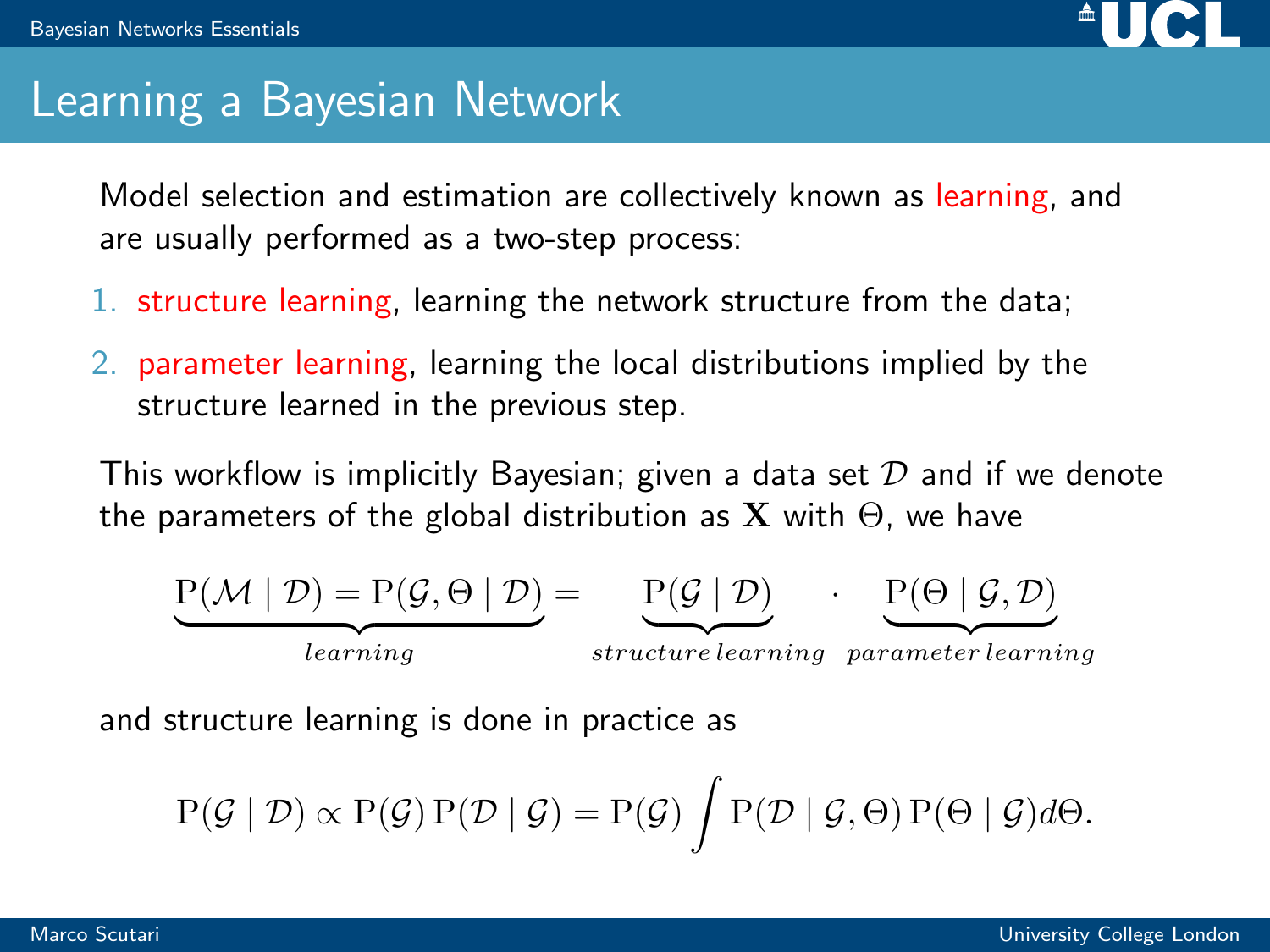# Learning a Bayesian Network

Model selection and estimation are collectively known as learning, and are usually performed as a two-step process:

1. structure learning, learning the network structure from the data;
2. parameter learning, learning the local distributions implied by the structure learned in the previous step.

This workflow is implicitly Bayesian; given a data set $\mathcal{D}$ and if we denote the parameters of the global distribution as $\mathbf{X}$ with $\Theta$, we have

$$\underbrace{\mathrm{P}(\mathcal{M} \mid \mathcal{D}) = \mathrm{P}(\mathcal{G}, \Theta \mid \mathcal{D})}_{learning} = \underbrace{\mathrm{P}(\mathcal{G} \mid \mathcal{D})}_{structure\,learning} \cdot \underbrace{\mathrm{P}(\Theta \mid \mathcal{G}, \mathcal{D})}_{parameter\,learning}$$

and structure learning is done in practice as

$$\mathrm{P}(\mathcal{G} \mid \mathcal{D}) \propto \mathrm{P}(\mathcal{G})\,\mathrm{P}(\mathcal{D} \mid \mathcal{G}) = \mathrm{P}(\mathcal{G}) \int \mathrm{P}(\mathcal{D} \mid \mathcal{G}, \Theta)\,\mathrm{P}(\Theta \mid \mathcal{G}) d\Theta.$$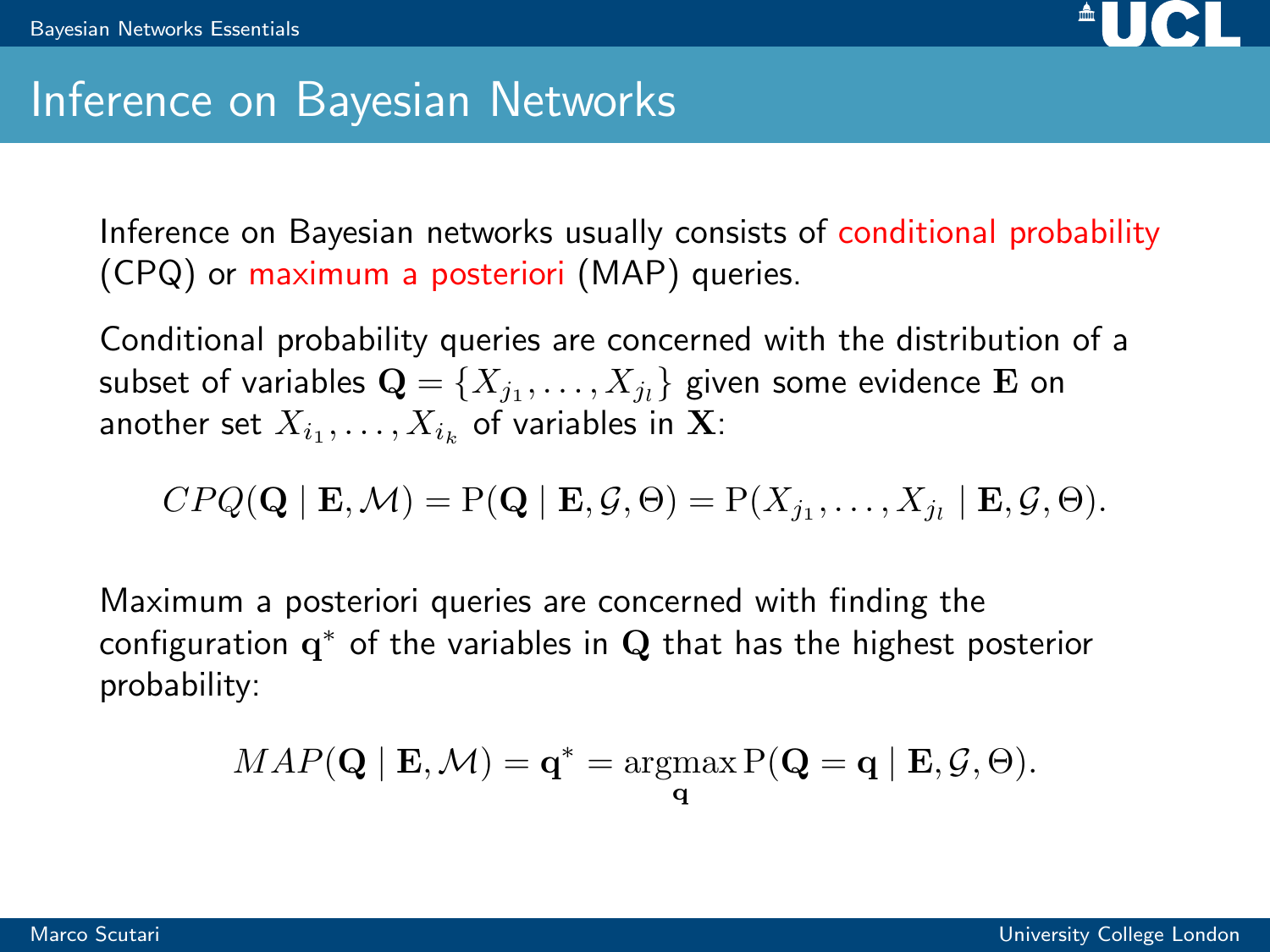# Inference on Bayesian Networks

Inference on Bayesian networks usually consists of conditional probability (CPQ) or maximum a posteriori (MAP) queries.

Conditional probability queries are concerned with the distribution of a subset of variables $\mathbf{Q} = \{X_{j_1}, \ldots, X_{j_l}\}$ given some evidence $\mathbf{E}$ on another set $X_{i_1}, \ldots, X_{i_k}$ of variables in $\mathbf{X}$:

$$CPQ(\mathbf{Q} \mid \mathbf{E}, \mathcal{M}) = \mathrm{P}(\mathbf{Q} \mid \mathbf{E}, \mathcal{G}, \Theta) = \mathrm{P}(X_{j_1}, \ldots, X_{j_l} \mid \mathbf{E}, \mathcal{G}, \Theta).$$

Maximum a posteriori queries are concerned with finding the configuration $\mathbf{q}^*$ of the variables in $\mathbf{Q}$ that has the highest posterior probability:

$$MAP(\mathbf{Q} \mid \mathbf{E}, \mathcal{M}) = \mathbf{q}^* = \operatorname*{argmax}_{\mathbf{q}} \mathrm{P}(\mathbf{Q} = \mathbf{q} \mid \mathbf{E}, \mathcal{G}, \Theta).$$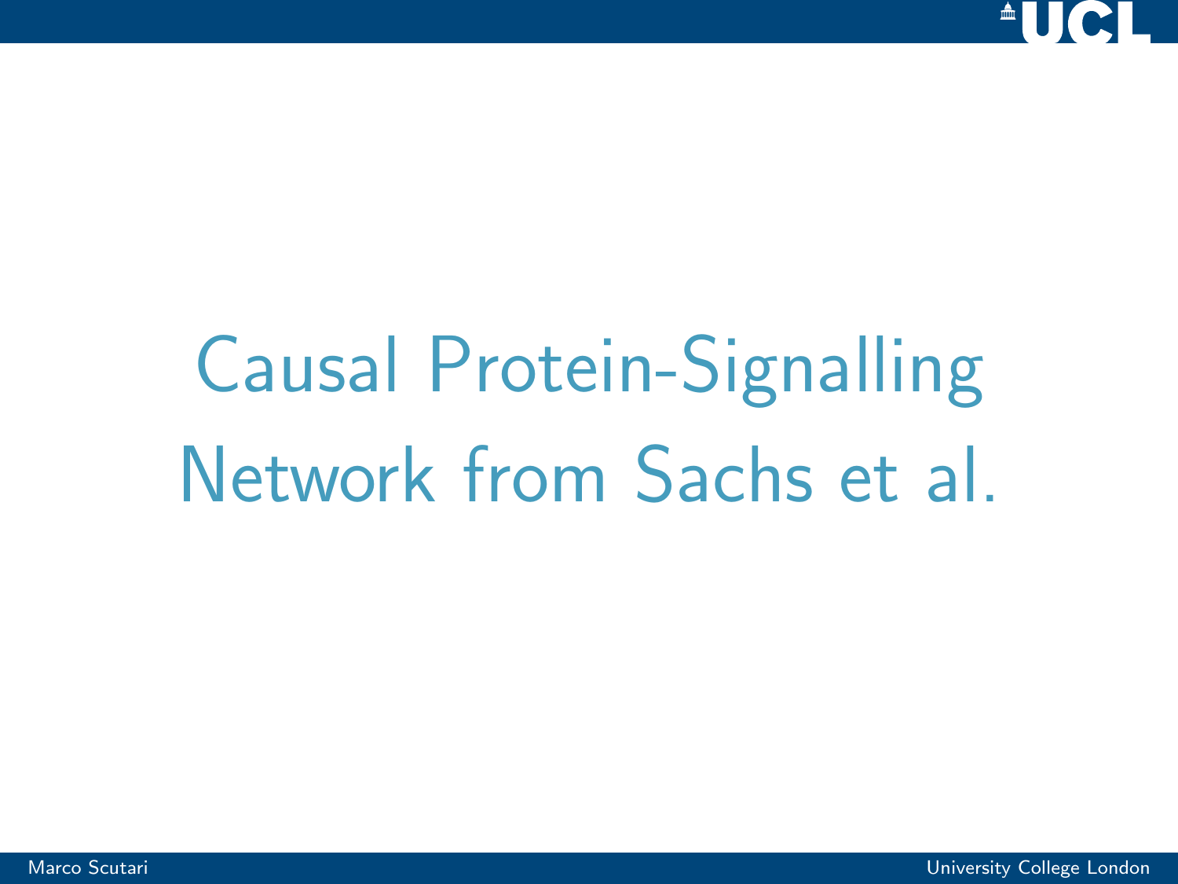# Causal Protein-Signalling Network from Sachs et al.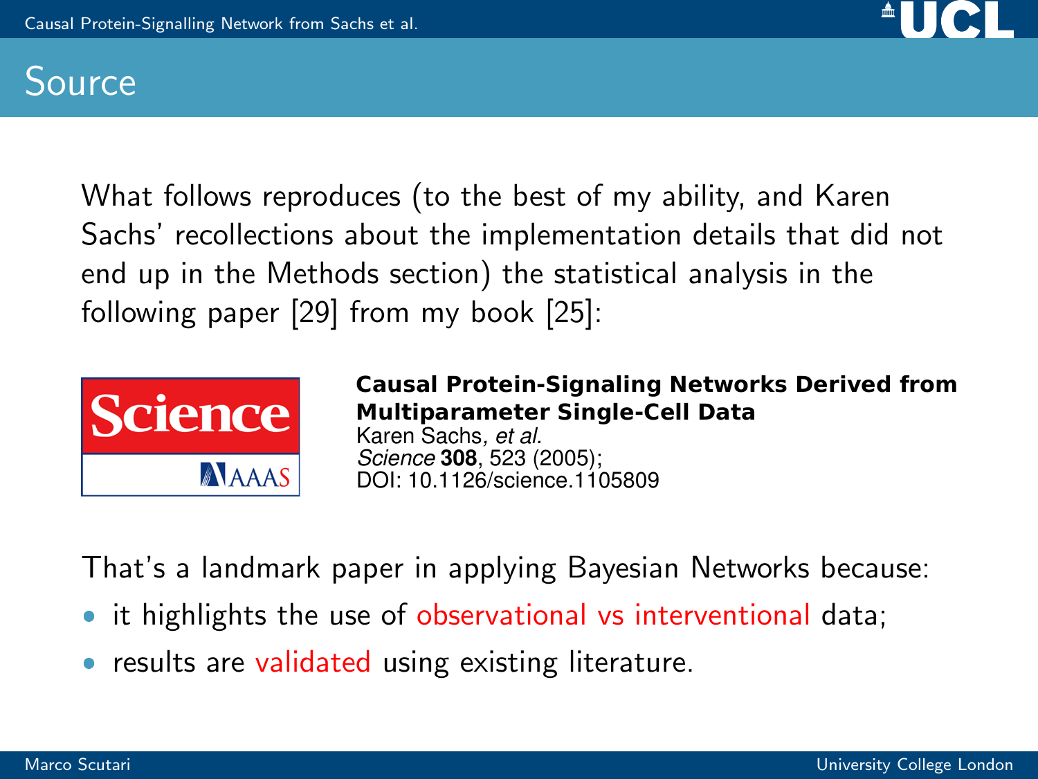# Source

What follows reproduces (to the best of my ability, and Karen Sachs' recollections about the implementation details that did not end up in the Methods section) the statistical analysis in the following paper [29] from my book [25]:

**Causal Protein-Signaling Networks Derived from Multiparameter Single-Cell Data**
Karen Sachs, *et al.*
*Science* **308**, 523 (2005);
DOI: 10.1126/science.1105809

That's a landmark paper in applying Bayesian Networks because:

- it highlights the use of observational vs interventional data;
- results are validated using existing literature.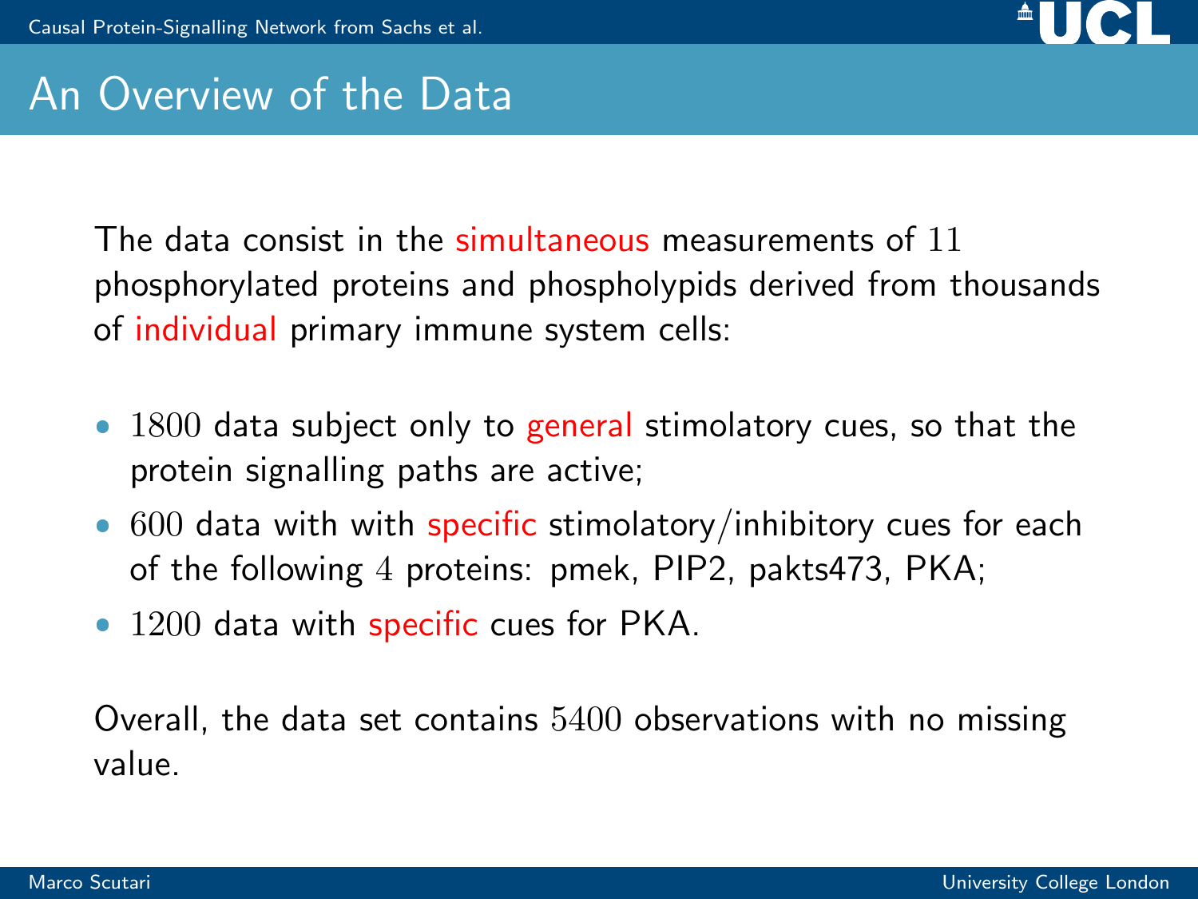# An Overview of the Data

The data consist in the simultaneous measurements of 11 phosphorylated proteins and phospholipids derived from thousands of individual primary immune system cells:

- 1800 data subject only to general stimolatory cues, so that the protein signalling paths are active;
- 600 data with with specific stimolatory/inhibitory cues for each of the following 4 proteins: pmek, PIP2, pakts473, PKA;
- 1200 data with specific cues for PKA.

Overall, the data set contains 5400 observations with no missing value.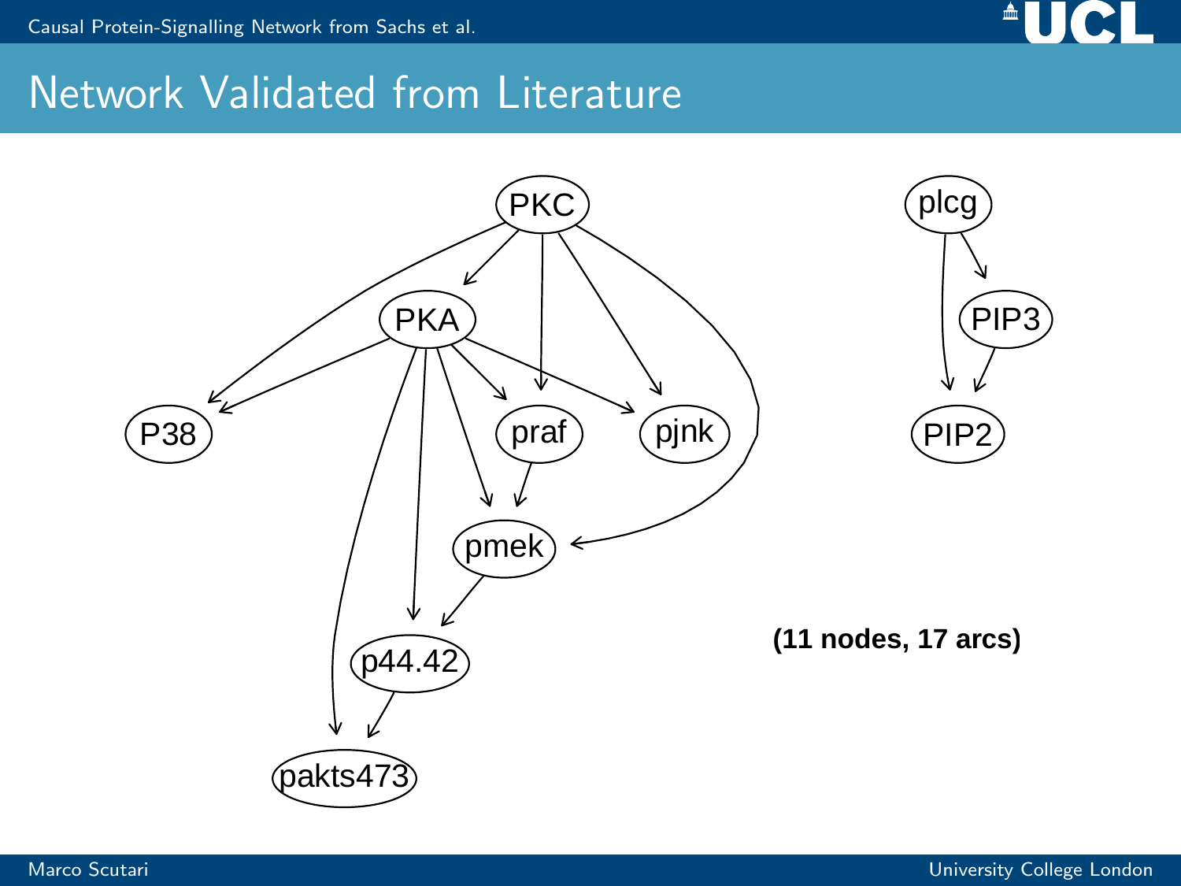# Network Validated from Literature

(11 nodes, 17 arcs)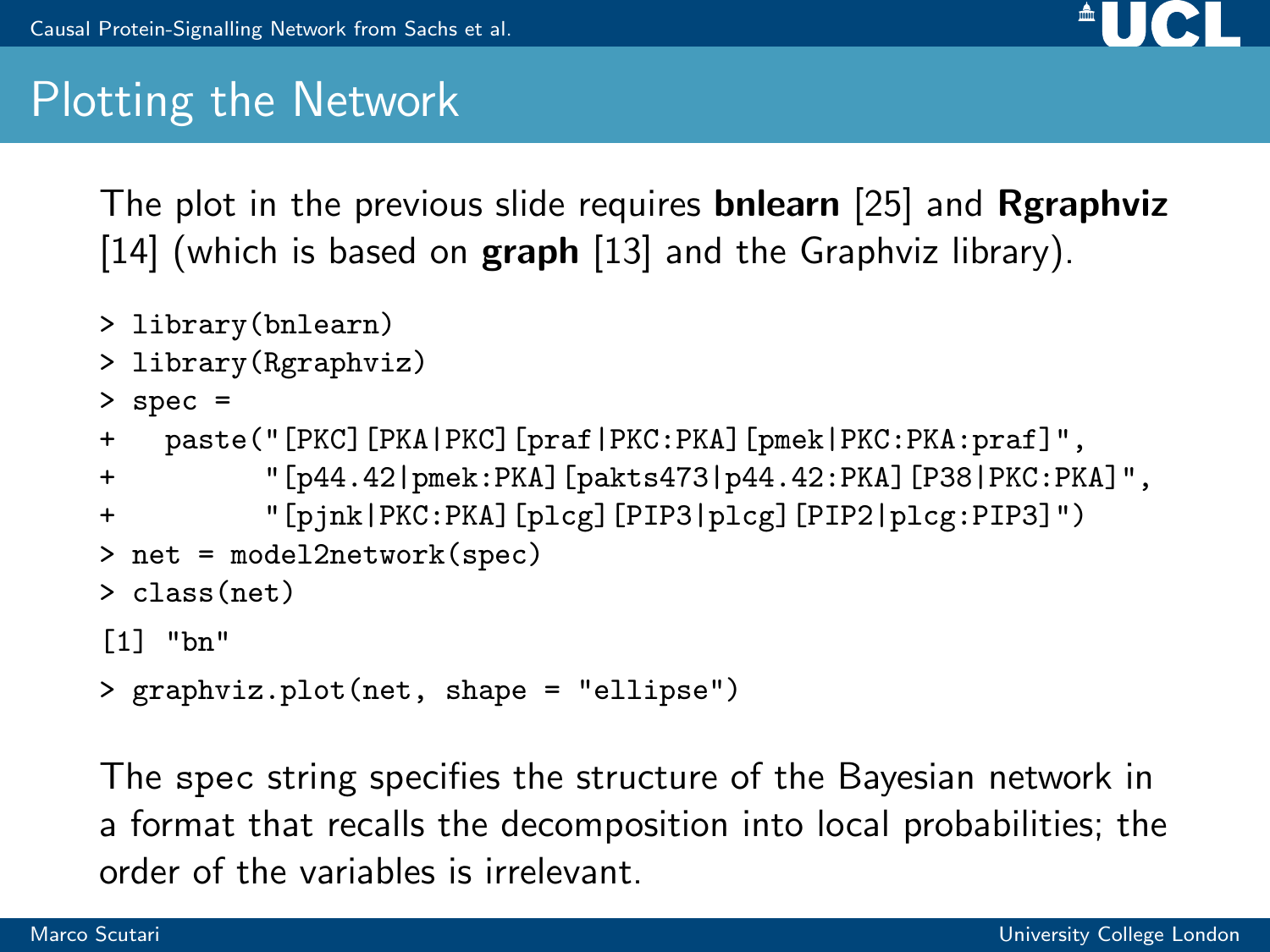# Plotting the Network

The plot in the previous slide requires **bnlearn** [25] and **Rgraphviz** [14] (which is based on **graph** [13] and the Graphviz library).

```
> library(bnlearn)
> library(Rgraphviz)
> spec =
+   paste("[PKC][PKA|PKC][praf|PKC:PKA][pmek|PKC:PKA:praf]",
+         "[p44.42|pmek:PKA][pakts473|p44.42:PKA][P38|PKC:PKA]",
+         "[pjnk|PKC:PKA][plcg][PIP3|plcg][PIP2|plcg:PIP3]")
> net = model2network(spec)
> class(net)
[1] "bn"
> graphviz.plot(net, shape = "ellipse")
```

The spec string specifies the structure of the Bayesian network in a format that recalls the decomposition into local probabilities; the order of the variables is irrelevant.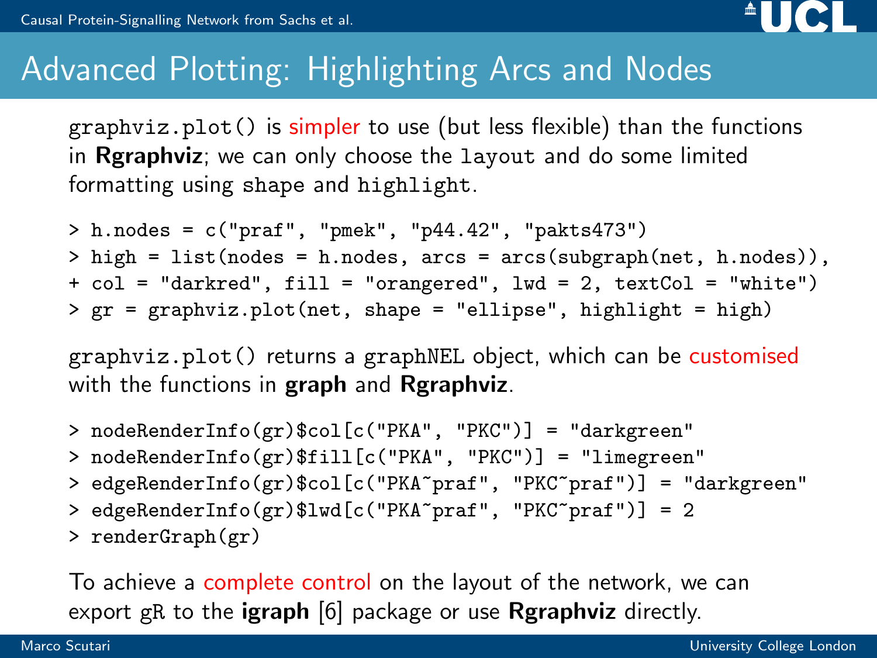# Advanced Plotting: Highlighting Arcs and Nodes

graphviz.plot() is simpler to use (but less flexible) than the functions in **Rgraphviz**; we can only choose the layout and do some limited formatting using shape and highlight.

```
> h.nodes = c("praf", "pmek", "p44.42", "pakts473")
> high = list(nodes = h.nodes, arcs = arcs(subgraph(net, h.nodes)),
+ col = "darkred", fill = "orangered", lwd = 2, textCol = "white")
> gr = graphviz.plot(net, shape = "ellipse", highlight = high)
```

graphviz.plot() returns a graphNEL object, which can be customised with the functions in **graph** and **Rgraphviz**.

```
> nodeRenderInfo(gr)$col[c("PKA", "PKC")] = "darkgreen"
> nodeRenderInfo(gr)$fill[c("PKA", "PKC")] = "limegreen"
> edgeRenderInfo(gr)$col[c("PKA~praf", "PKC~praf")] = "darkgreen"
> edgeRenderInfo(gr)$lwd[c("PKA~praf", "PKC~praf")] = 2
> renderGraph(gr)
```

To achieve a complete control on the layout of the network, we can export gR to the **igraph** [6] package or use **Rgraphviz** directly.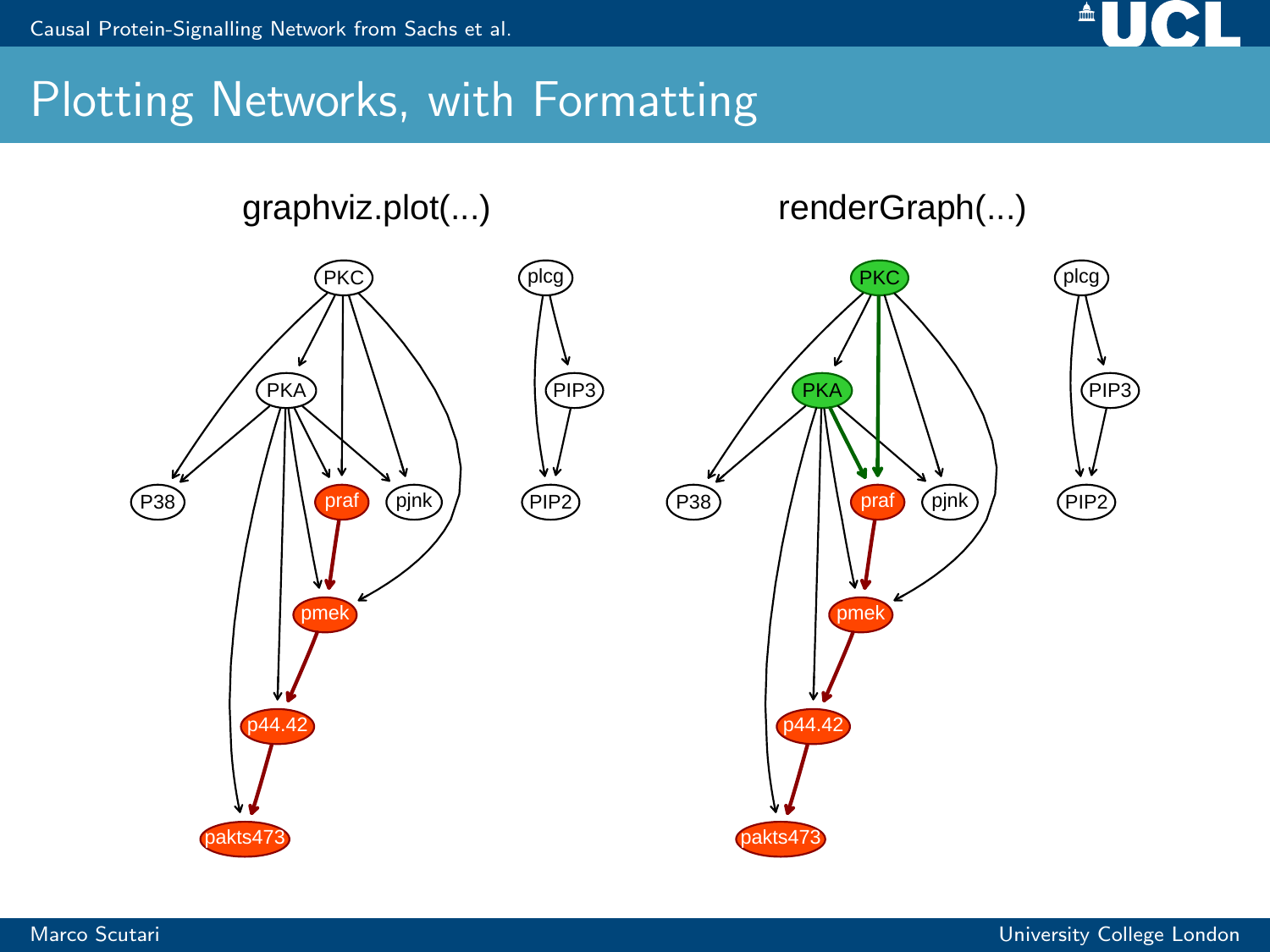# Plotting Networks, with Formatting

graphviz.plot(...)

renderGraph(...)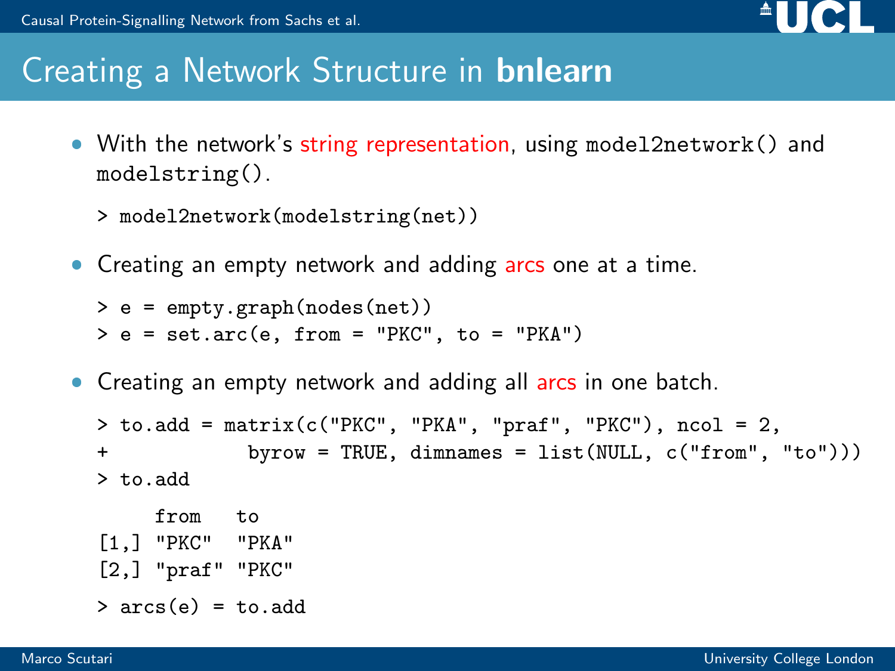# Creating a Network Structure in **bnlearn**

- With the network's string representation, using `model2network()` and `modelstring()`.

```
> model2network(modelstring(net))
```

- Creating an empty network and adding arcs one at a time.

```
> e = empty.graph(nodes(net))
> e = set.arc(e, from = "PKC", to = "PKA")
```

- Creating an empty network and adding all arcs in one batch.

```
> to.add = matrix(c("PKC", "PKA", "praf", "PKC"), ncol = 2,
+             byrow = TRUE, dimnames = list(NULL, c("from", "to")))
> to.add
     from   to
[1,] "PKC"  "PKA"
[2,] "praf" "PKC"
> arcs(e) = to.add
```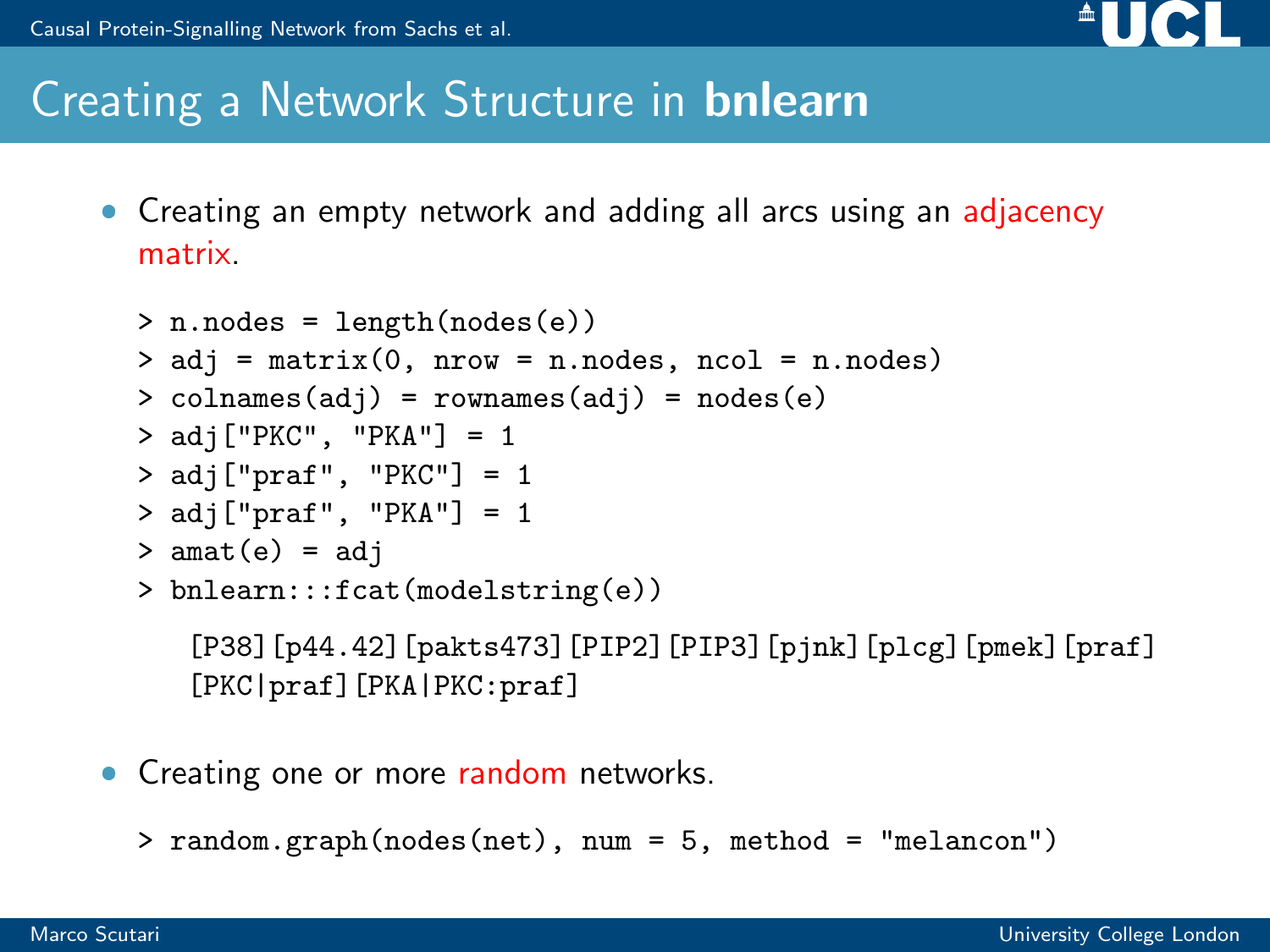# Creating a Network Structure in **bnlearn**

- Creating an empty network and adding all arcs using an adjacency matrix.

```
> n.nodes = length(nodes(e))
> adj = matrix(0, nrow = n.nodes, ncol = n.nodes)
> colnames(adj) = rownames(adj) = nodes(e)
> adj["PKC", "PKA"] = 1
> adj["praf", "PKC"] = 1
> adj["praf", "PKA"] = 1
> amat(e) = adj
> bnlearn:::fcat(modelstring(e))
```

```
[P38][p44.42][pakts473][PIP2][PIP3][pjnk][plcg][pmek][praf]
[PKC|praf][PKA|PKC:praf]
```

- Creating one or more random networks.

```
> random.graph(nodes(net), num = 5, method = "melancon")
```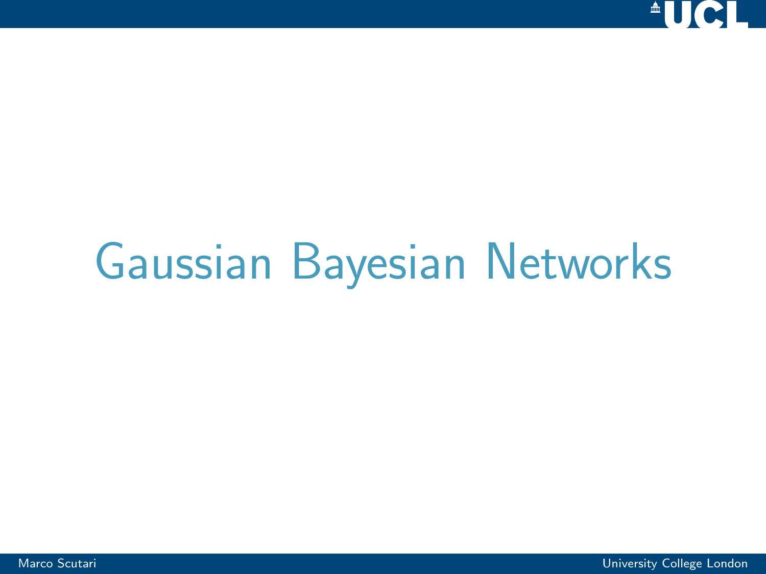# Gaussian Bayesian Networks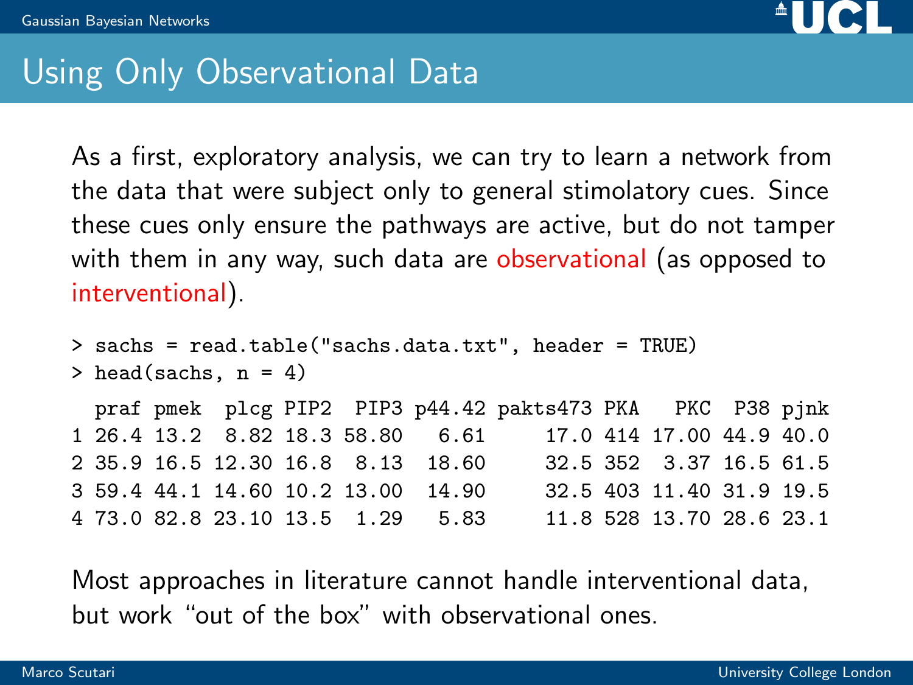# Using Only Observational Data

As a first, exploratory analysis, we can try to learn a network from the data that were subject only to general stimolatory cues. Since these cues only ensure the pathways are active, but do not tamper with them in any way, such data are observational (as opposed to interventional).

```
> sachs = read.table("sachs.data.txt", header = TRUE)
> head(sachs, n = 4)
  praf pmek  plcg PIP2  PIP3 p44.42 pakts473 PKA   PKC  P38 pjnk
1 26.4 13.2  8.82 18.3 58.80   6.61     17.0 414 17.00 44.9 40.0
2 35.9 16.5 12.30 16.8  8.13  18.60     32.5 352  3.37 16.5 61.5
3 59.4 44.1 14.60 10.2 13.00  14.90     32.5 403 11.40 31.9 19.5
4 73.0 82.8 23.10 13.5  1.29   5.83     11.8 528 13.70 28.6 23.1
```

Most approaches in literature cannot handle interventional data, but work "out of the box" with observational ones.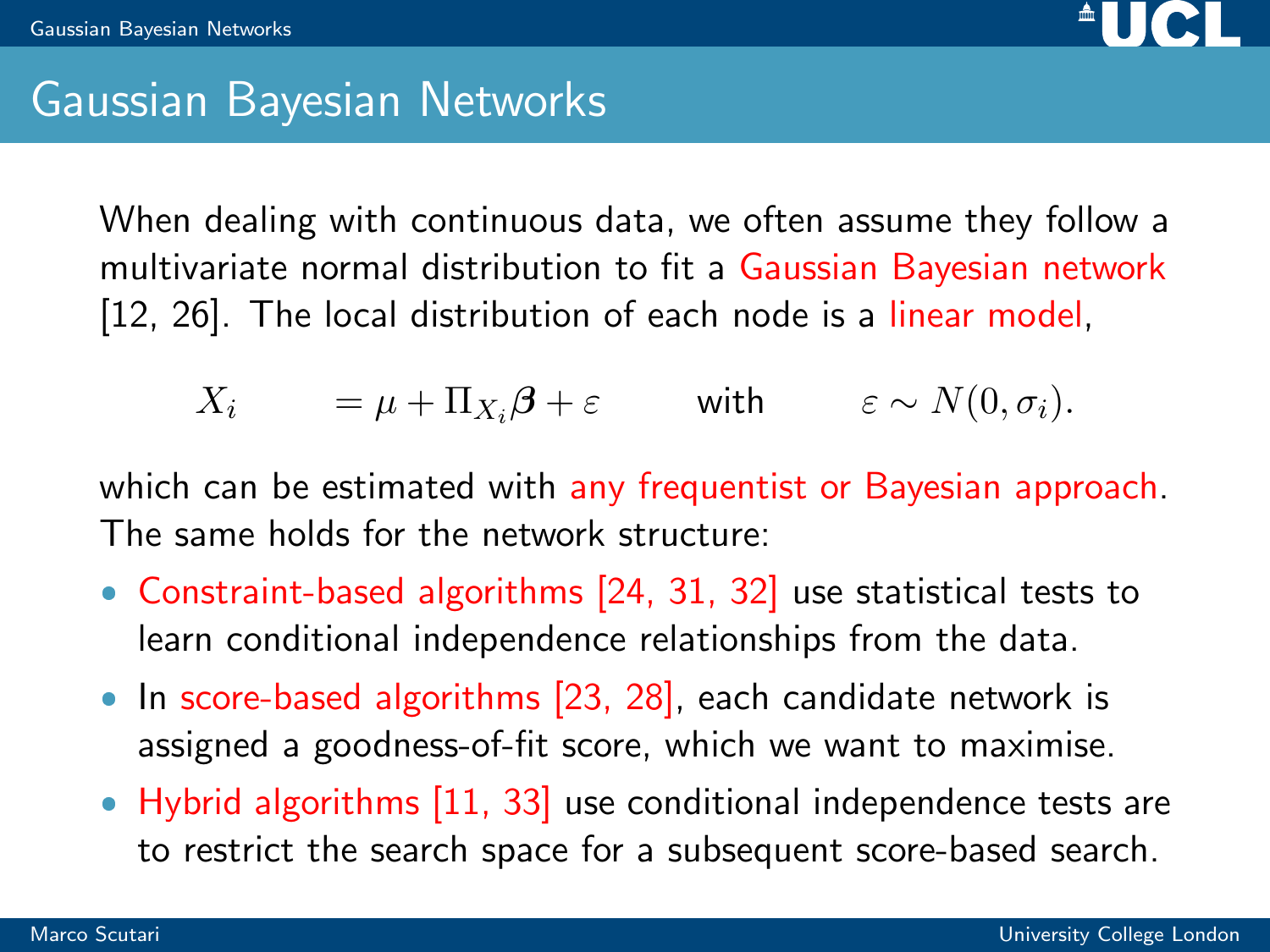# Gaussian Bayesian Networks

When dealing with continuous data, we often assume they follow a multivariate normal distribution to fit a Gaussian Bayesian network [12, 26]. The local distribution of each node is a linear model,

$$X_i = \mu + \Pi_{X_i}\boldsymbol{\beta} + \varepsilon \qquad \text{with} \qquad \varepsilon \sim N(0, \sigma_i).$$

which can be estimated with any frequentist or Bayesian approach. The same holds for the network structure:

- Constraint-based algorithms [24, 31, 32] use statistical tests to learn conditional independence relationships from the data.
- In score-based algorithms [23, 28], each candidate network is assigned a goodness-of-fit score, which we want to maximise.
- Hybrid algorithms [11, 33] use conditional independence tests are to restrict the search space for a subsequent score-based search.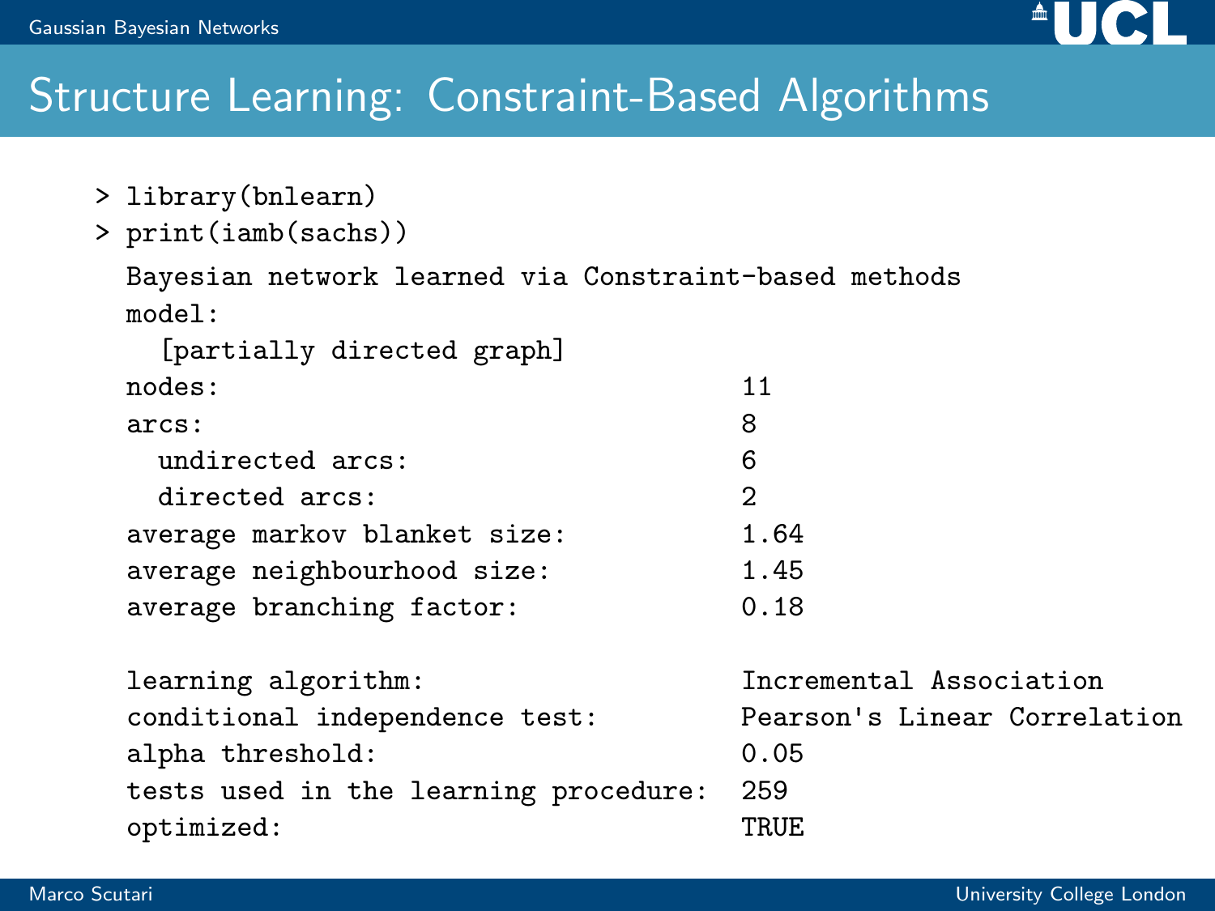# Structure Learning: Constraint-Based Algorithms

```
> library(bnlearn)
> print(iamb(sachs))
  Bayesian network learned via Constraint-based methods
  model:
    [partially directed graph]
  nodes:                                 11
  arcs:                                  8
    undirected arcs:                     6
    directed arcs:                       2
  average markov blanket size:           1.64
  average neighbourhood size:            1.45
  average branching factor:              0.18

  learning algorithm:                    Incremental Association
  conditional independence test:         Pearson's Linear Correlation
  alpha threshold:                       0.05
  tests used in the learning procedure:  259
  optimized:                             TRUE
```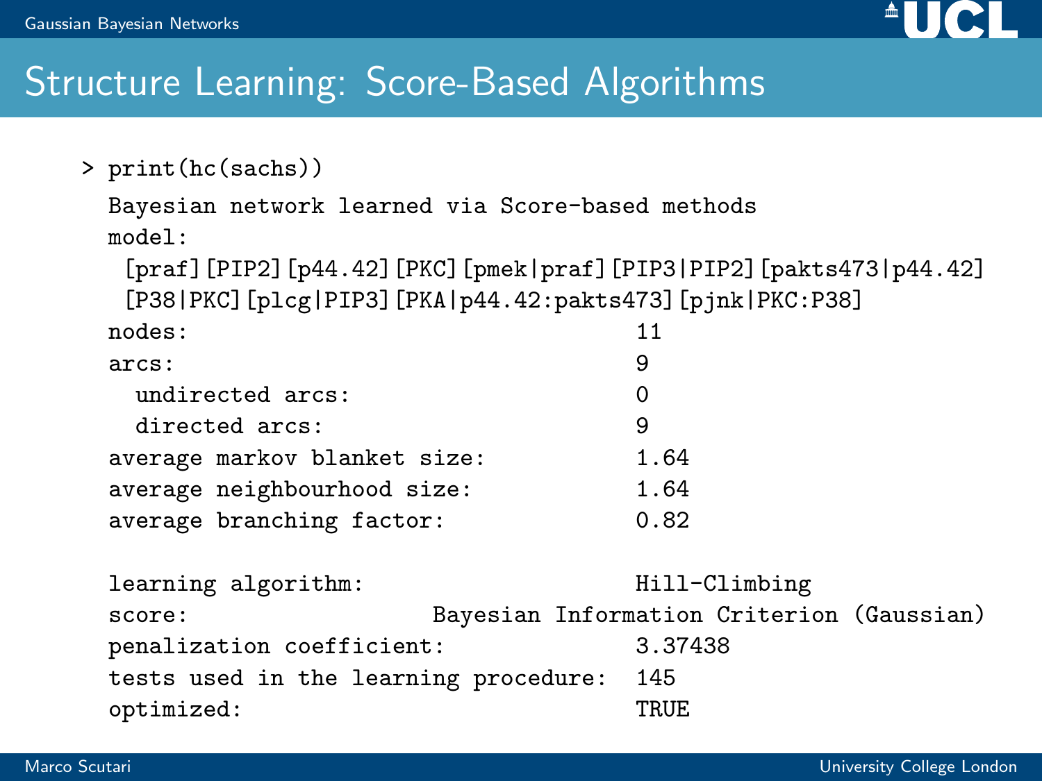## Structure Learning: Score-Based Algorithms

```
> print(hc(sachs))
  Bayesian network learned via Score-based methods
  model:
   [praf][PIP2][p44.42][PKC][pmek|praf][PIP3|PIP2][pakts473|p44.42]
   [P38|PKC][plcg|PIP3][PKA|p44.42:pakts473][pjnk|PKC:P38]
  nodes:                                 11
  arcs:                                  9
    undirected arcs:                     0
    directed arcs:                       9
  average markov blanket size:           1.64
  average neighbourhood size:            1.64
  average branching factor:              0.82

  learning algorithm:                    Hill-Climbing
  score:                   Bayesian Information Criterion (Gaussian)
  penalization coefficient:              3.37438
  tests used in the learning procedure:  145
  optimized:                             TRUE
```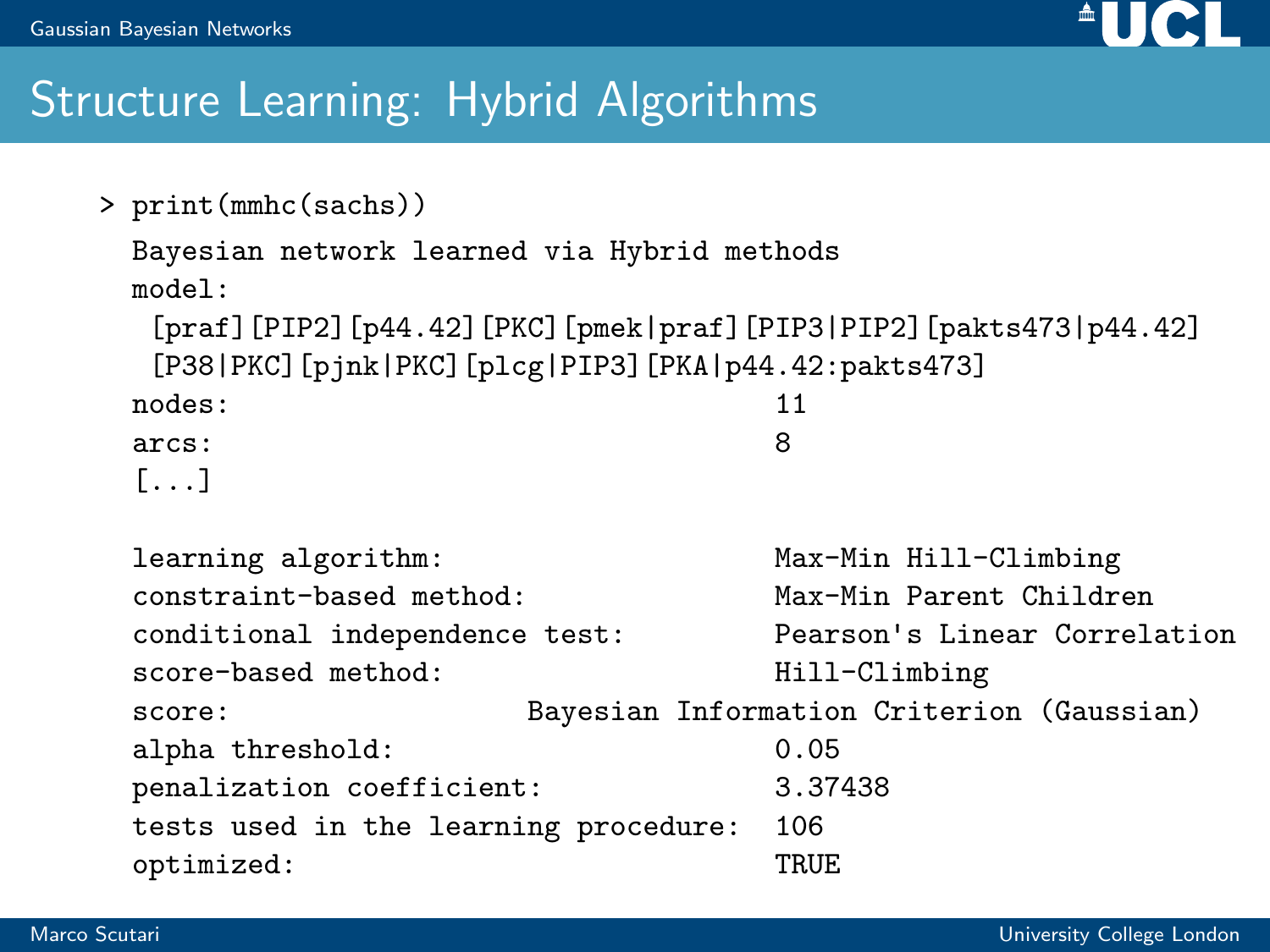## Structure Learning: Hybrid Algorithms

```
> print(mmhc(sachs))
  Bayesian network learned via Hybrid methods
  model:
   [praf][PIP2][p44.42][PKC][pmek|praf][PIP3|PIP2][pakts473|p44.42]
   [P38|PKC][pjnk|PKC][plcg|PIP3][PKA|p44.42:pakts473]
  nodes:                                    11
  arcs:                                     8
  [...]

  learning algorithm:                       Max-Min Hill-Climbing
  constraint-based method:                  Max-Min Parent Children
  conditional independence test:            Pearson's Linear Correlation
  score-based method:                       Hill-Climbing
  score:                   Bayesian Information Criterion (Gaussian)
  alpha threshold:                          0.05
  penalization coefficient:                 3.37438
  tests used in the learning procedure:     106
  optimized:                                TRUE
```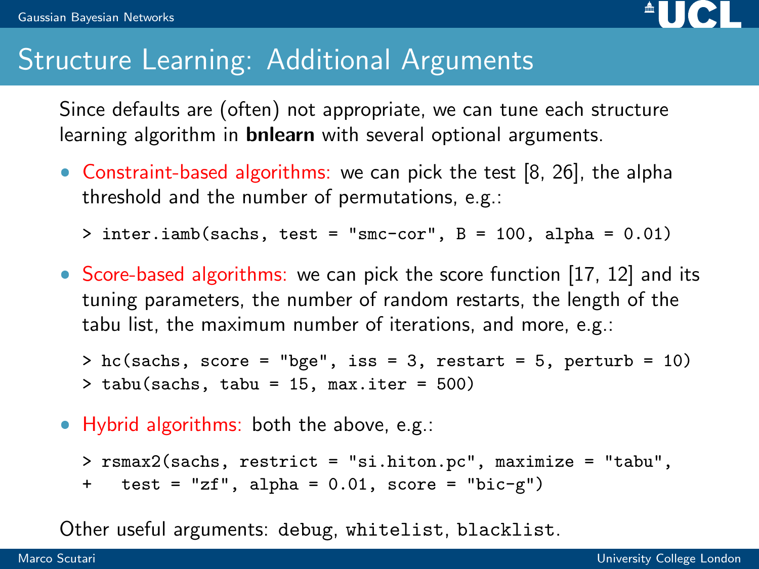# Structure Learning: Additional Arguments

Since defaults are (often) not appropriate, we can tune each structure learning algorithm in **bnlearn** with several optional arguments.

- Constraint-based algorithms: we can pick the test [8, 26], the alpha threshold and the number of permutations, e.g.:

```
> inter.iamb(sachs, test = "smc-cor", B = 100, alpha = 0.01)
```

- Score-based algorithms: we can pick the score function [17, 12] and its tuning parameters, the number of random restarts, the length of the tabu list, the maximum number of iterations, and more, e.g.:

```
> hc(sachs, score = "bge", iss = 3, restart = 5, perturb = 10)
> tabu(sachs, tabu = 15, max.iter = 500)
```

- Hybrid algorithms: both the above, e.g.:

```
> rsmax2(sachs, restrict = "si.hiton.pc", maximize = "tabu",
+   test = "zf", alpha = 0.01, score = "bic-g")
```

Other useful arguments: `debug`, `whitelist`, `blacklist`.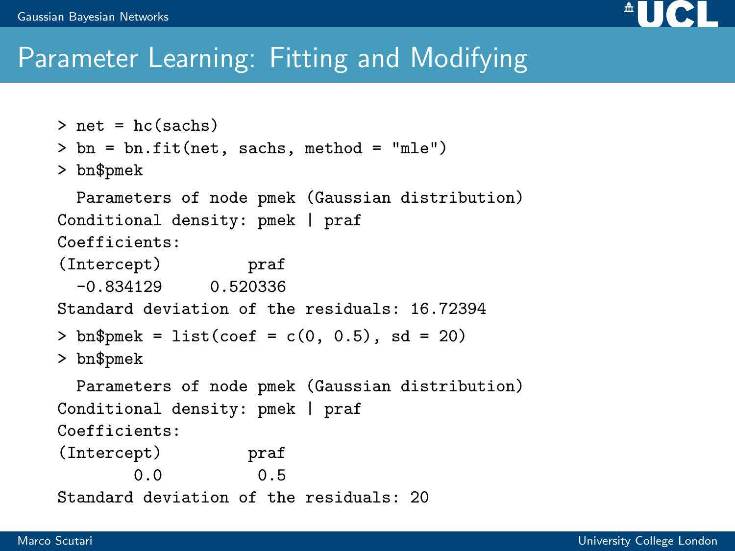# Parameter Learning: Fitting and Modifying

```
> net = hc(sachs)
> bn = bn.fit(net, sachs, method = "mle")
> bn$pmek

  Parameters of node pmek (Gaussian distribution)
Conditional density: pmek | praf
Coefficients:
(Intercept)         praf
  -0.834129     0.520336
Standard deviation of the residuals: 16.72394

> bn$pmek = list(coef = c(0, 0.5), sd = 20)
> bn$pmek

  Parameters of node pmek (Gaussian distribution)
Conditional density: pmek | praf
Coefficients:
(Intercept)         praf
        0.0          0.5
Standard deviation of the residuals: 20
```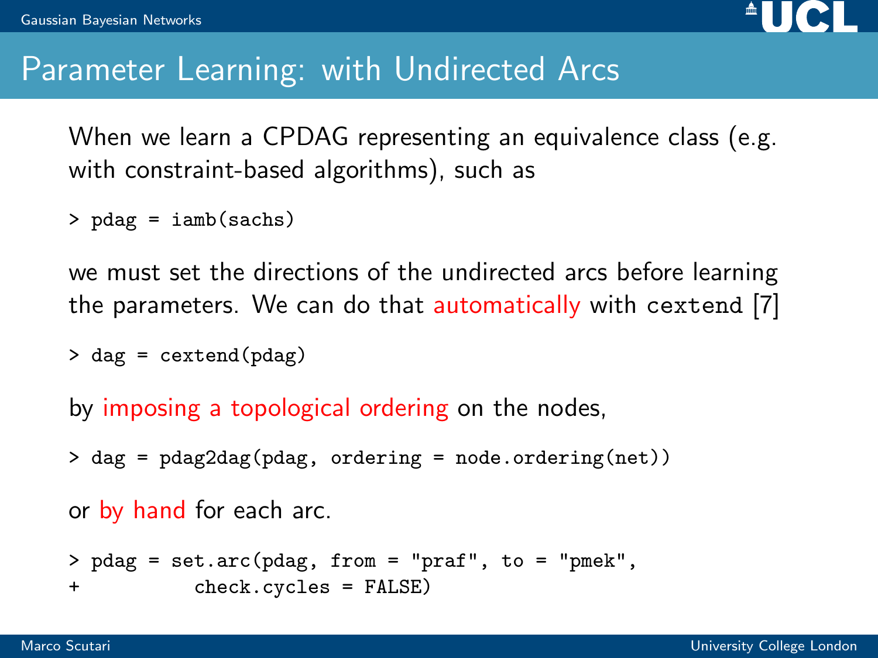# Parameter Learning: with Undirected Arcs

When we learn a CPDAG representing an equivalence class (e.g. with constraint-based algorithms), such as

```
> pdag = iamb(sachs)
```

we must set the directions of the undirected arcs before learning the parameters. We can do that automatically with `cextend` [7]

```
> dag = cextend(pdag)
```

by imposing a topological ordering on the nodes,

```
> dag = pdag2dag(pdag, ordering = node.ordering(net))
```

or by hand for each arc.

```
> pdag = set.arc(pdag, from = "praf", to = "pmek",
+          check.cycles = FALSE)
```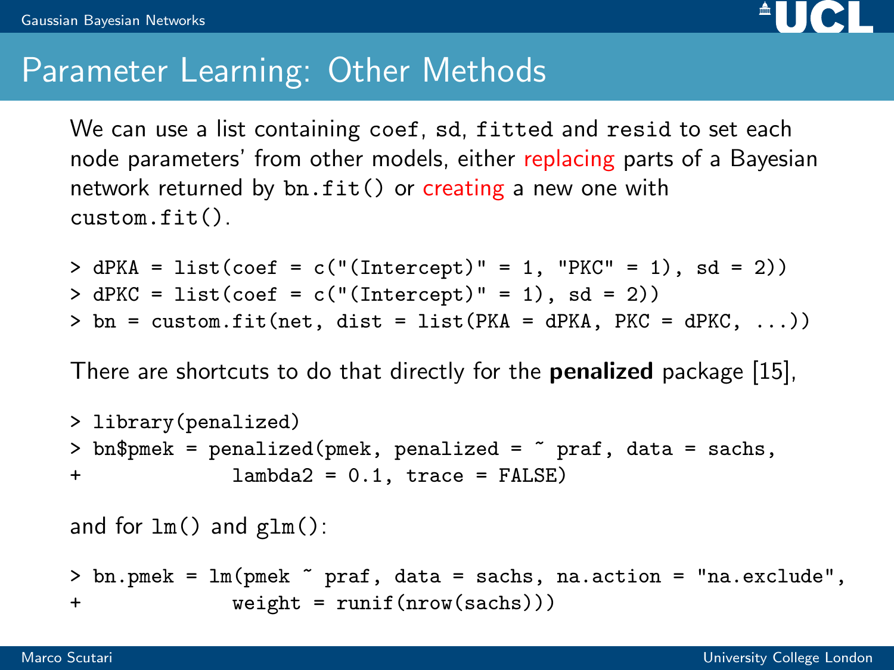# Parameter Learning: Other Methods

We can use a list containing `coef`, `sd`, `fitted` and `resid` to set each node parameters' from other models, either replacing parts of a Bayesian network returned by `bn.fit()` or creating a new one with `custom.fit()`.

```
> dPKA = list(coef = c("(Intercept)" = 1, "PKC" = 1), sd = 2))
> dPKC = list(coef = c("(Intercept)" = 1), sd = 2))
> bn = custom.fit(net, dist = list(PKA = dPKA, PKC = dPKC, ...))
```

There are shortcuts to do that directly for the **penalized** package [15],

```
> library(penalized)
> bn$pmek = penalized(pmek, penalized = ~ praf, data = sachs,
+              lambda2 = 0.1, trace = FALSE)
```

and for `lm()` and `glm()`:

```
> bn.pmek = lm(pmek ~ praf, data = sachs, na.action = "na.exclude",
+              weight = runif(nrow(sachs)))
```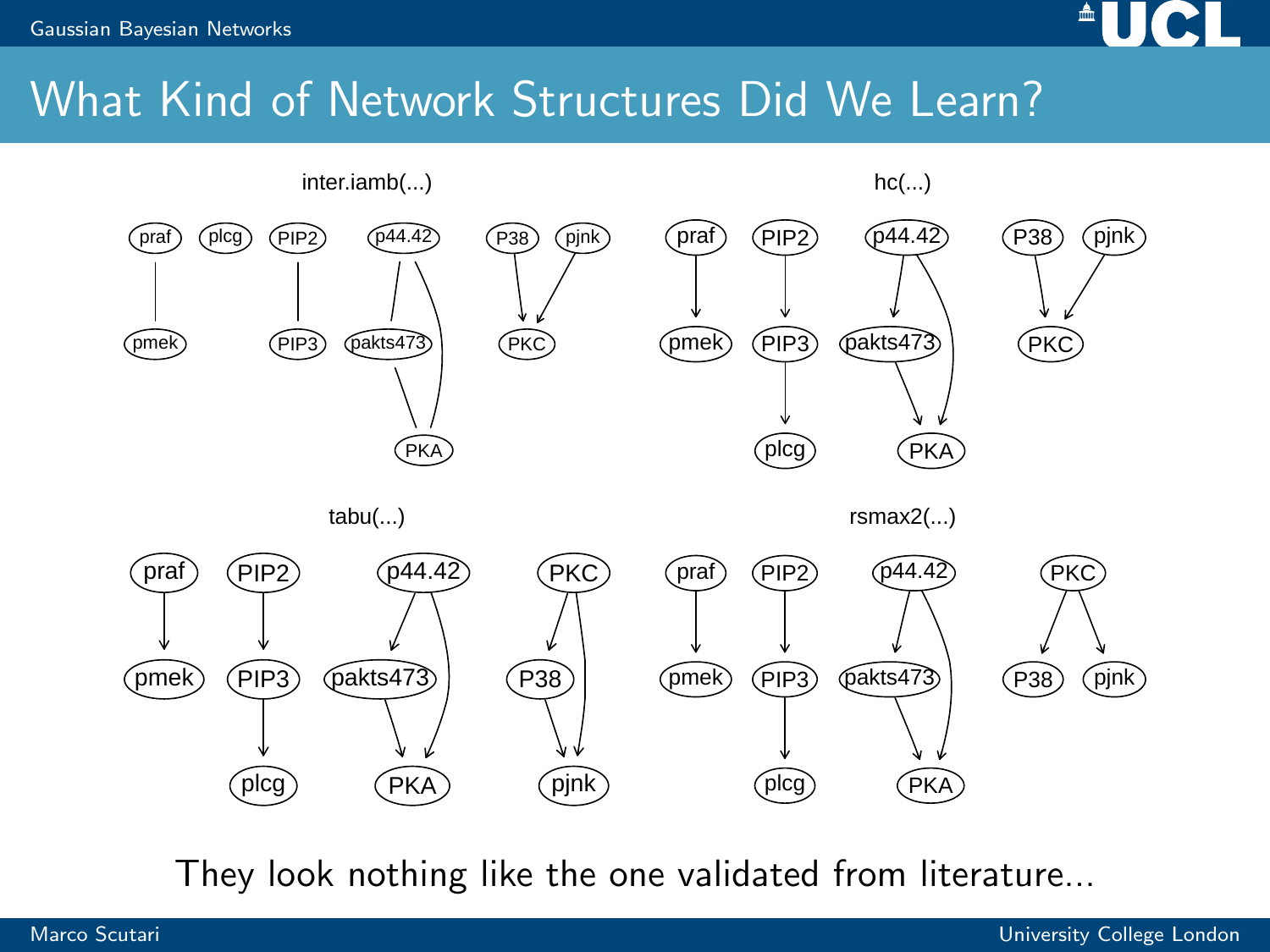# What Kind of Network Structures Did We Learn?

inter.iamb(...)

hc(...)

tabu(...)

rsmax2(...)

They look nothing like the one validated from literature...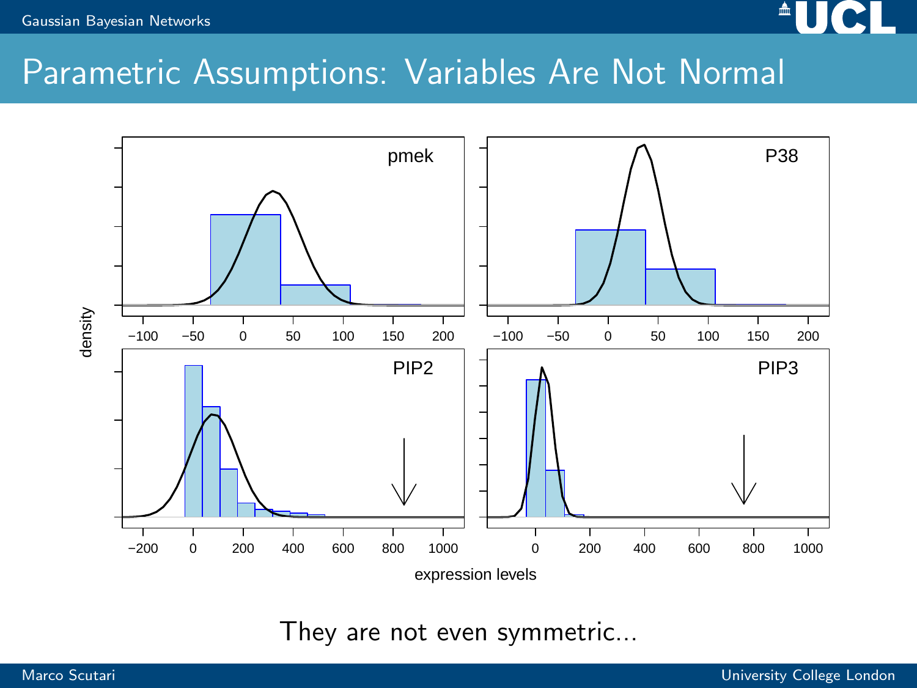# Parametric Assumptions: Variables Are Not Normal

They are not even symmetric...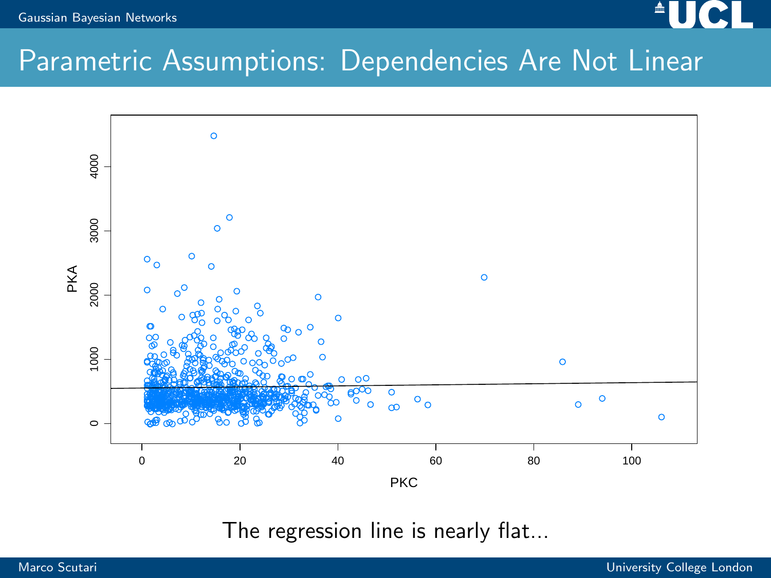# Parametric Assumptions: Dependencies Are Not Linear

The regression line is nearly flat...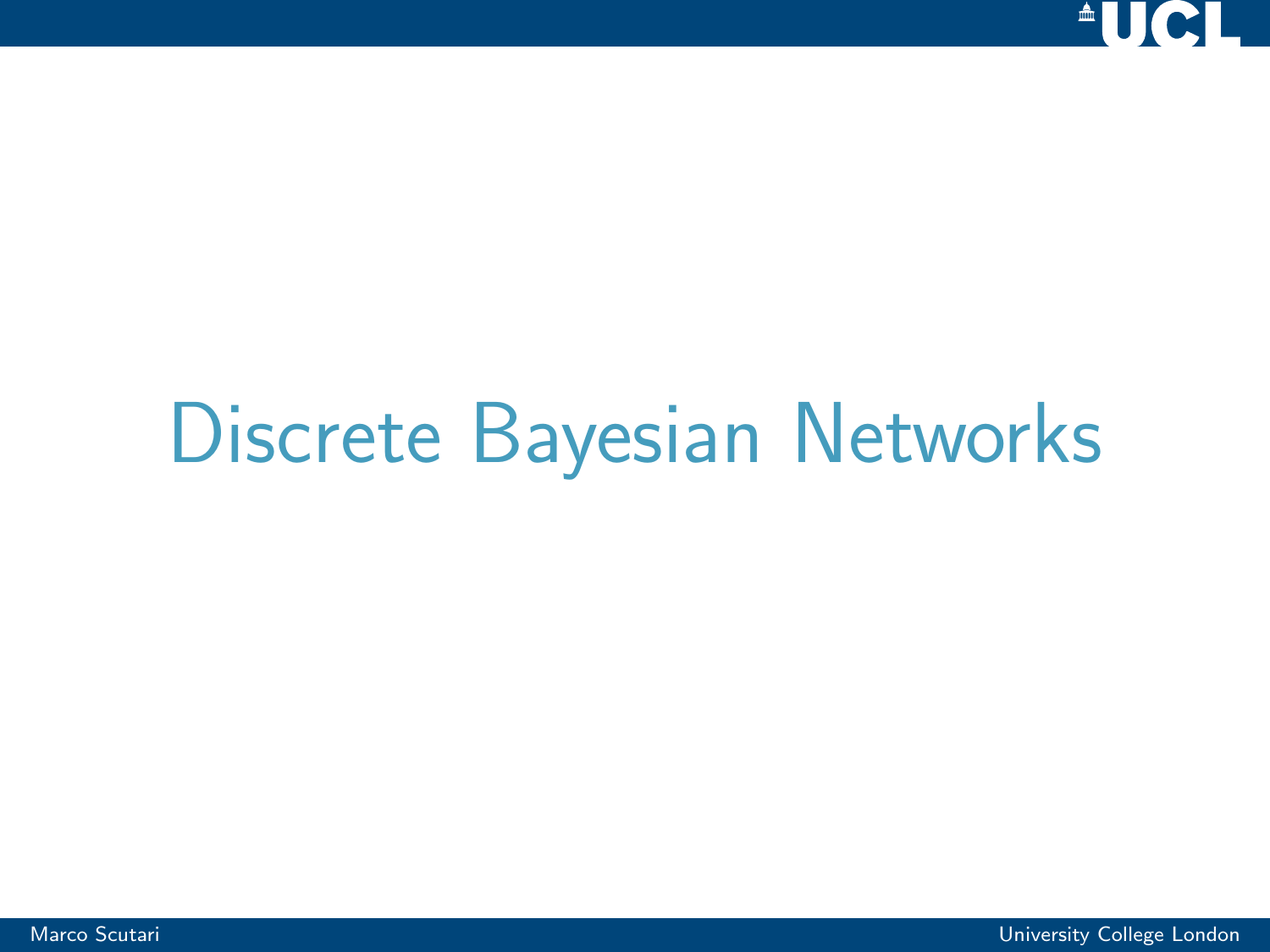# Discrete Bayesian Networks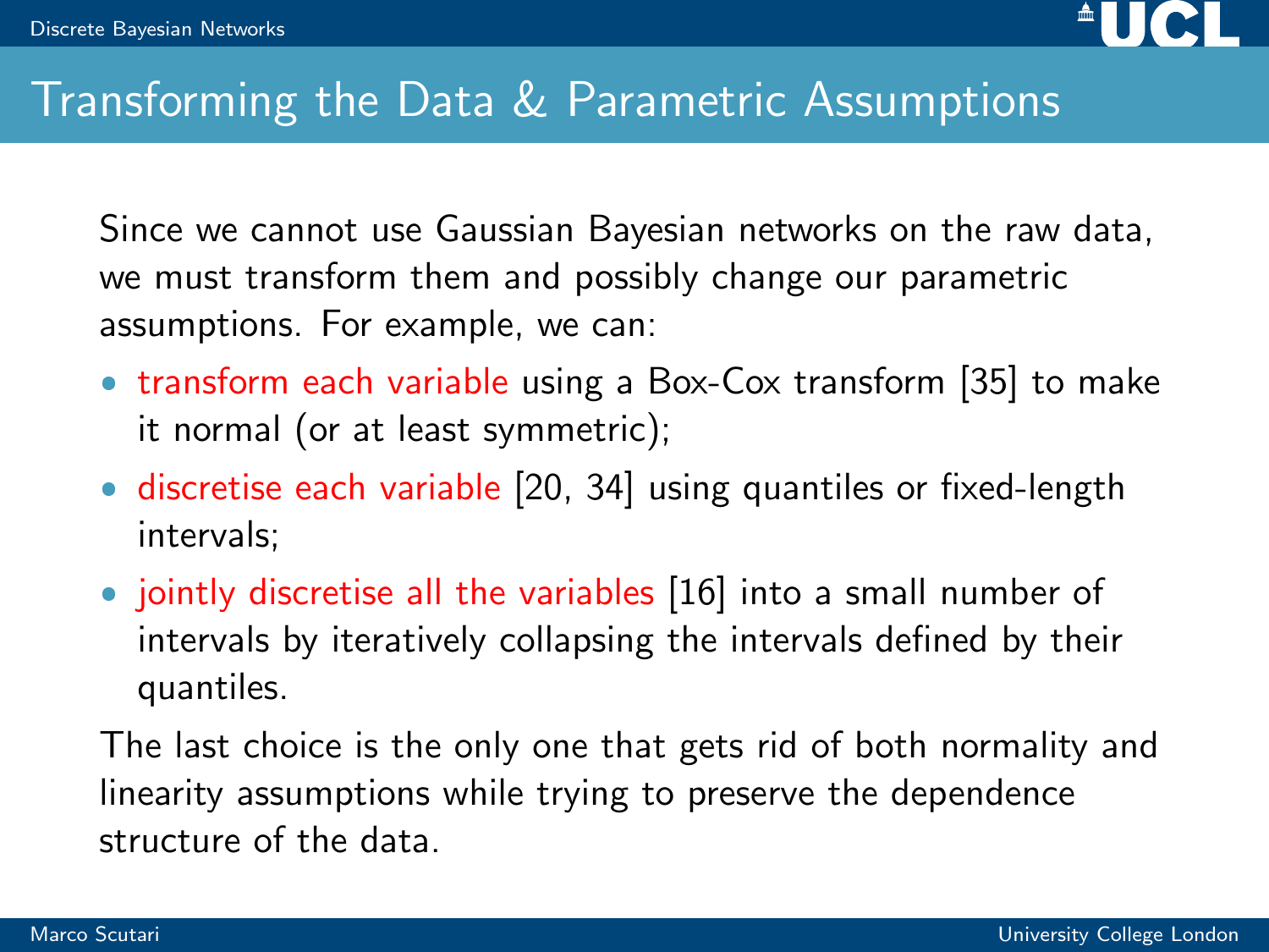# Transforming the Data & Parametric Assumptions

Since we cannot use Gaussian Bayesian networks on the raw data, we must transform them and possibly change our parametric assumptions. For example, we can:

- transform each variable using a Box-Cox transform [35] to make it normal (or at least symmetric);
- discretise each variable [20, 34] using quantiles or fixed-length intervals;
- jointly discretise all the variables [16] into a small number of intervals by iteratively collapsing the intervals defined by their quantiles.

The last choice is the only one that gets rid of both normality and linearity assumptions while trying to preserve the dependence structure of the data.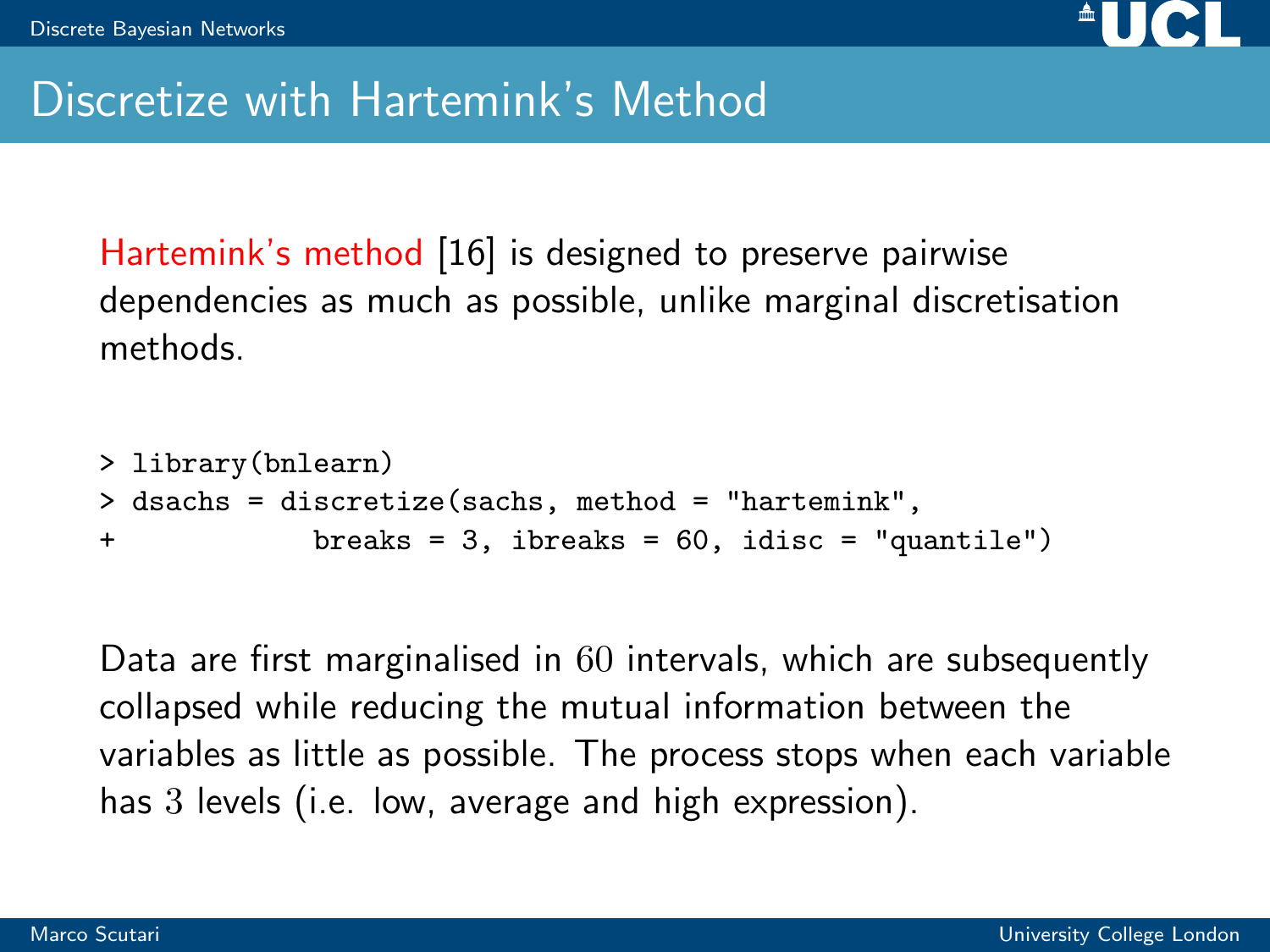# Discretize with Hartemink's Method

Hartemink's method [16] is designed to preserve pairwise dependencies as much as possible, unlike marginal discretisation methods.

```
> library(bnlearn)
> dsachs = discretize(sachs, method = "hartemink",
+            breaks = 3, ibreaks = 60, idisc = "quantile")
```

Data are first marginalised in $60$ intervals, which are subsequently collapsed while reducing the mutual information between the variables as little as possible. The process stops when each variable has $3$ levels (i.e. low, average and high expression).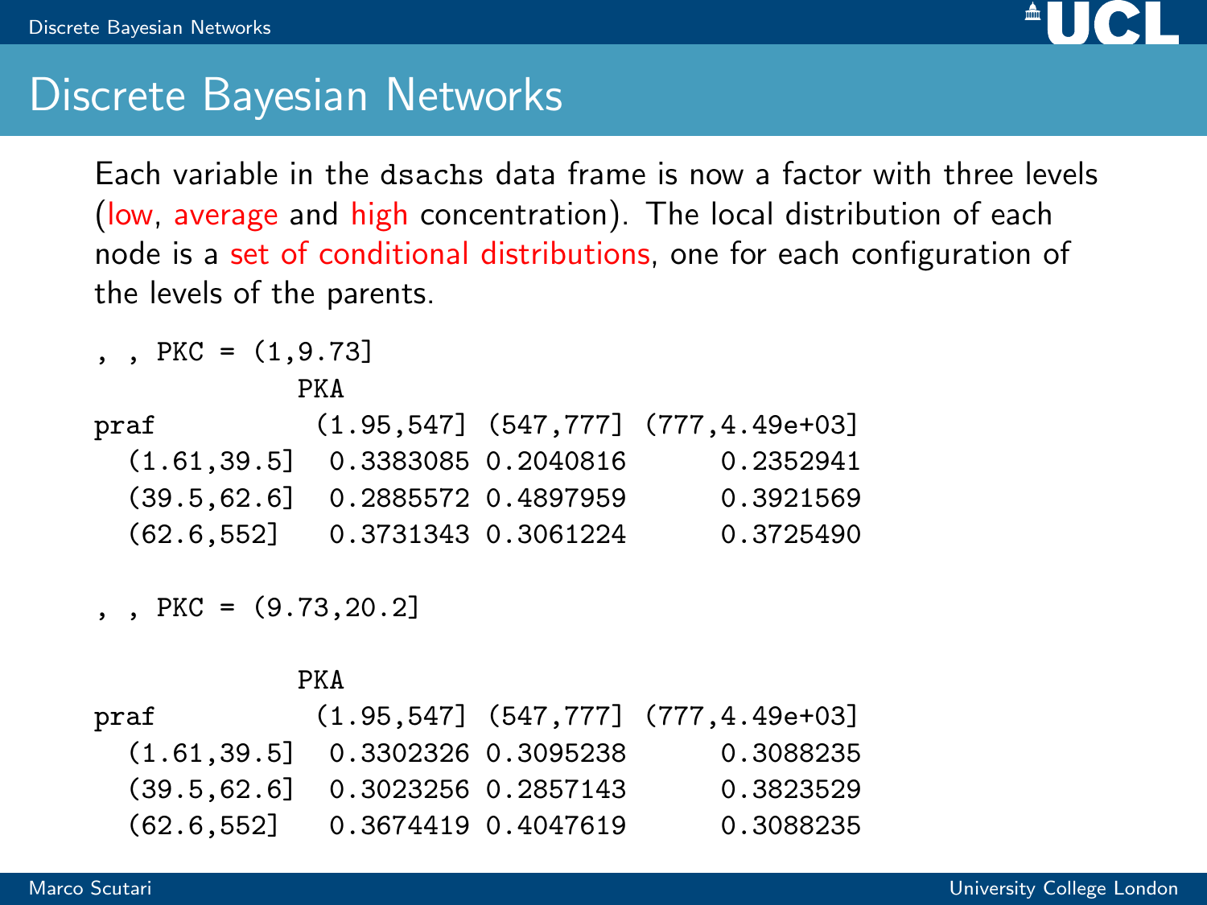# Discrete Bayesian Networks

Each variable in the `dsachs` data frame is now a factor with three levels (low, average and high concentration). The local distribution of each node is a set of conditional distributions, one for each configuration of the levels of the parents.

```
, , PKC = (1,9.73]
             PKA
praf          (1.95,547] (547,777] (777,4.49e+03]
  (1.61,39.5]  0.3383085 0.2040816      0.2352941
  (39.5,62.6]  0.2885572 0.4897959      0.3921569
  (62.6,552]   0.3731343 0.3061224      0.3725490

, , PKC = (9.73,20.2]

             PKA
praf          (1.95,547] (547,777] (777,4.49e+03]
  (1.61,39.5]  0.3302326 0.3095238      0.3088235
  (39.5,62.6]  0.3023256 0.2857143      0.3823529
  (62.6,552]   0.3674419 0.4047619      0.3088235
```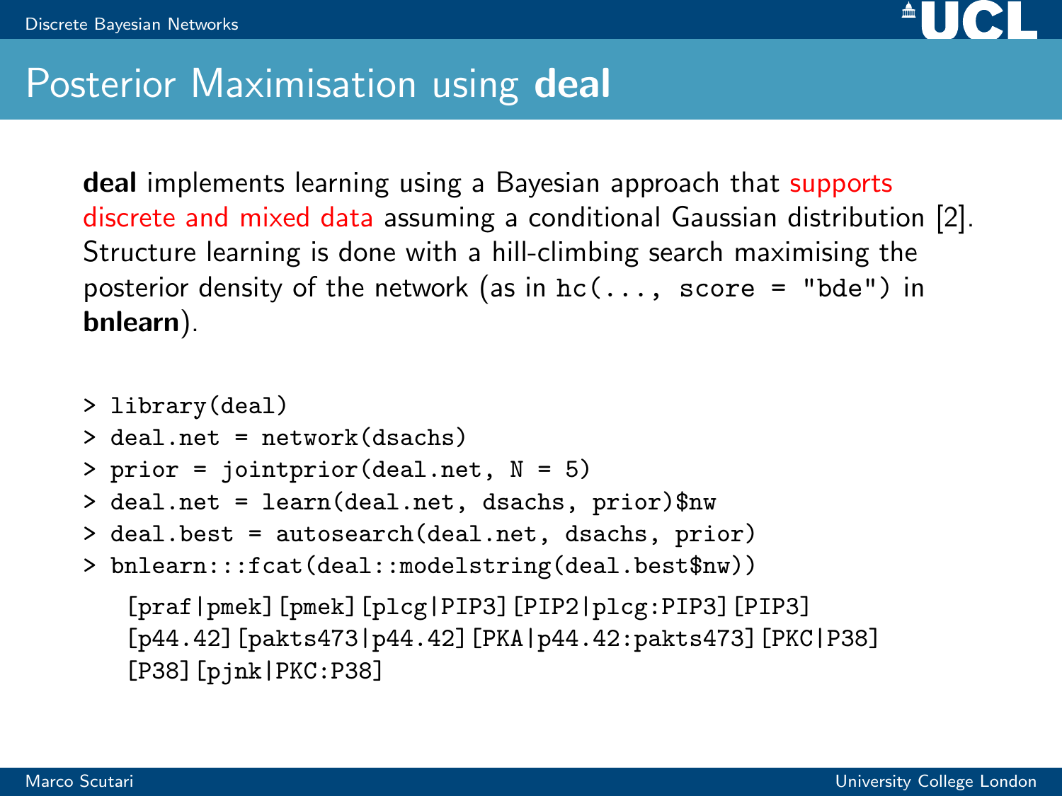# Posterior Maximisation using **deal**

**deal** implements learning using a Bayesian approach that supports discrete and mixed data assuming a conditional Gaussian distribution [2]. Structure learning is done with a hill-climbing search maximising the posterior density of the network (as in `hc(..., score = "bde")` in **bnlearn**).

```
> library(deal)
> deal.net = network(dsachs)
> prior = jointprior(deal.net, N = 5)
> deal.net = learn(deal.net, dsachs, prior)$nw
> deal.best = autosearch(deal.net, dsachs, prior)
> bnlearn:::fcat(deal::modelstring(deal.best$nw))

  [praf|pmek][pmek][plcg|PIP3][PIP2|plcg:PIP3][PIP3]
  [p44.42][pakts473|p44.42][PKA|p44.42:pakts473][PKC|P38]
  [P38][pjnk|PKC:P38]
```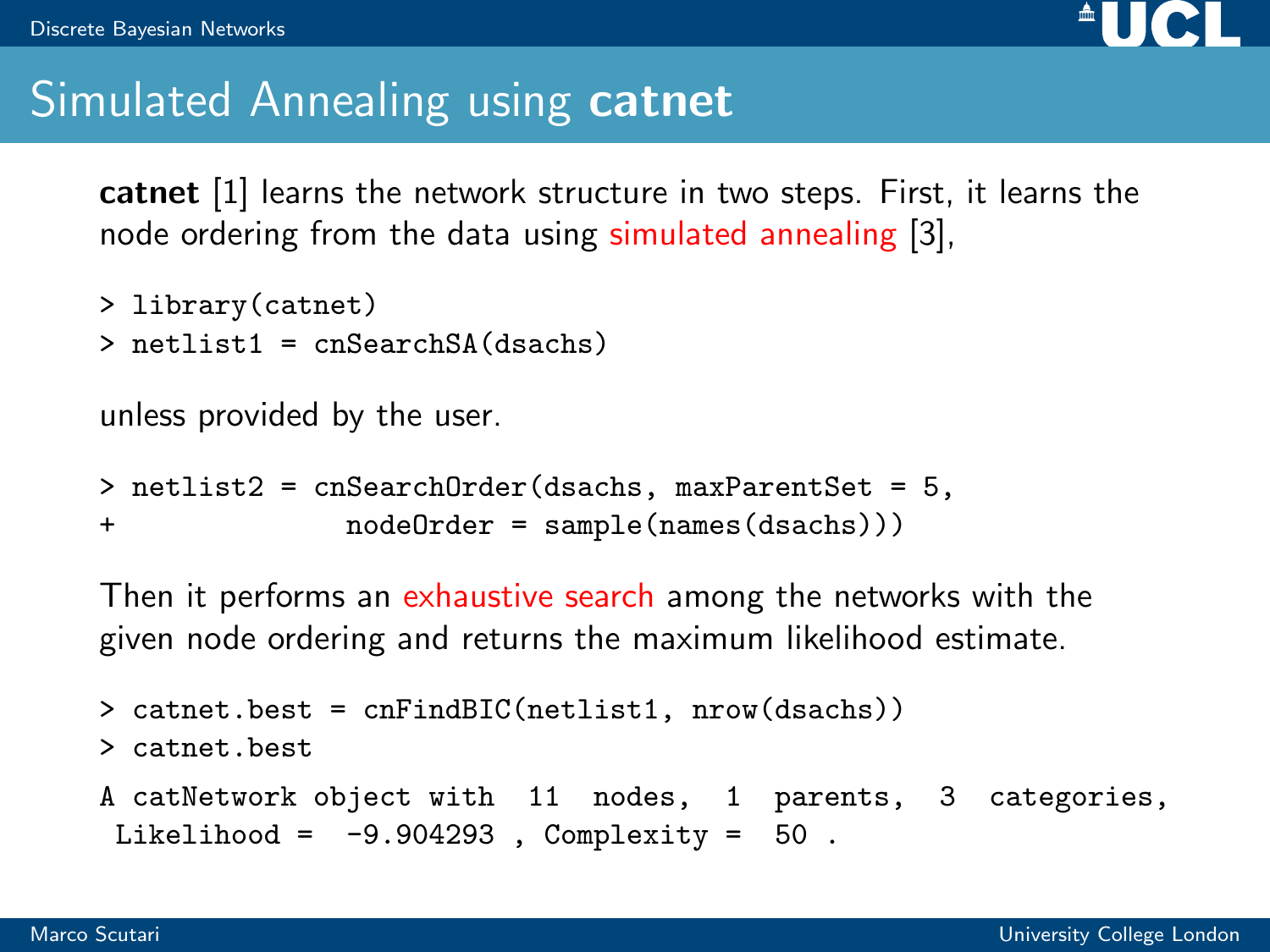# Simulated Annealing using **catnet**

**catnet** [1] learns the network structure in two steps. First, it learns the node ordering from the data using simulated annealing [3],

```
> library(catnet)
> netlist1 = cnSearchSA(dsachs)
```

unless provided by the user.

```
> netlist2 = cnSearchOrder(dsachs, maxParentSet = 5,
+               nodeOrder = sample(names(dsachs)))
```

Then it performs an exhaustive search among the networks with the given node ordering and returns the maximum likelihood estimate.

```
> catnet.best = cnFindBIC(netlist1, nrow(dsachs))
> catnet.best
A catNetwork object with  11  nodes,  1  parents,  3  categories,
 Likelihood =  -9.904293 , Complexity =  50 .
```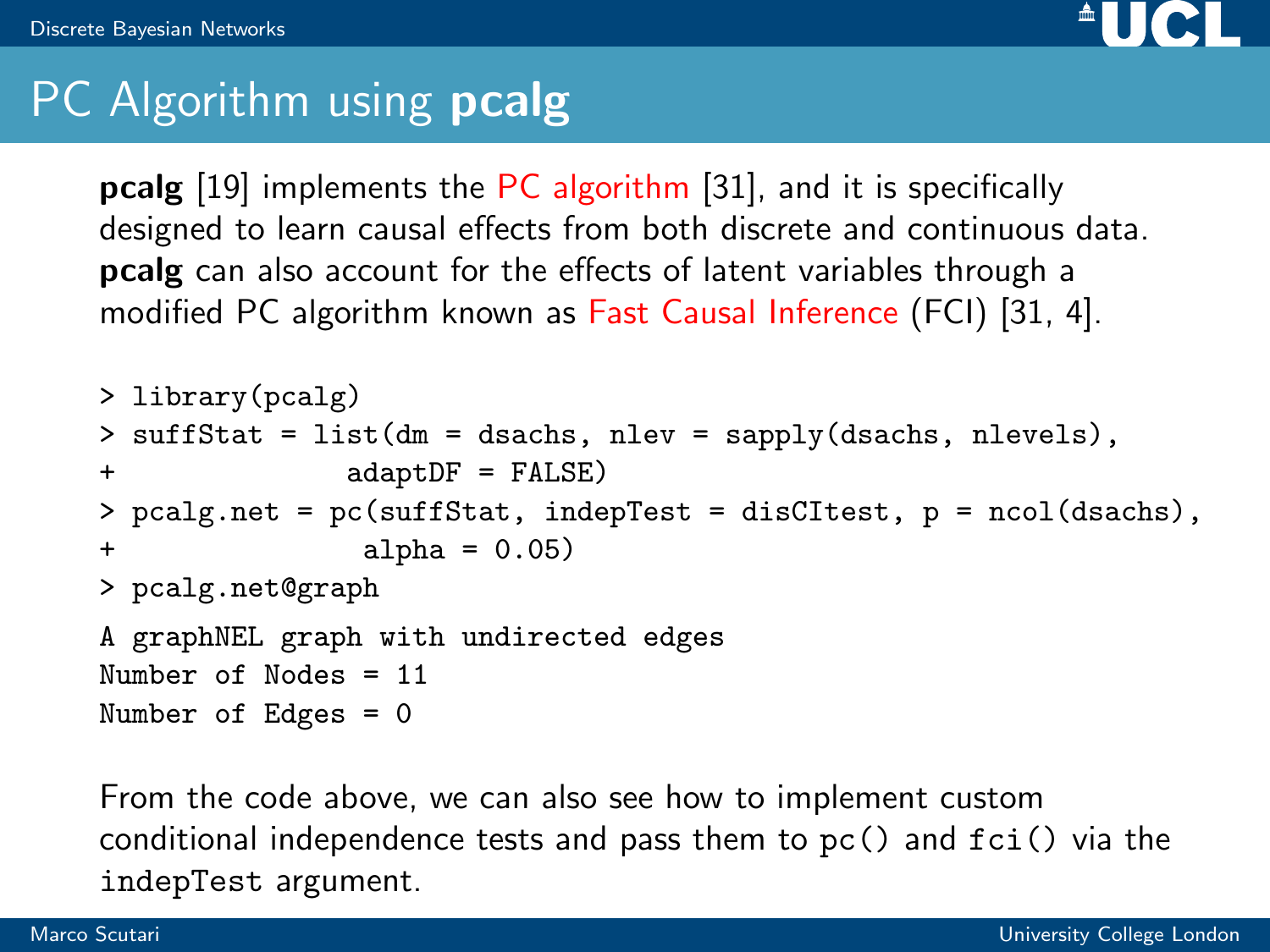# PC Algorithm using **pcalg**

**pcalg** [19] implements the PC algorithm [31], and it is specifically designed to learn causal effects from both discrete and continuous data. **pcalg** can also account for the effects of latent variables through a modified PC algorithm known as Fast Causal Inference (FCI) [31, 4].

```
> library(pcalg)
> suffStat = list(dm = dsachs, nlev = sapply(dsachs, nlevels),
+              adaptDF = FALSE)
> pcalg.net = pc(suffStat, indepTest = disCItest, p = ncol(dsachs),
+               alpha = 0.05)
> pcalg.net@graph
A graphNEL graph with undirected edges
Number of Nodes = 11
Number of Edges = 0
```

From the code above, we can also see how to implement custom conditional independence tests and pass them to `pc()` and `fci()` via the `indepTest` argument.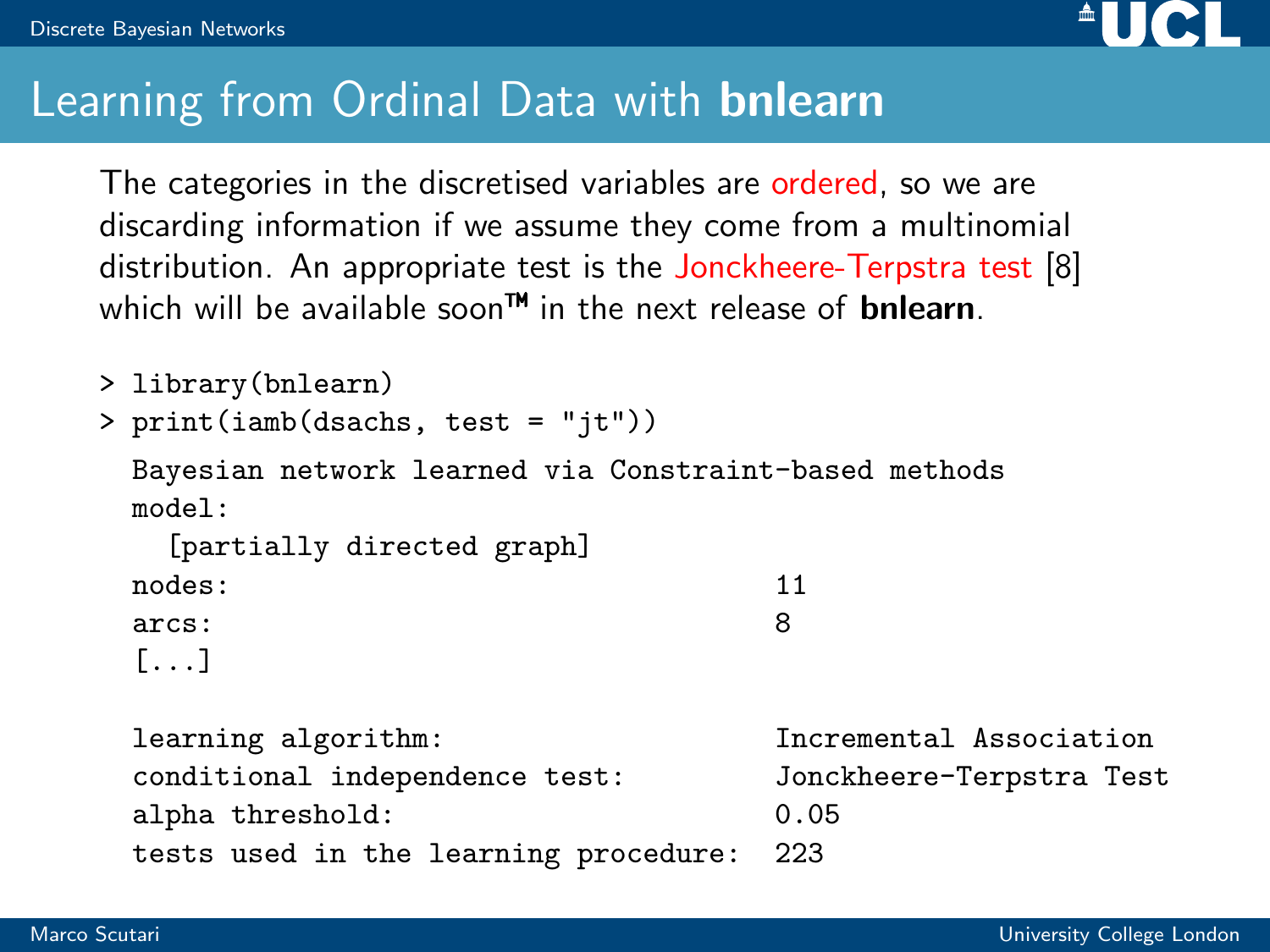# Learning from Ordinal Data with **bnlearn**

The categories in the discretised variables are ordered, so we are discarding information if we assume they come from a multinomial distribution. An appropriate test is the Jonckheere-Terpstra test [8] which will be available soon™ in the next release of **bnlearn**.

```
> library(bnlearn)
> print(iamb(dsachs, test = "jt"))

  Bayesian network learned via Constraint-based methods
  model:
    [partially directed graph]
  nodes:                                  11
  arcs:                                   8
  [...]

  learning algorithm:                     Incremental Association
  conditional independence test:          Jonckheere-Terpstra Test
  alpha threshold:                        0.05
  tests used in the learning procedure:   223
```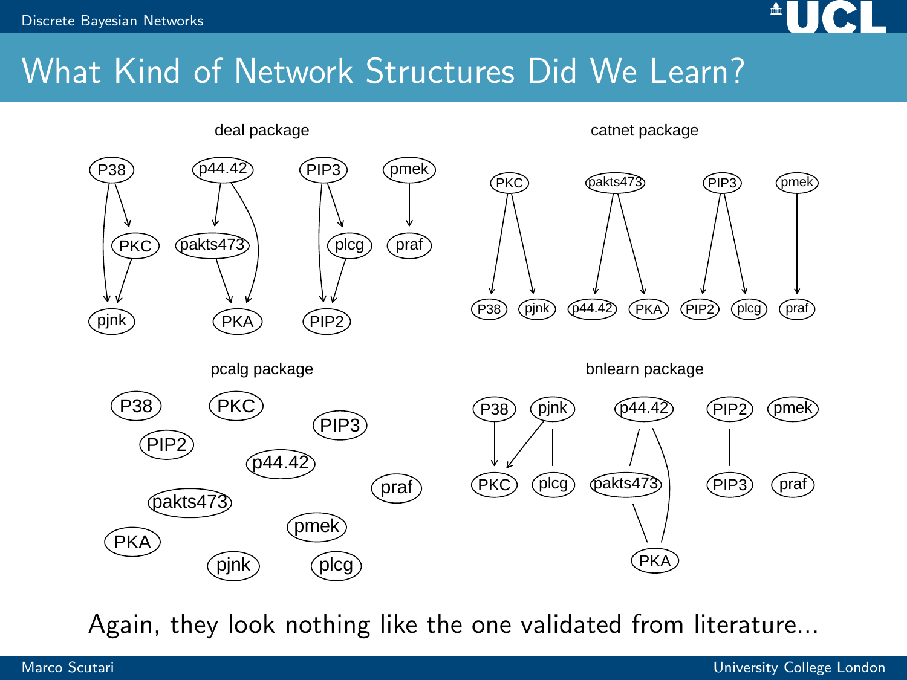# What Kind of Network Structures Did We Learn?

deal package

catnet package

pcalg package

bnlearn package

Again, they look nothing like the one validated from literature...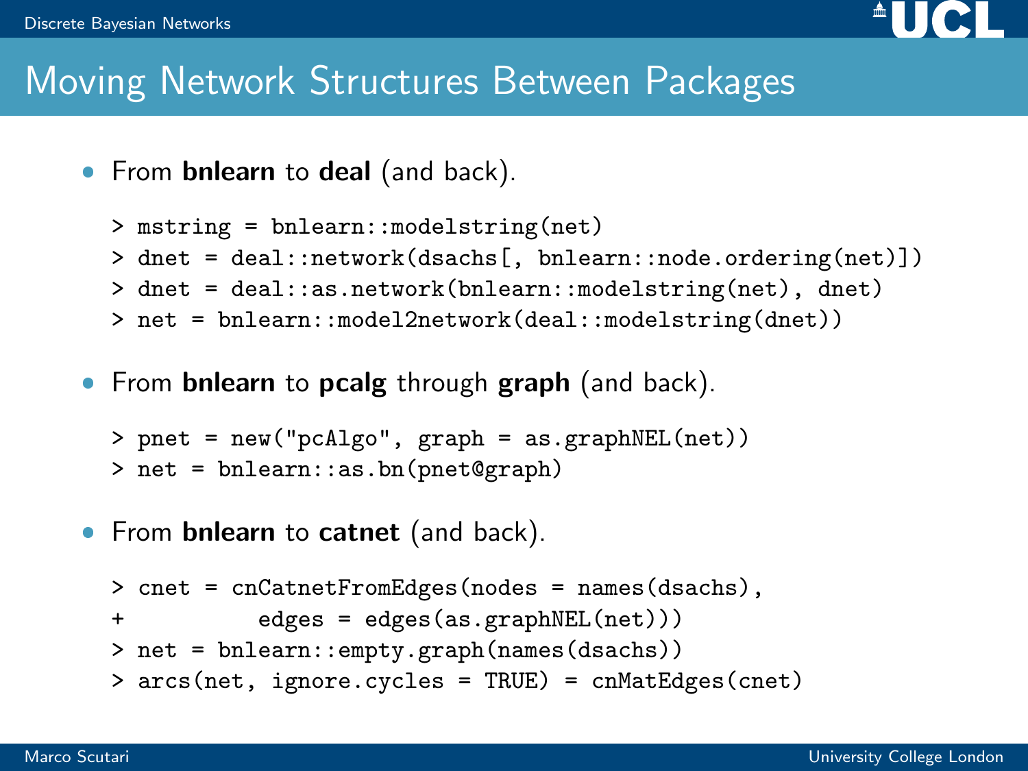# Moving Network Structures Between Packages

- From **bnlearn** to **deal** (and back).

```
> mstring = bnlearn::modelstring(net)
> dnet = deal::network(dsachs[, bnlearn::node.ordering(net)])
> dnet = deal::as.network(bnlearn::modelstring(net), dnet)
> net = bnlearn::model2network(deal::modelstring(dnet))
```

- From **bnlearn** to **pcalg** through **graph** (and back).

```
> pnet = new("pcAlgo", graph = as.graphNEL(net))
> net = bnlearn::as.bn(pnet@graph)
```

- From **bnlearn** to **catnet** (and back).

```
> cnet = cnCatnetFromEdges(nodes = names(dsachs),
+            edges = edges(as.graphNEL(net)))
> net = bnlearn::empty.graph(names(dsachs))
> arcs(net, ignore.cycles = TRUE) = cnMatEdges(cnet)
```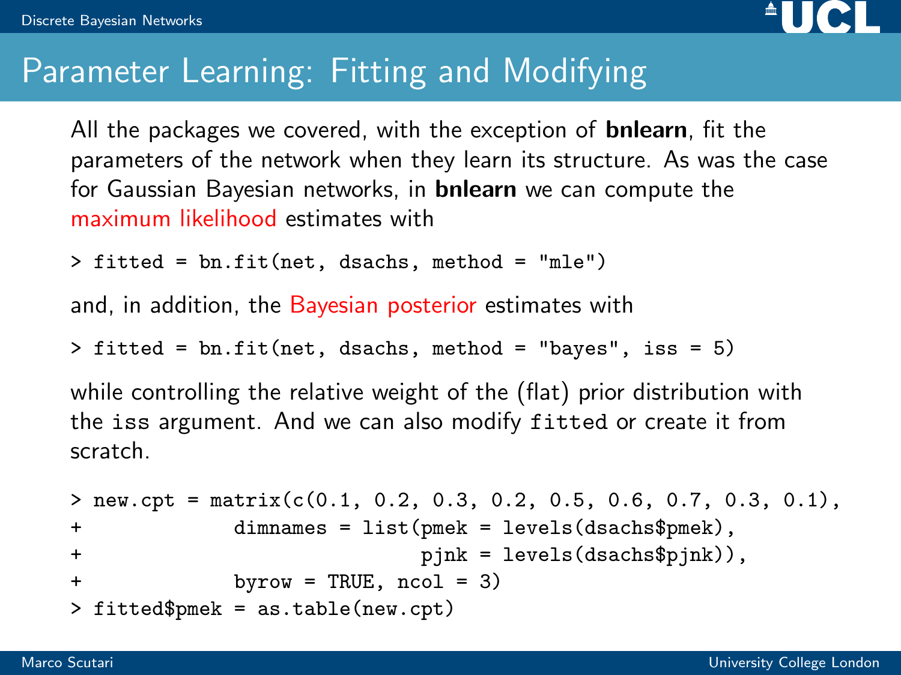# Parameter Learning: Fitting and Modifying

All the packages we covered, with the exception of **bnlearn**, fit the parameters of the network when they learn its structure. As was the case for Gaussian Bayesian networks, in **bnlearn** we can compute the maximum likelihood estimates with

```
> fitted = bn.fit(net, dsachs, method = "mle")
```

and, in addition, the Bayesian posterior estimates with

```
> fitted = bn.fit(net, dsachs, method = "bayes", iss = 5)
```

while controlling the relative weight of the (flat) prior distribution with the `iss` argument. And we can also modify `fitted` or create it from scratch.

```
> new.cpt = matrix(c(0.1, 0.2, 0.3, 0.2, 0.5, 0.6, 0.7, 0.3, 0.1),
+             dimnames = list(pmek = levels(dsachs$pmek),
+                             pjnk = levels(dsachs$pjnk)),
+             byrow = TRUE, ncol = 3)
> fitted$pmek = as.table(new.cpt)
```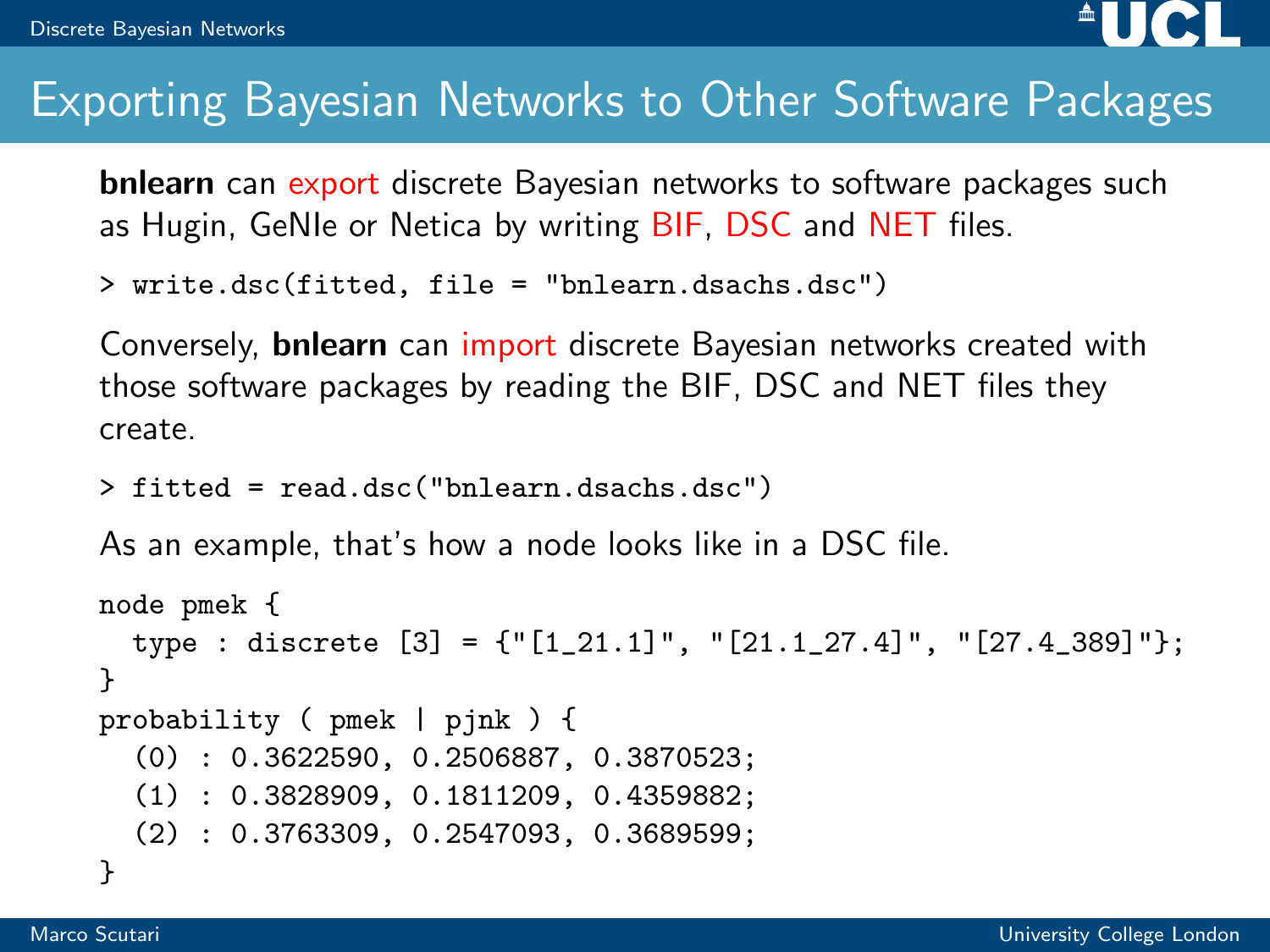# Exporting Bayesian Networks to Other Software Packages

**bnlearn** can export discrete Bayesian networks to software packages such as Hugin, GeNIe or Netica by writing BIF, DSC and NET files.

```
> write.dsc(fitted, file = "bnlearn.dsachs.dsc")
```

Conversely, **bnlearn** can import discrete Bayesian networks created with those software packages by reading the BIF, DSC and NET files they create.

```
> fitted = read.dsc("bnlearn.dsachs.dsc")
```

As an example, that's how a node looks like in a DSC file.

```
node pmek {
  type : discrete [3] = {"[1_21.1]", "[21.1_27.4]", "[27.4_389]"};
}
probability ( pmek | pjnk ) {
  (0) : 0.3622590, 0.2506887, 0.3870523;
  (1) : 0.3828909, 0.1811209, 0.4359882;
  (2) : 0.3763309, 0.2547093, 0.3689599;
}
```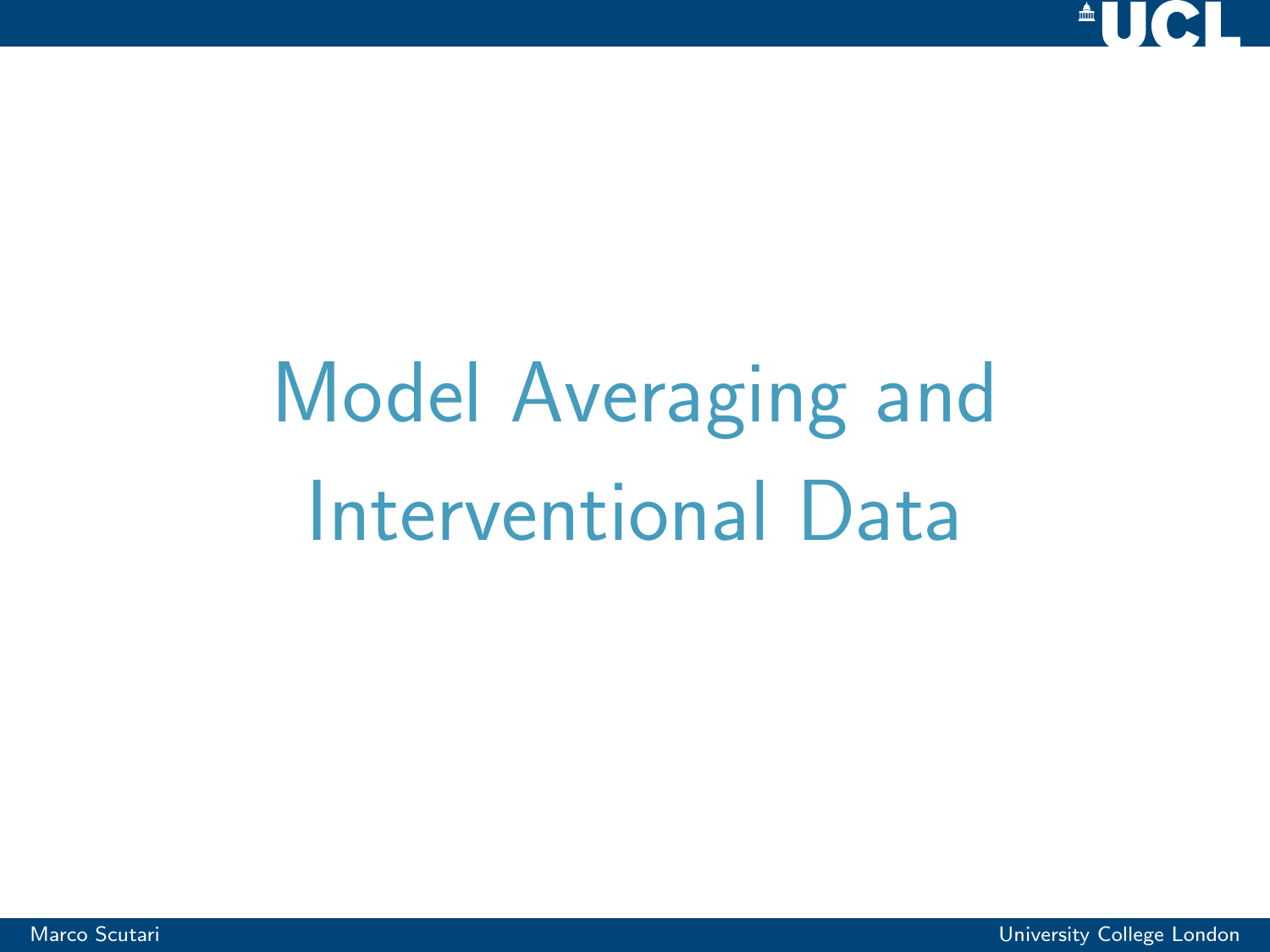# Model Averaging and Interventional Data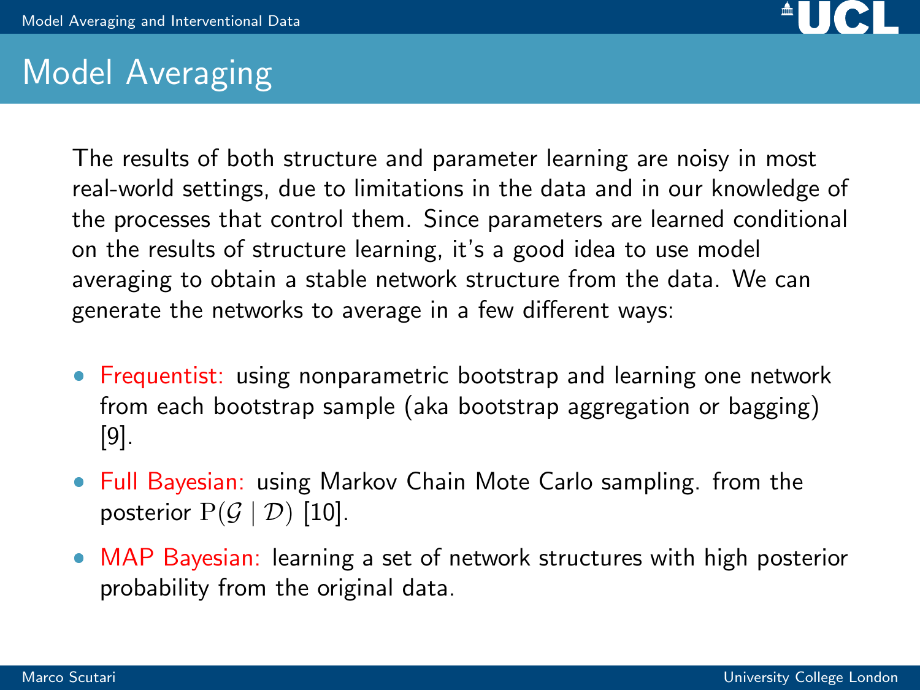## Model Averaging

The results of both structure and parameter learning are noisy in most real-world settings, due to limitations in the data and in our knowledge of the processes that control them. Since parameters are learned conditional on the results of structure learning, it's a good idea to use model averaging to obtain a stable network structure from the data. We can generate the networks to average in a few different ways:

- Frequentist: using nonparametric bootstrap and learning one network from each bootstrap sample (aka bootstrap aggregation or bagging) [9].
- Full Bayesian: using Markov Chain Mote Carlo sampling. from the posterior $\mathrm{P}(\mathcal{G} \mid \mathcal{D})$ [10].
- MAP Bayesian: learning a set of network structures with high posterior probability from the original data.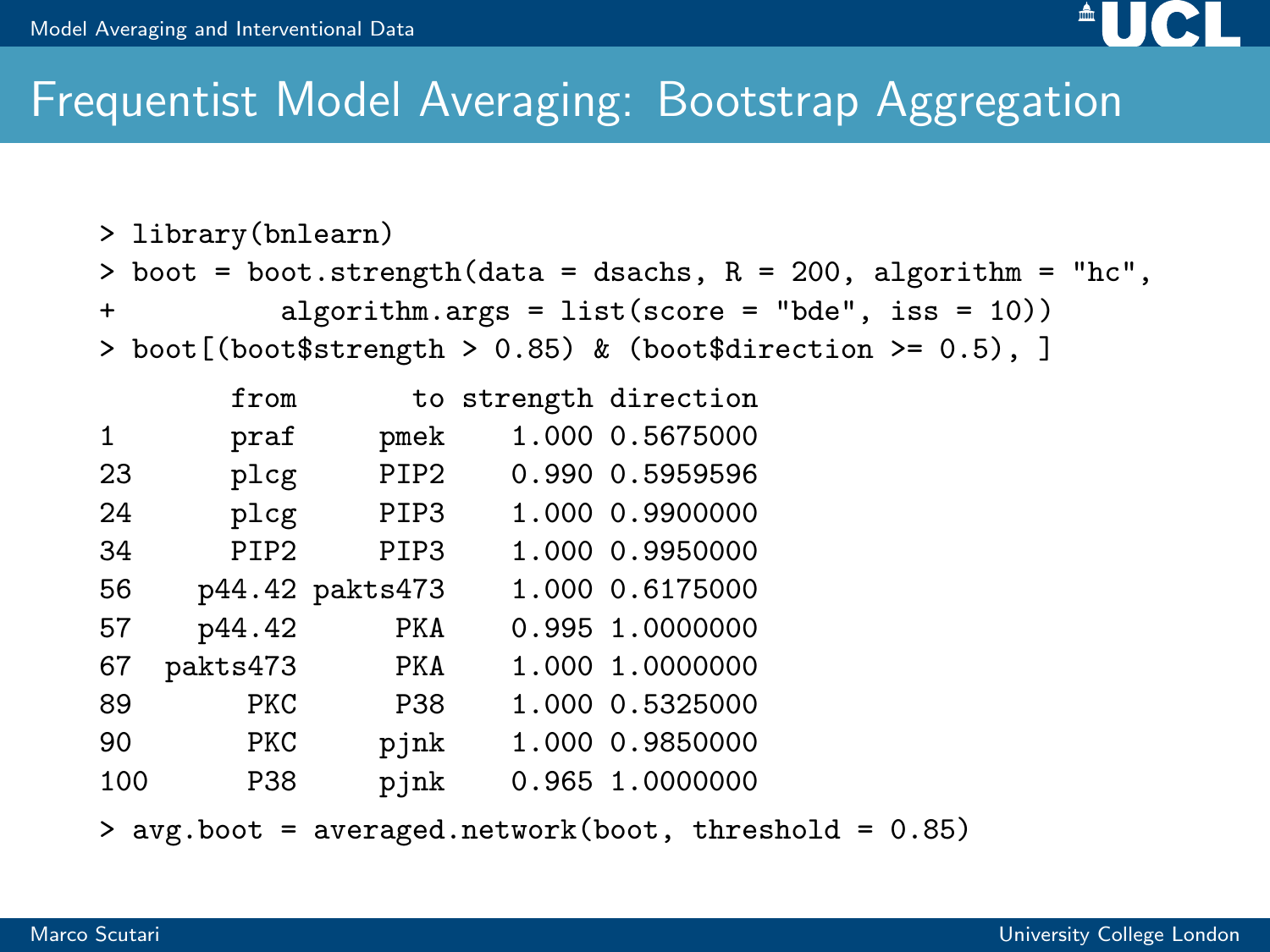# Frequentist Model Averaging: Bootstrap Aggregation

```
> library(bnlearn)
> boot = boot.strength(data = dsachs, R = 200, algorithm = "hc",
+          algorithm.args = list(score = "bde", iss = 10))
> boot[(boot$strength > 0.85) & (boot$direction >= 0.5), ]
       from       to strength direction
1      praf     pmek    1.000 0.5675000
23     plcg     PIP2    0.990 0.5959596
24     plcg     PIP3    1.000 0.9900000
34     PIP2     PIP3    1.000 0.9950000
56   p44.42 pakts473    1.000 0.6175000
57   p44.42      PKA    0.995 1.0000000
67 pakts473      PKA    1.000 1.0000000
89      PKC      P38    1.000 0.5325000
90      PKC     pjnk    1.000 0.9850000
100     P38     pjnk    0.965 1.0000000
> avg.boot = averaged.network(boot, threshold = 0.85)
```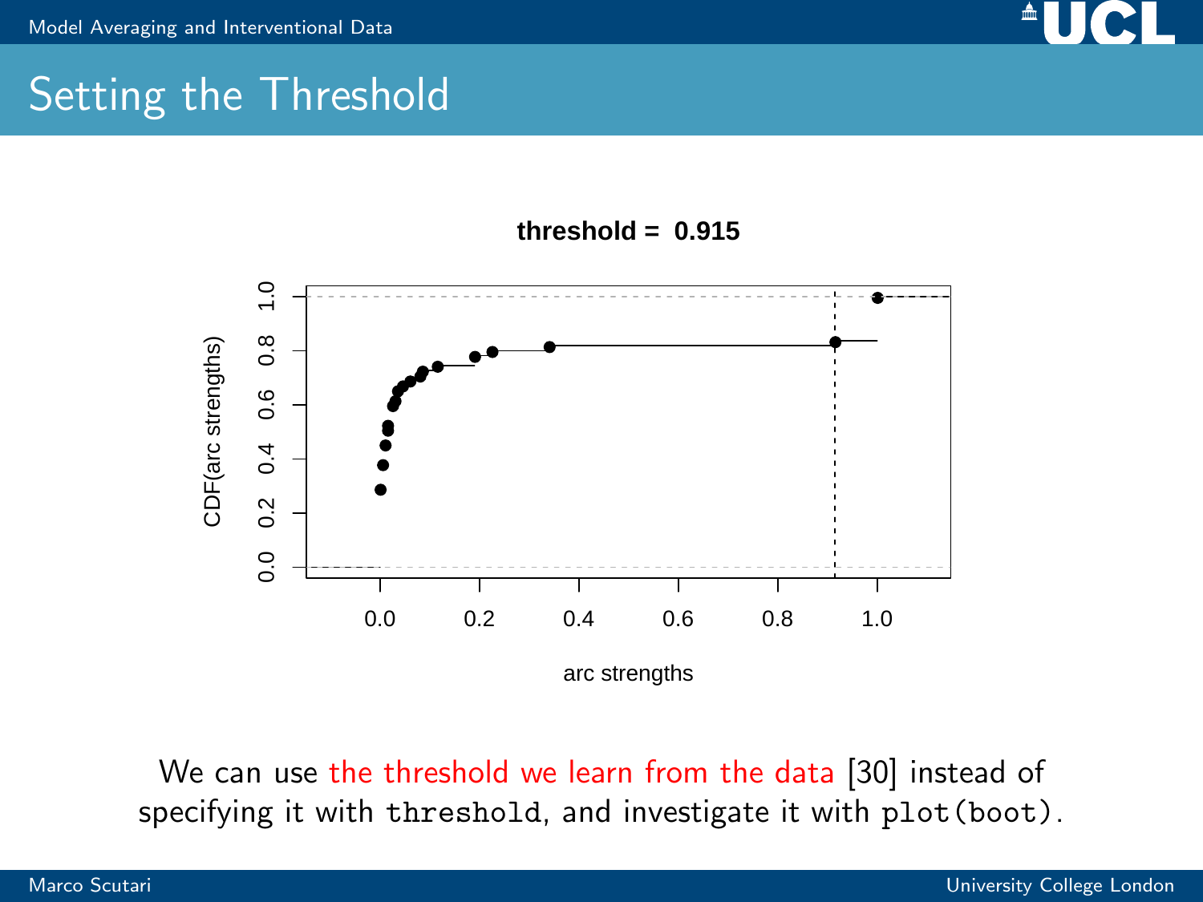# Setting the Threshold

threshold = 0.915

We can use the threshold we learn from the data [30] instead of specifying it with `threshold`, and investigate it with `plot(boot)`.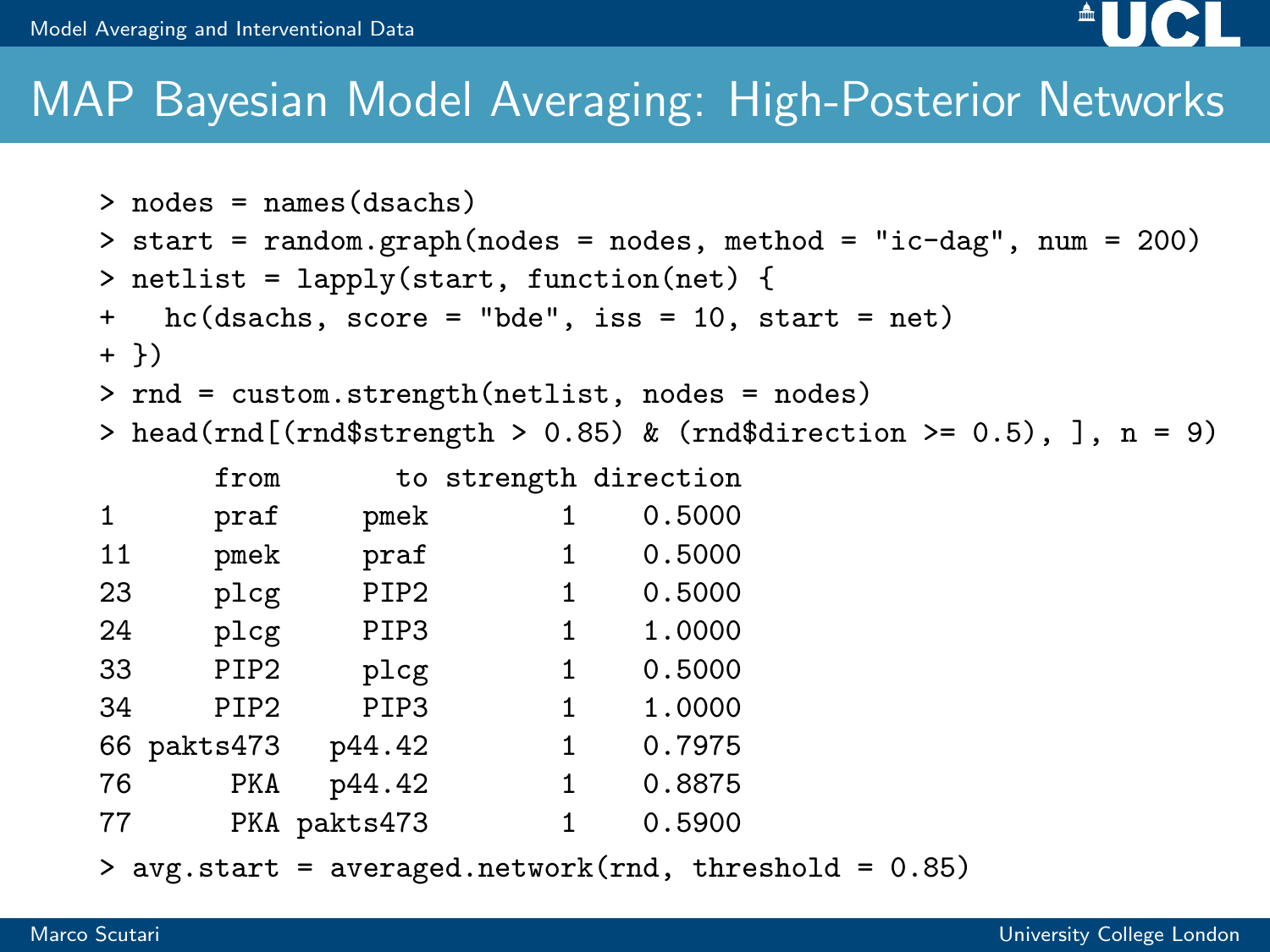## MAP Bayesian Model Averaging: High-Posterior Networks

```
> nodes = names(dsachs)
> start = random.graph(nodes = nodes, method = "ic-dag", num = 200)
> netlist = lapply(start, function(net) {
+   hc(dsachs, score = "bde", iss = 10, start = net)
+ })
> rnd = custom.strength(netlist, nodes = nodes)
> head(rnd[(rnd$strength > 0.85) & (rnd$direction >= 0.5), ], n = 9)
       from       to strength direction
1      praf     pmek        1    0.5000
11     pmek     praf        1    0.5000
23     plcg     PIP2        1    0.5000
24     plcg     PIP3        1    1.0000
33     PIP2     plcg        1    0.5000
34     PIP2     PIP3        1    1.0000
66 pakts473   p44.42        1    0.7975
76      PKA   p44.42        1    0.8875
77      PKA pakts473        1    0.5900
> avg.start = averaged.network(rnd, threshold = 0.85)
```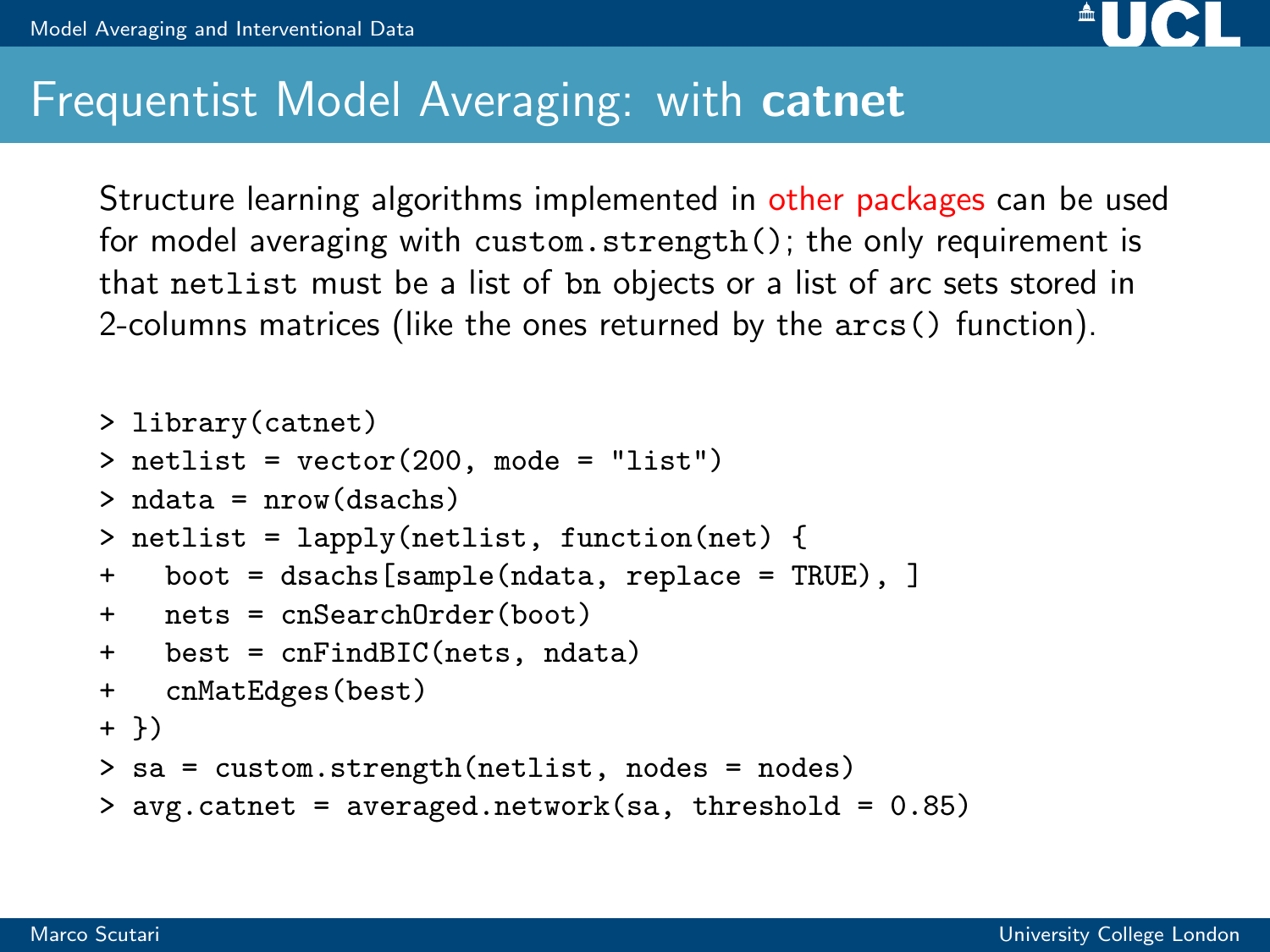# Frequentist Model Averaging: with **catnet**

Structure learning algorithms implemented in other packages can be used for model averaging with `custom.strength()`; the only requirement is that `netlist` must be a list of `bn` objects or a list of arc sets stored in 2-columns matrices (like the ones returned by the `arcs()` function).

```
> library(catnet)
> netlist = vector(200, mode = "list")
> ndata = nrow(dsachs)
> netlist = lapply(netlist, function(net) {
+   boot = dsachs[sample(ndata, replace = TRUE), ]
+   nets = cnSearchOrder(boot)
+   best = cnFindBIC(nets, ndata)
+   cnMatEdges(best)
+ })
> sa = custom.strength(netlist, nodes = nodes)
> avg.catnet = averaged.network(sa, threshold = 0.85)
```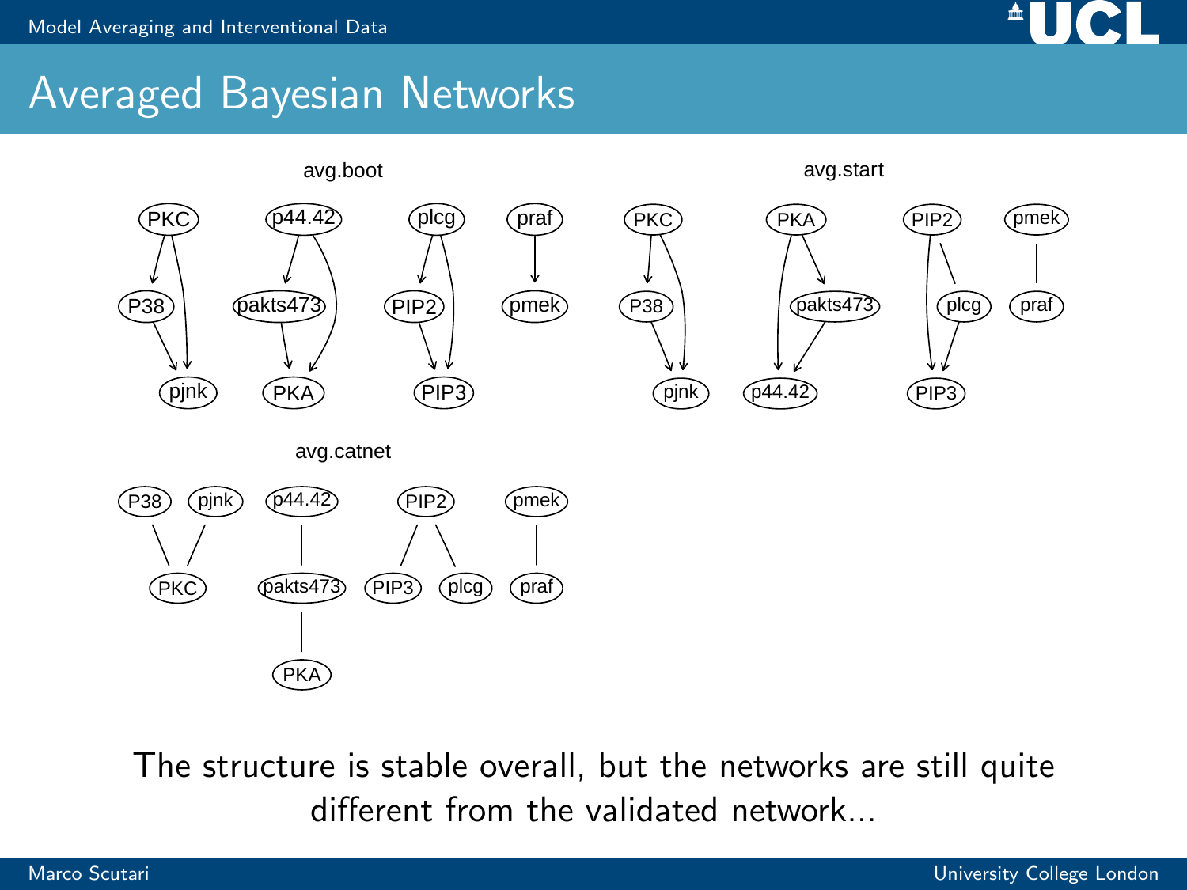# Averaged Bayesian Networks

avg.boot

avg.start

avg.catnet

The structure is stable overall, but the networks are still quite different from the validated network...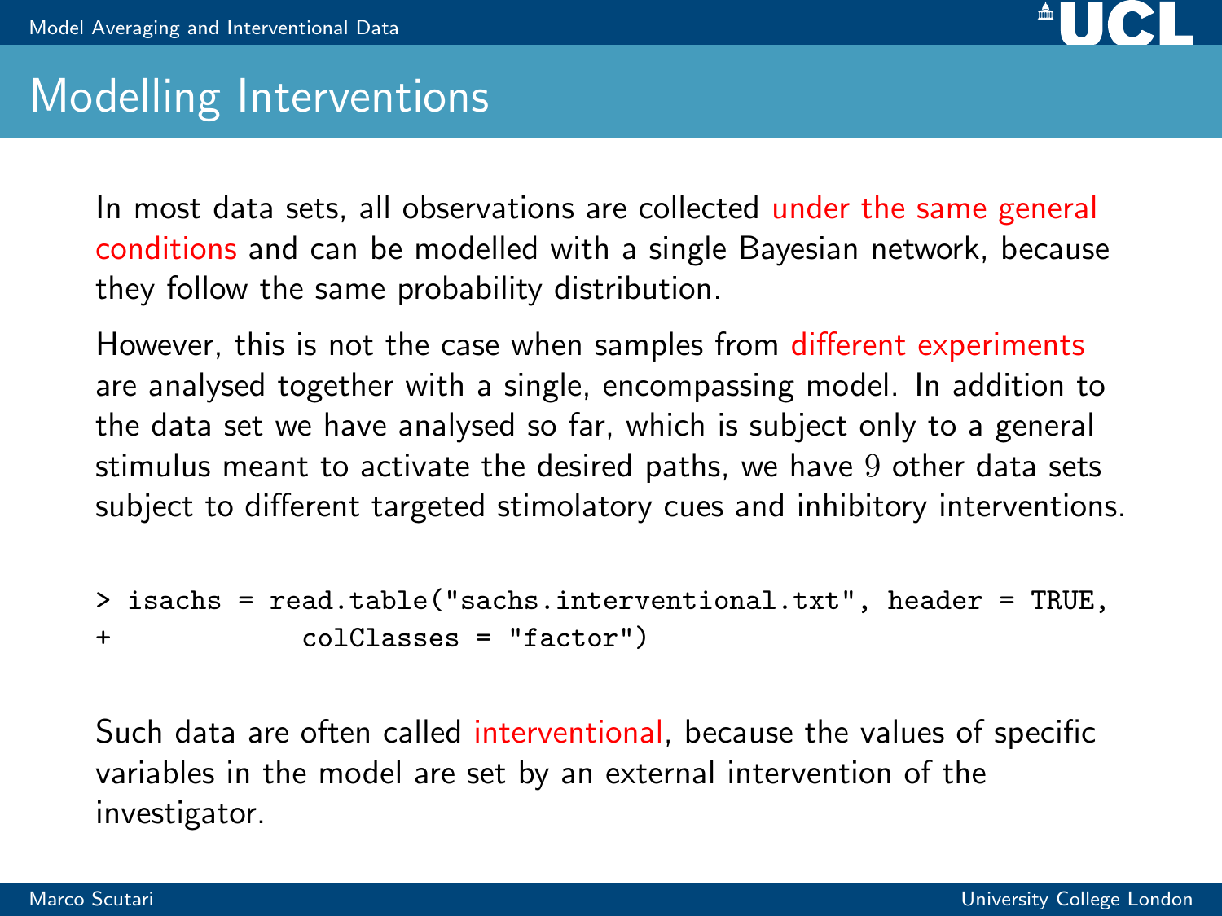# Modelling Interventions

In most data sets, all observations are collected under the same general conditions and can be modelled with a single Bayesian network, because they follow the same probability distribution.

However, this is not the case when samples from different experiments are analysed together with a single, encompassing model. In addition to the data set we have analysed so far, which is subject only to a general stimulus meant to activate the desired paths, we have 9 other data sets subject to different targeted stimolatory cues and inhibitory interventions.

```
> isachs = read.table("sachs.interventional.txt", header = TRUE,
+            colClasses = "factor")
```

Such data are often called interventional, because the values of specific variables in the model are set by an external intervention of the investigator.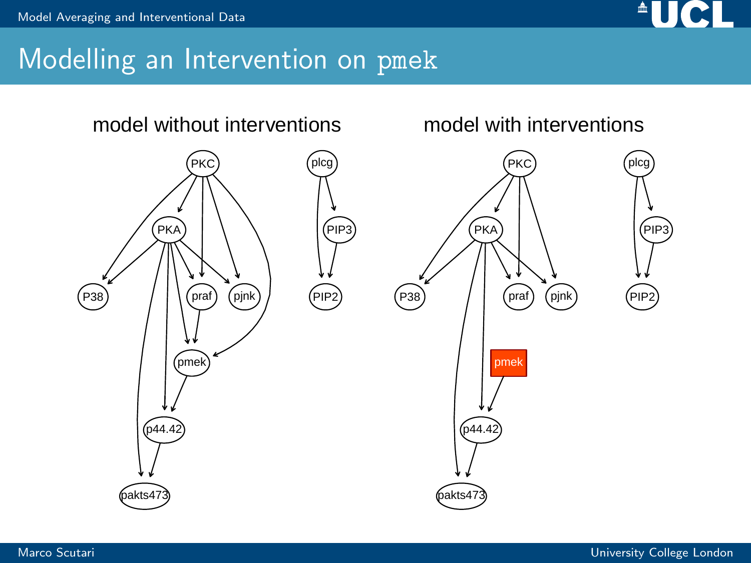# Modelling an Intervention on pmek

model without interventions

model with interventions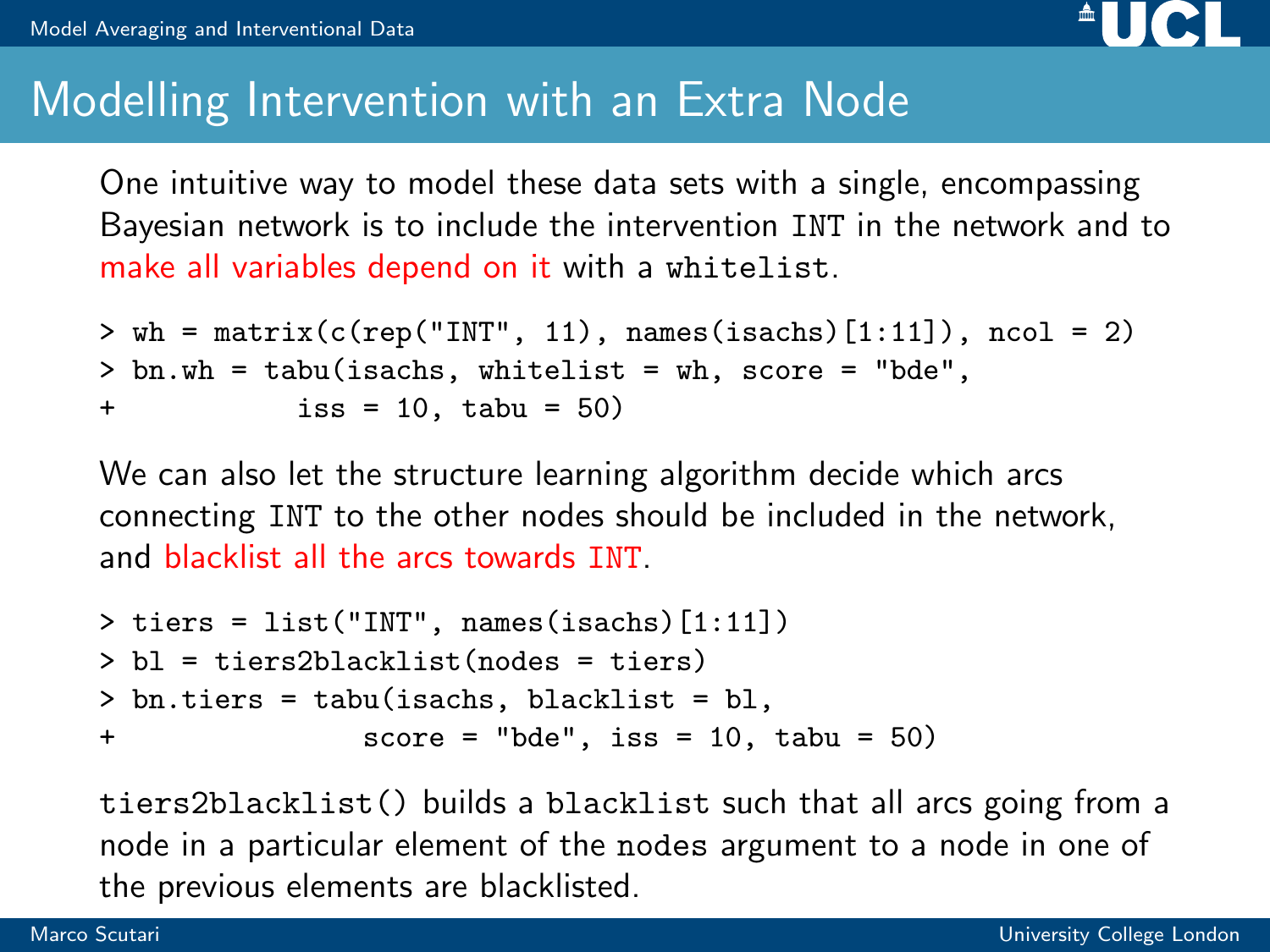# Modelling Intervention with an Extra Node

One intuitive way to model these data sets with a single, encompassing Bayesian network is to include the intervention `INT` in the network and to make all variables depend on it with a `whitelist`.

```
> wh = matrix(c(rep("INT", 11), names(isachs)[1:11]), ncol = 2)
> bn.wh = tabu(isachs, whitelist = wh, score = "bde",
+             iss = 10, tabu = 50)
```

We can also let the structure learning algorithm decide which arcs connecting `INT` to the other nodes should be included in the network, and blacklist all the arcs towards `INT`.

```
> tiers = list("INT", names(isachs)[1:11])
> bl = tiers2blacklist(nodes = tiers)
> bn.tiers = tabu(isachs, blacklist = bl,
+                 score = "bde", iss = 10, tabu = 50)
```

`tiers2blacklist()` builds a `blacklist` such that all arcs going from a node in a particular element of the `nodes` argument to a node in one of the previous elements are blacklisted.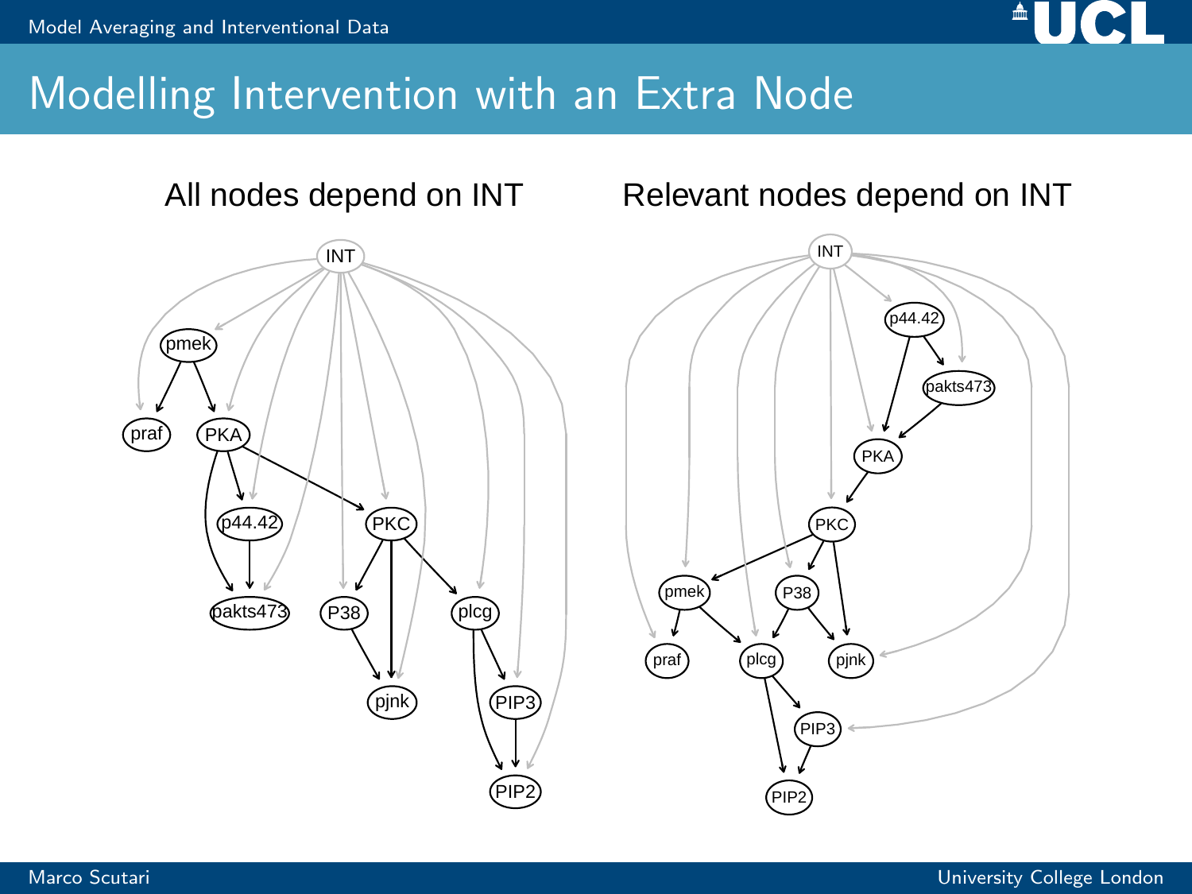# Modelling Intervention with an Extra Node

All nodes depend on INT

Relevant nodes depend on INT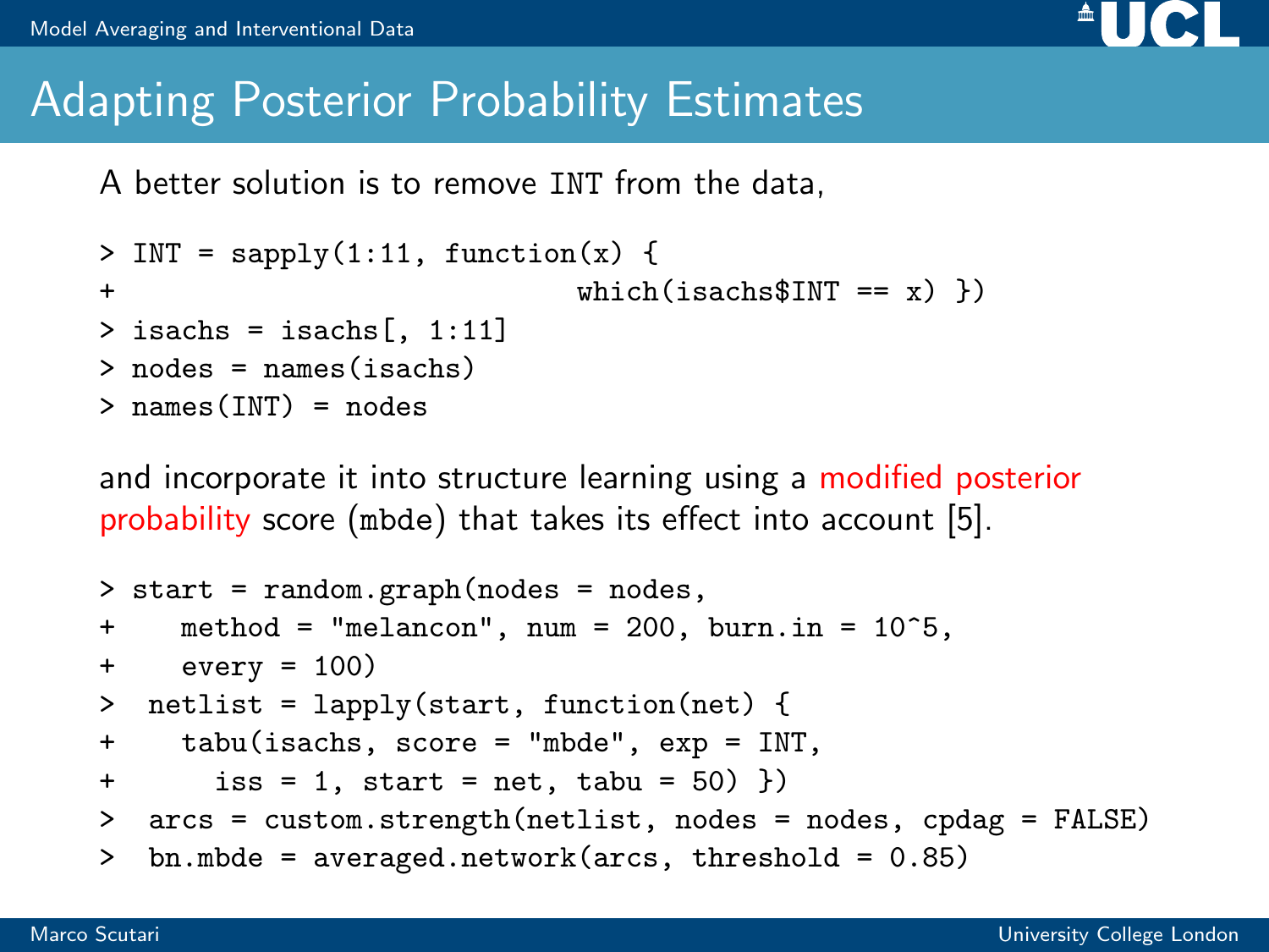# Adapting Posterior Probability Estimates

A better solution is to remove INT from the data,

```
> INT = sapply(1:11, function(x) {
+                             which(isachs$INT == x) })
> isachs = isachs[, 1:11]
> nodes = names(isachs)
> names(INT) = nodes
```

and incorporate it into structure learning using a modified posterior probability score (mbde) that takes its effect into account [5].

```
> start = random.graph(nodes = nodes,
+    method = "melancon", num = 200, burn.in = 10^5,
+    every = 100)
>  netlist = lapply(start, function(net) {
+    tabu(isachs, score = "mbde", exp = INT,
+      iss = 1, start = net, tabu = 50) })
>  arcs = custom.strength(netlist, nodes = nodes, cpdag = FALSE)
>  bn.mbde = averaged.network(arcs, threshold = 0.85)
```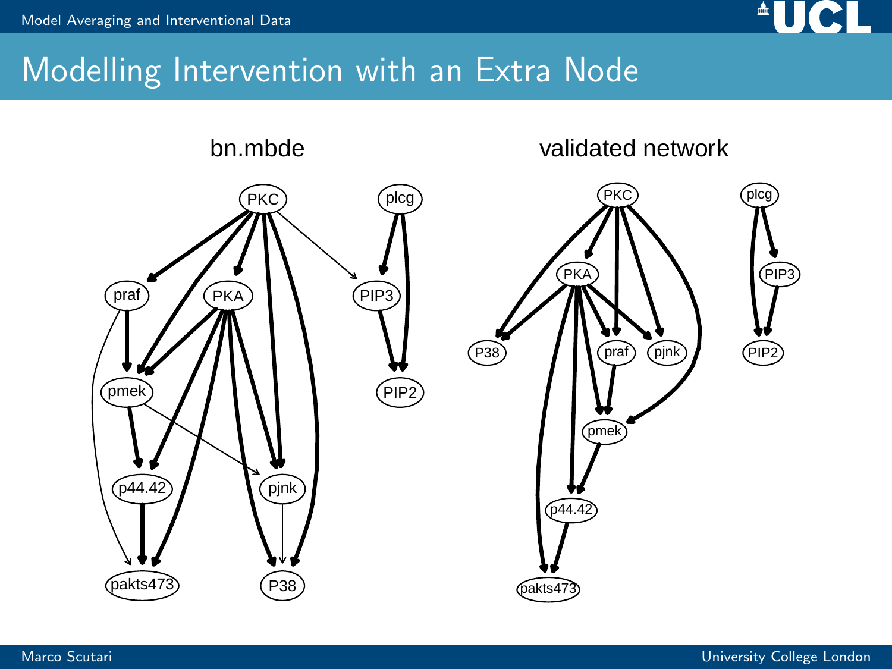# Modelling Intervention with an Extra Node

bn.mbde

validated network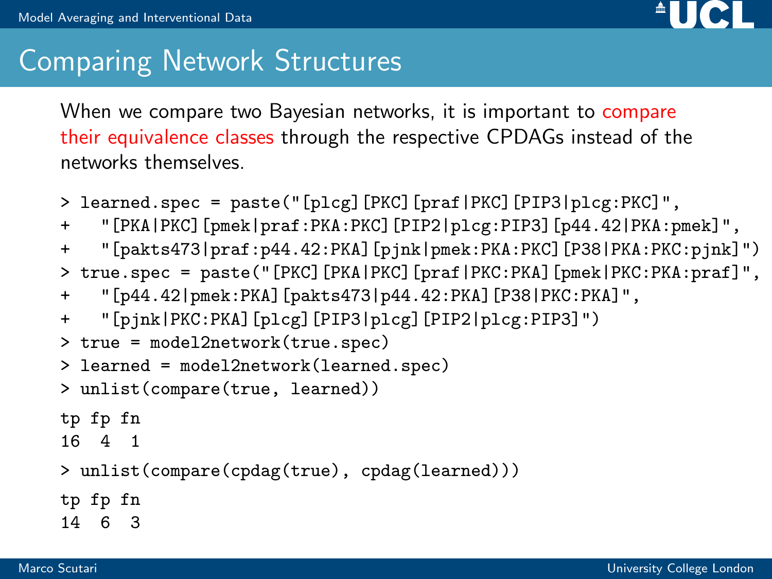# Comparing Network Structures

When we compare two Bayesian networks, it is important to compare their equivalence classes through the respective CPDAGs instead of the networks themselves.

```
> learned.spec = paste("[plcg][PKC][praf|PKC][PIP3|plcg:PKC]",
+   "[PKA|PKC][pmek|praf:PKA:PKC][PIP2|plcg:PIP3][p44.42|PKA:pmek]",
+   "[pakts473|praf:p44.42:PKA][pjnk|pmek:PKA:PKC][P38|PKA:PKC:pjnk]")
> true.spec = paste("[PKC][PKA|PKC][praf|PKC:PKA][pmek|PKC:PKA:praf]",
+   "[p44.42|pmek:PKA][pakts473|p44.42:PKA][P38|PKC:PKA]",
+   "[pjnk|PKC:PKA][plcg][PIP3|plcg][PIP2|plcg:PIP3]")
> true = model2network(true.spec)
> learned = model2network(learned.spec)
> unlist(compare(true, learned))
tp fp fn
16  4  1
> unlist(compare(cpdag(true), cpdag(learned)))
tp fp fn
14  6  3
```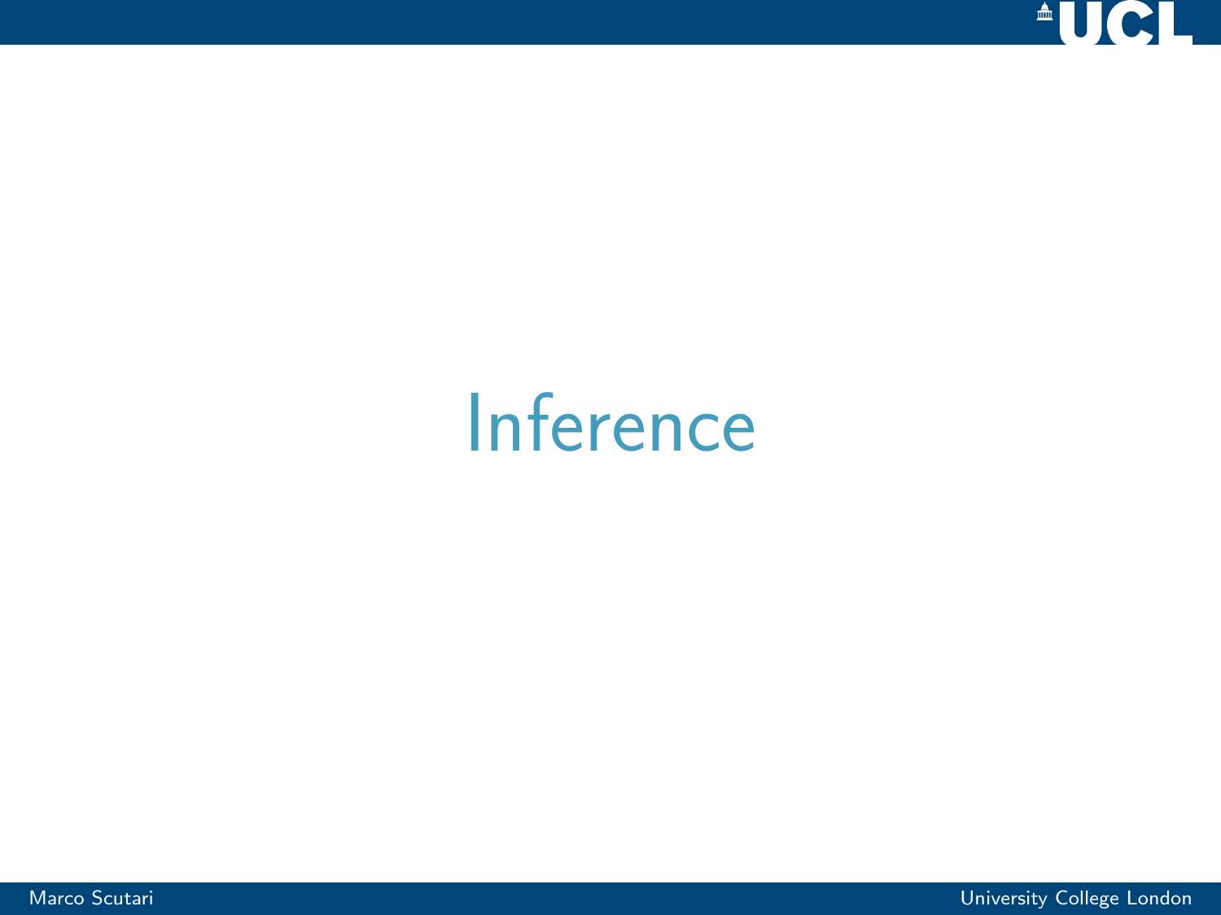# Inference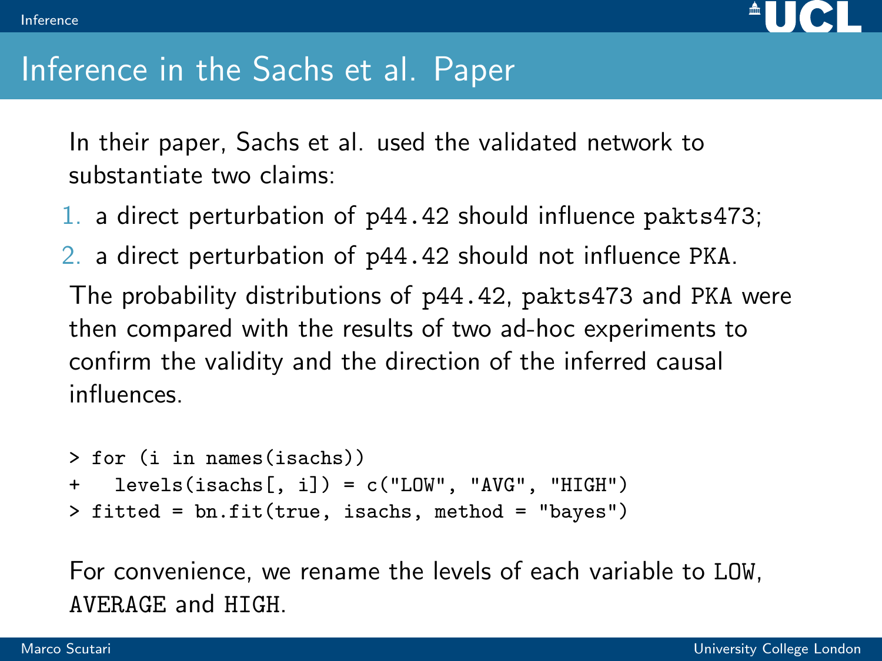## Inference in the Sachs et al. Paper

In their paper, Sachs et al. used the validated network to substantiate two claims:

1. a direct perturbation of `p44.42` should influence `pakts473`;
2. a direct perturbation of `p44.42` should not influence `PKA`.

The probability distributions of `p44.42`, `pakts473` and `PKA` were then compared with the results of two ad-hoc experiments to confirm the validity and the direction of the inferred causal influences.

```
> for (i in names(isachs))
+   levels(isachs[, i]) = c("LOW", "AVG", "HIGH")
> fitted = bn.fit(true, isachs, method = "bayes")
```

For convenience, we rename the levels of each variable to `LOW`, `AVERAGE` and `HIGH`.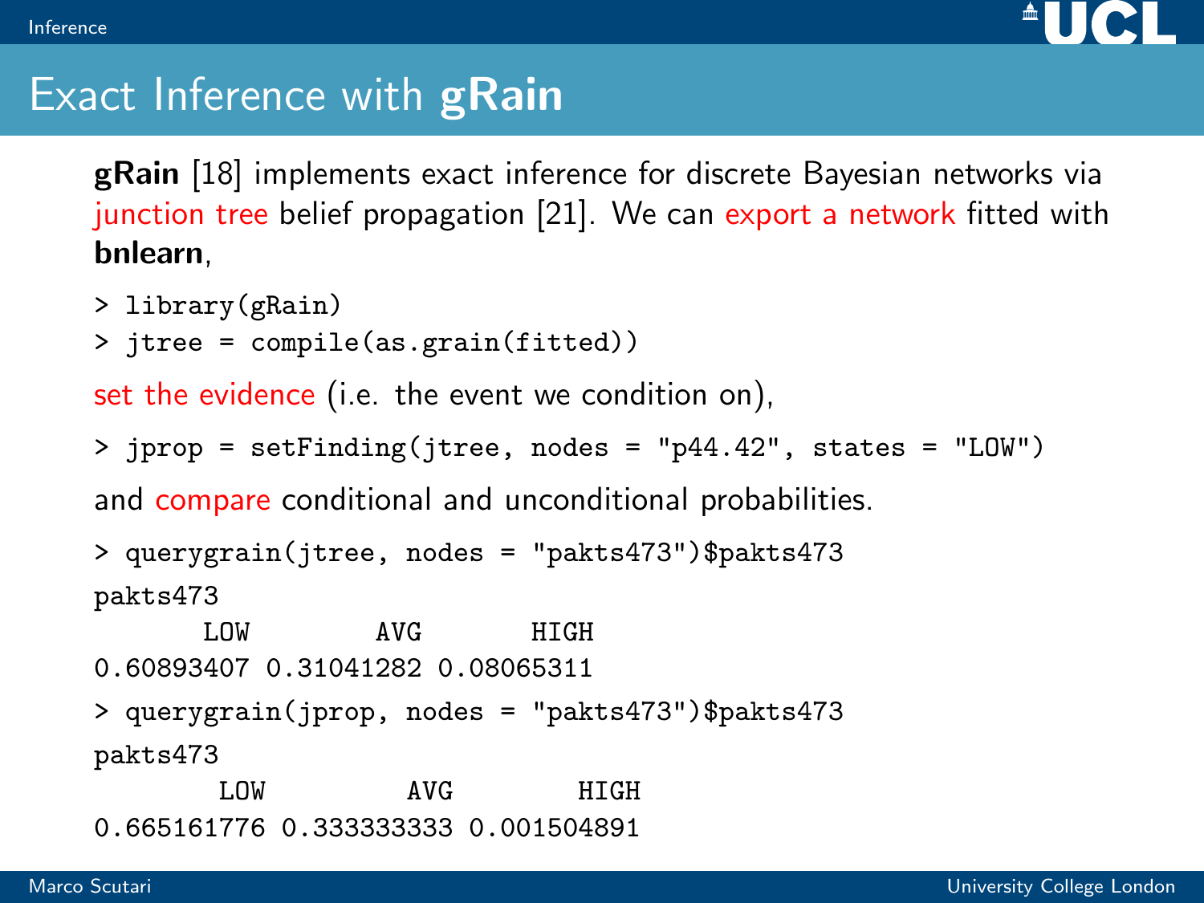# Exact Inference with **gRain**

**gRain** [18] implements exact inference for discrete Bayesian networks via junction tree belief propagation [21]. We can export a network fitted with **bnlearn**,

```
> library(gRain)
> jtree = compile(as.grain(fitted))
```

set the evidence (i.e. the event we condition on),

```
> jprop = setFinding(jtree, nodes = "p44.42", states = "LOW")
```

and compare conditional and unconditional probabilities.

```
> querygrain(jtree, nodes = "pakts473")$pakts473
pakts473
       LOW        AVG       HIGH
0.60893407 0.31041282 0.08065311
> querygrain(jprop, nodes = "pakts473")$pakts473
pakts473
        LOW         AVG        HIGH
0.665161776 0.333333333 0.001504891
```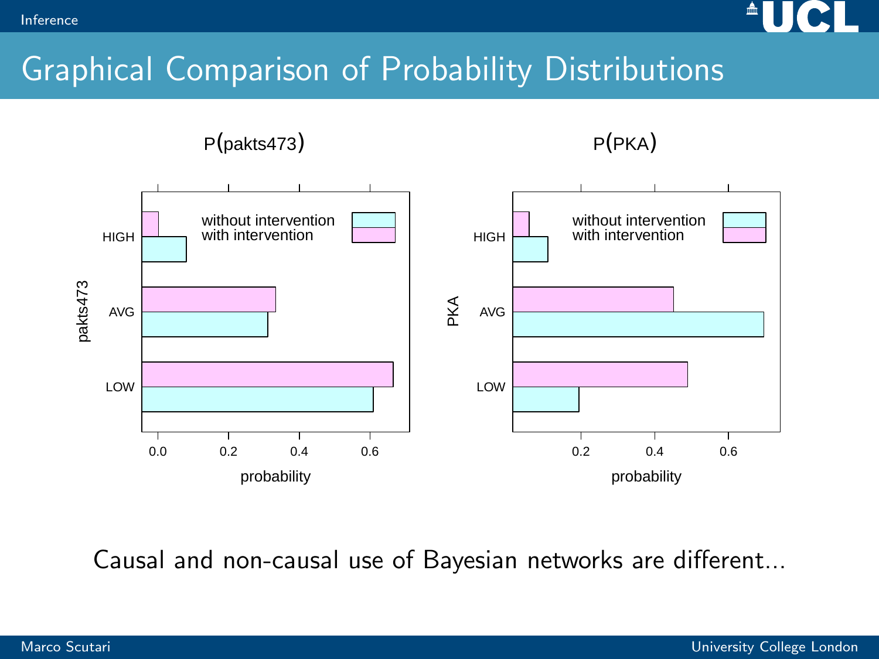# Graphical Comparison of Probability Distributions

P(pakts473)

P(PKA)

Causal and non-causal use of Bayesian networks are different...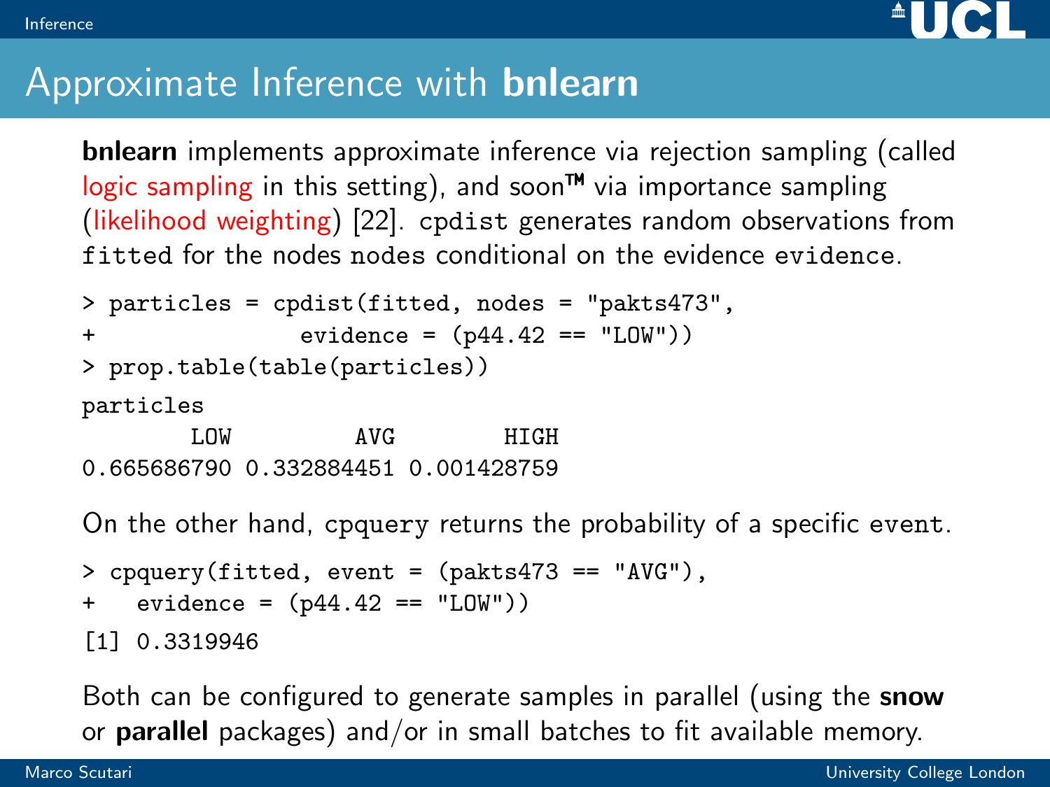# Approximate Inference with **bnlearn**

**bnlearn** implements approximate inference via rejection sampling (called logic sampling in this setting), and soon™ via importance sampling (likelihood weighting) [22]. `cpdist` generates random observations from `fitted` for the nodes `nodes` conditional on the evidence `evidence`.

```
> particles = cpdist(fitted, nodes = "pakts473",
+               evidence = (p44.42 == "LOW"))
> prop.table(table(particles))
particles
        LOW         AVG        HIGH
0.665686790 0.332884451 0.001428759
```

On the other hand, `cpquery` returns the probability of a specific `event`.

```
> cpquery(fitted, event = (pakts473 == "AVG"),
+   evidence = (p44.42 == "LOW"))
[1] 0.3319946
```

Both can be configured to generate samples in parallel (using the **snow** or **parallel** packages) and/or in small batches to fit available memory.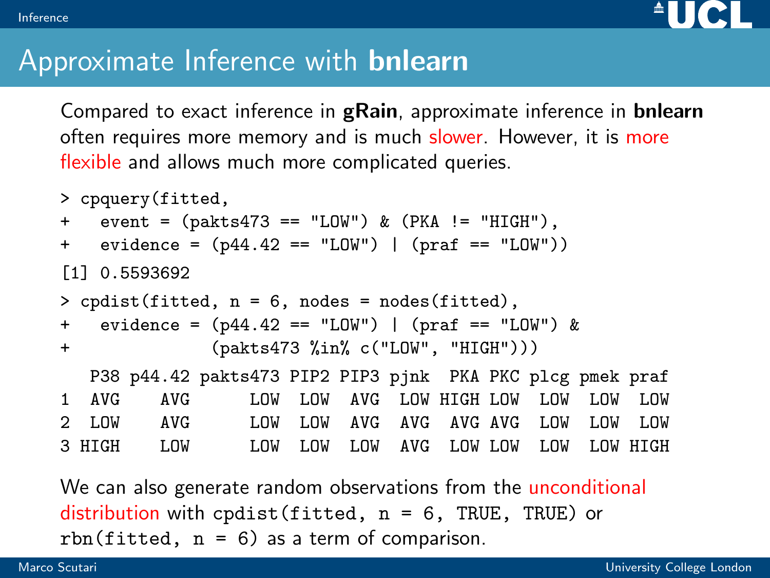# Approximate Inference with **bnlearn**

Compared to exact inference in **gRain**, approximate inference in **bnlearn** often requires more memory and is much slower. However, it is more flexible and allows much more complicated queries.

```
> cpquery(fitted,
+   event = (pakts473 == "LOW") & (PKA != "HIGH"),
+   evidence = (p44.42 == "LOW") | (praf == "LOW"))
[1] 0.5593692
> cpdist(fitted, n = 6, nodes = nodes(fitted),
+   evidence = (p44.42 == "LOW") | (praf == "LOW") &
+              (pakts473 %in% c("LOW", "HIGH")))
   P38 p44.42 pakts473 PIP2 PIP3 pjnk  PKA PKC plcg pmek praf
1  AVG    AVG      LOW  LOW  AVG  LOW HIGH LOW  LOW  LOW  LOW
2  LOW    AVG      LOW  LOW  AVG  AVG  AVG AVG  LOW  LOW  LOW
3 HIGH    LOW      LOW  LOW  LOW  AVG  LOW LOW  LOW  LOW HIGH
```

We can also generate random observations from the unconditional distribution with `cpdist(fitted, n = 6, TRUE, TRUE)` or `rbn(fitted, n = 6)` as a term of comparison.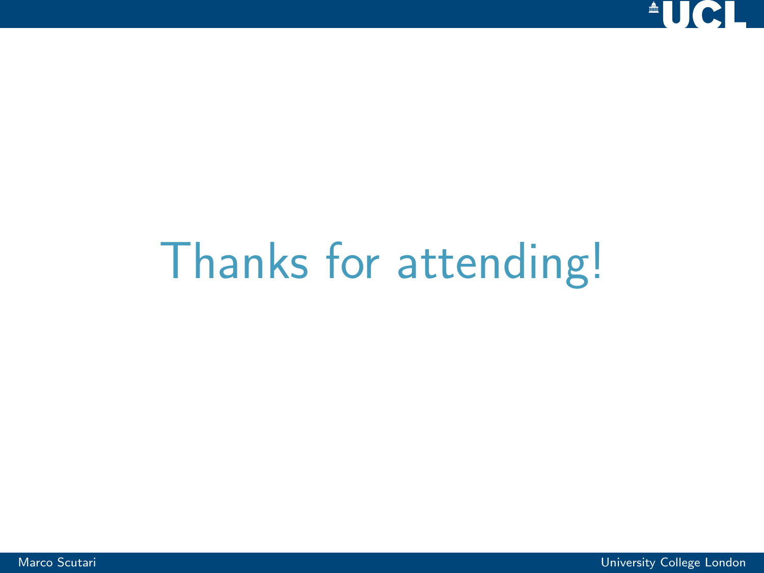# Thanks for attending!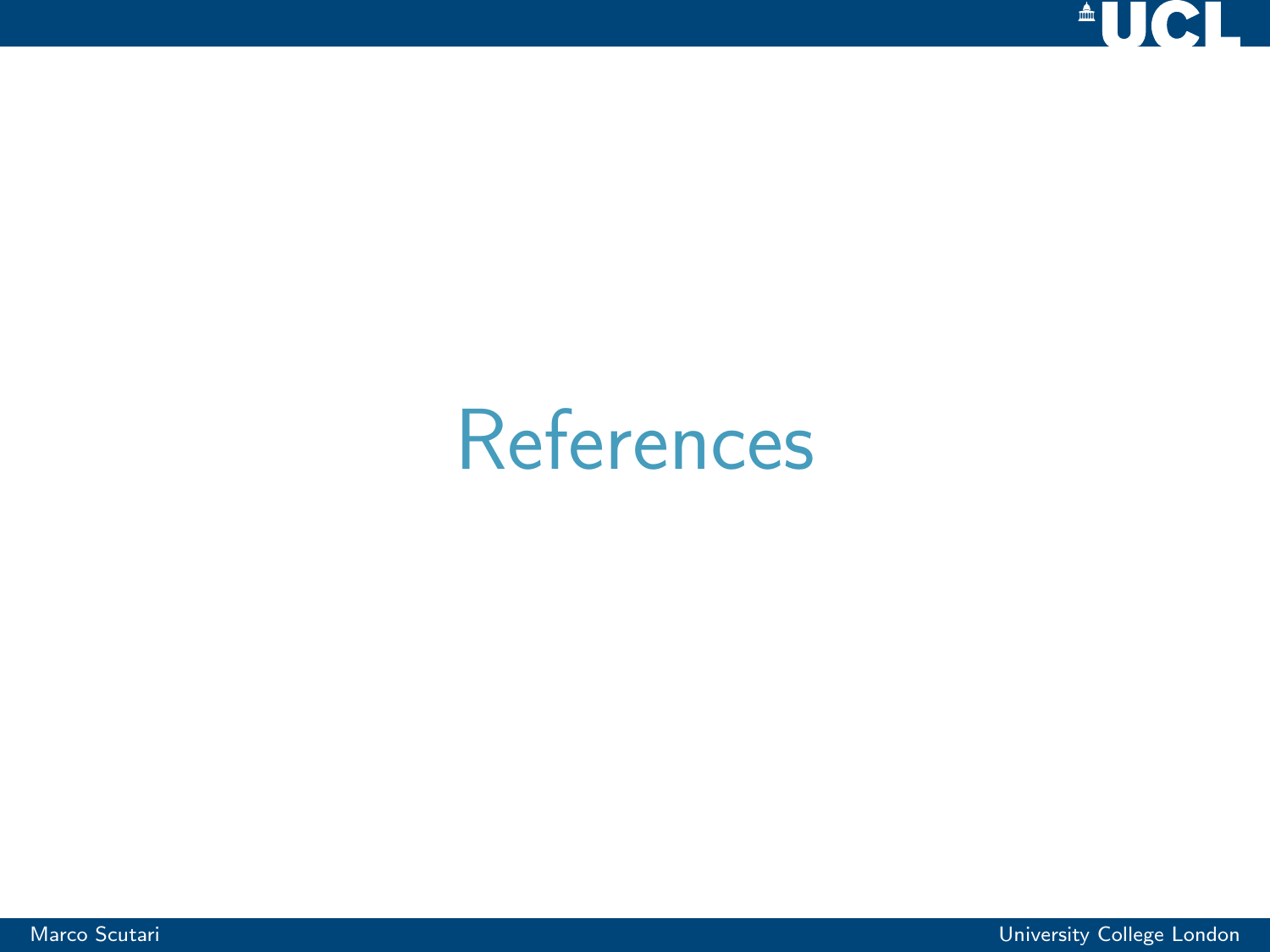# References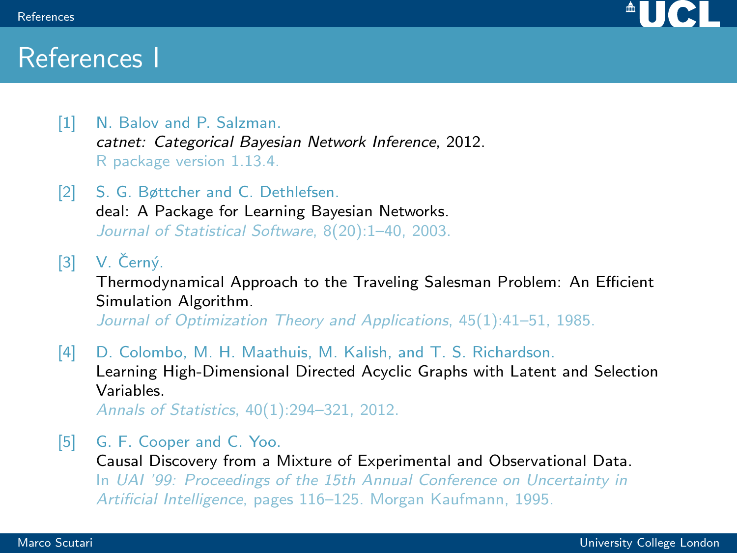# References I

[1] N. Balov and P. Salzman.
*catnet: Categorical Bayesian Network Inference*, 2012.
R package version 1.13.4.

[2] S. G. Bøttcher and C. Dethlefsen.
deal: A Package for Learning Bayesian Networks.
*Journal of Statistical Software*, 8(20):1–40, 2003.

[3] V. Černý.
Thermodynamical Approach to the Traveling Salesman Problem: An Efficient Simulation Algorithm.
*Journal of Optimization Theory and Applications*, 45(1):41–51, 1985.

[4] D. Colombo, M. H. Maathuis, M. Kalish, and T. S. Richardson.
Learning High-Dimensional Directed Acyclic Graphs with Latent and Selection Variables.
*Annals of Statistics*, 40(1):294–321, 2012.

[5] G. F. Cooper and C. Yoo.
Causal Discovery from a Mixture of Experimental and Observational Data.
In *UAI '99: Proceedings of the 15th Annual Conference on Uncertainty in Artificial Intelligence*, pages 116–125. Morgan Kaufmann, 1995.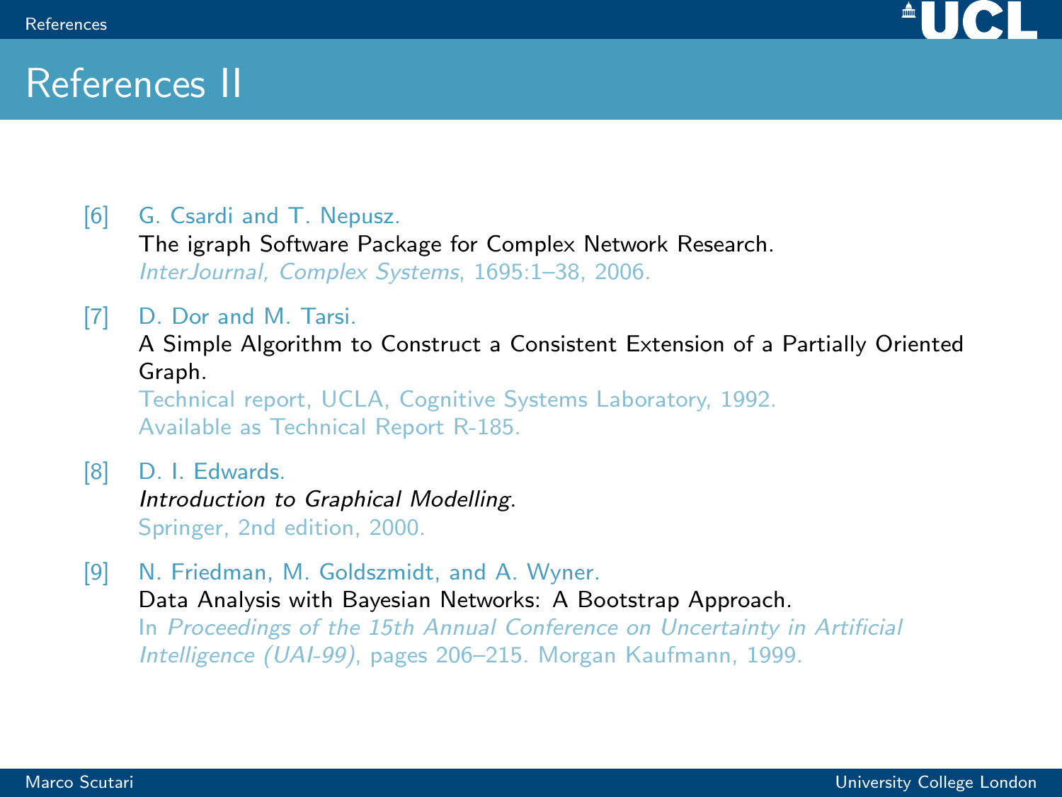# References II

[6] G. Csardi and T. Nepusz.
The igraph Software Package for Complex Network Research.
*InterJournal, Complex Systems*, 1695:1–38, 2006.

[7] D. Dor and M. Tarsi.
A Simple Algorithm to Construct a Consistent Extension of a Partially Oriented Graph.
Technical report, UCLA, Cognitive Systems Laboratory, 1992.
Available as Technical Report R-185.

[8] D. I. Edwards.
*Introduction to Graphical Modelling*.
Springer, 2nd edition, 2000.

[9] N. Friedman, M. Goldszmidt, and A. Wyner.
Data Analysis with Bayesian Networks: A Bootstrap Approach.
In *Proceedings of the 15th Annual Conference on Uncertainty in Artificial Intelligence (UAI-99)*, pages 206–215. Morgan Kaufmann, 1999.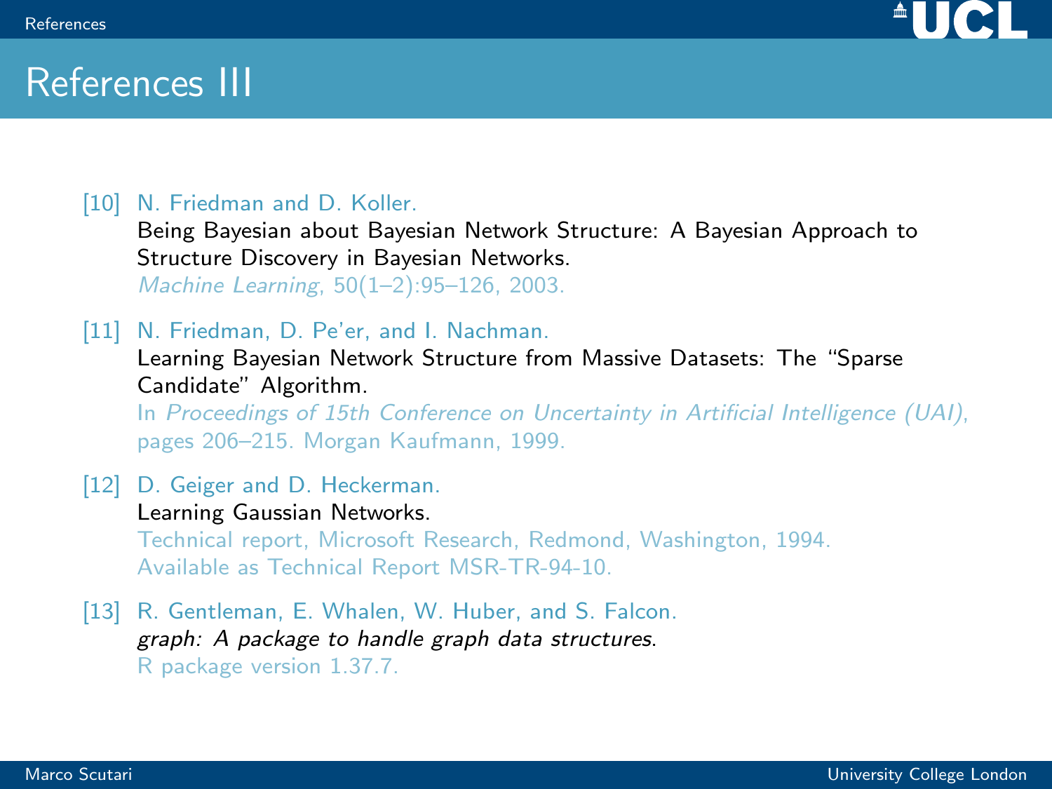# References III

[10] N. Friedman and D. Koller.
Being Bayesian about Bayesian Network Structure: A Bayesian Approach to Structure Discovery in Bayesian Networks.
*Machine Learning*, 50(1–2):95–126, 2003.

[11] N. Friedman, D. Pe'er, and I. Nachman.
Learning Bayesian Network Structure from Massive Datasets: The "Sparse Candidate" Algorithm.
In *Proceedings of 15th Conference on Uncertainty in Artificial Intelligence (UAI)*, pages 206–215. Morgan Kaufmann, 1999.

[12] D. Geiger and D. Heckerman.
Learning Gaussian Networks.
Technical report, Microsoft Research, Redmond, Washington, 1994.
Available as Technical Report MSR-TR-94-10.

[13] R. Gentleman, E. Whalen, W. Huber, and S. Falcon.
*graph: A package to handle graph data structures*.
R package version 1.37.7.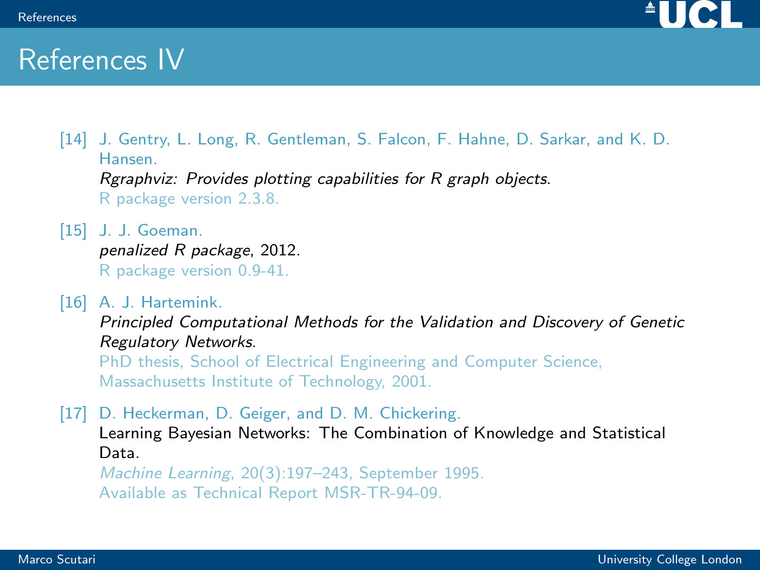# References IV

[14] J. Gentry, L. Long, R. Gentleman, S. Falcon, F. Hahne, D. Sarkar, and K. D. Hansen.
*Rgraphviz: Provides plotting capabilities for R graph objects.*
R package version 2.3.8.

[15] J. J. Goeman.
*penalized R package*, 2012.
R package version 0.9-41.

[16] A. J. Hartemink.
*Principled Computational Methods for the Validation and Discovery of Genetic Regulatory Networks.*
PhD thesis, School of Electrical Engineering and Computer Science, Massachusetts Institute of Technology, 2001.

[17] D. Heckerman, D. Geiger, and D. M. Chickering.
Learning Bayesian Networks: The Combination of Knowledge and Statistical Data.
*Machine Learning*, 20(3):197–243, September 1995.
Available as Technical Report MSR-TR-94-09.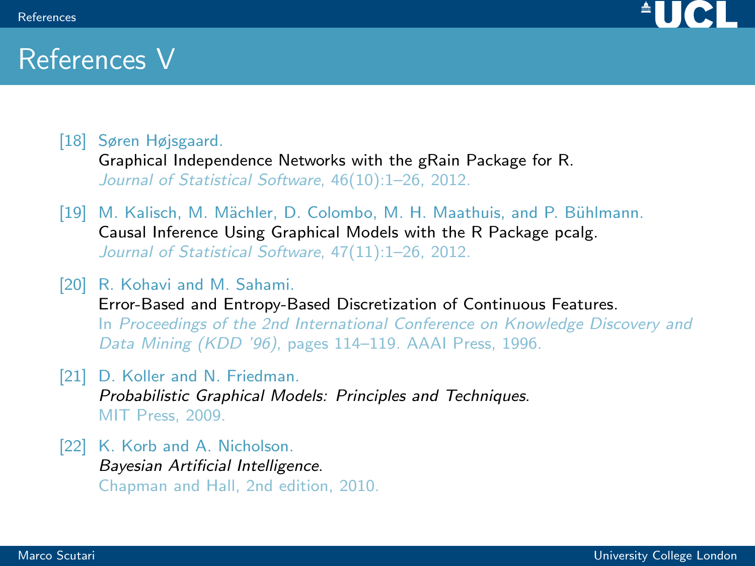# References V

[18] Søren Højsgaard.
Graphical Independence Networks with the gRain Package for R.
*Journal of Statistical Software*, 46(10):1–26, 2012.

[19] M. Kalisch, M. Mächler, D. Colombo, M. H. Maathuis, and P. Bühlmann.
Causal Inference Using Graphical Models with the R Package pcalg.
*Journal of Statistical Software*, 47(11):1–26, 2012.

[20] R. Kohavi and M. Sahami.
Error-Based and Entropy-Based Discretization of Continuous Features.
In *Proceedings of the 2nd International Conference on Knowledge Discovery and Data Mining (KDD '96)*, pages 114–119. AAAI Press, 1996.

[21] D. Koller and N. Friedman.
*Probabilistic Graphical Models: Principles and Techniques*.
MIT Press, 2009.

[22] K. Korb and A. Nicholson.
*Bayesian Artificial Intelligence*.
Chapman and Hall, 2nd edition, 2010.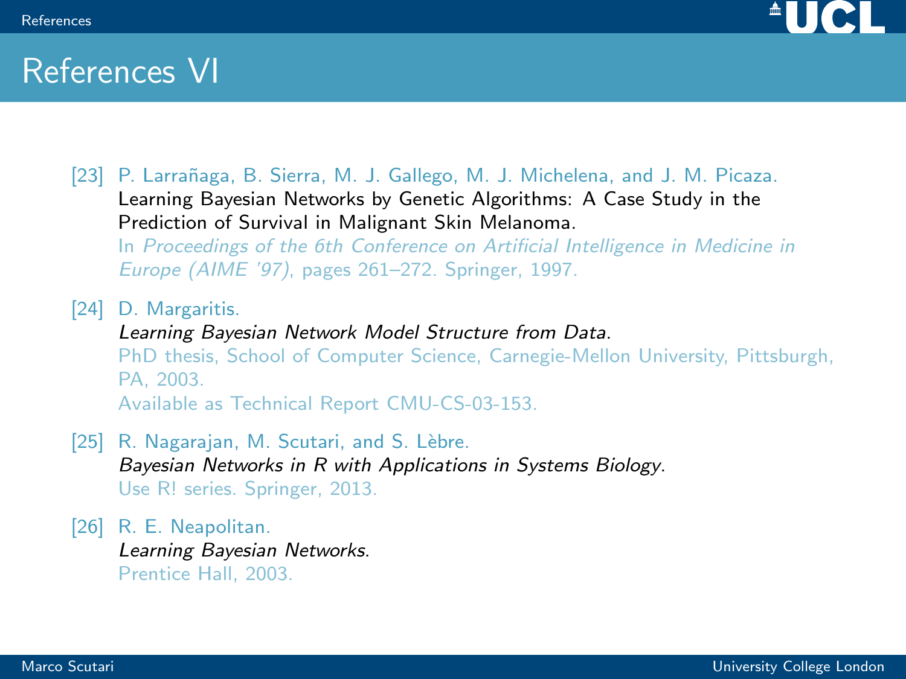# References VI

[23] P. Larrañaga, B. Sierra, M. J. Gallego, M. J. Michelena, and J. M. Picaza.
Learning Bayesian Networks by Genetic Algorithms: A Case Study in the Prediction of Survival in Malignant Skin Melanoma.
In *Proceedings of the 6th Conference on Artificial Intelligence in Medicine in Europe (AIME '97)*, pages 261–272. Springer, 1997.

[24] D. Margaritis.
*Learning Bayesian Network Model Structure from Data*.
PhD thesis, School of Computer Science, Carnegie-Mellon University, Pittsburgh, PA, 2003.
Available as Technical Report CMU-CS-03-153.

[25] R. Nagarajan, M. Scutari, and S. Lèbre.
*Bayesian Networks in R with Applications in Systems Biology*.
Use R! series. Springer, 2013.

[26] R. E. Neapolitan.
*Learning Bayesian Networks*.
Prentice Hall, 2003.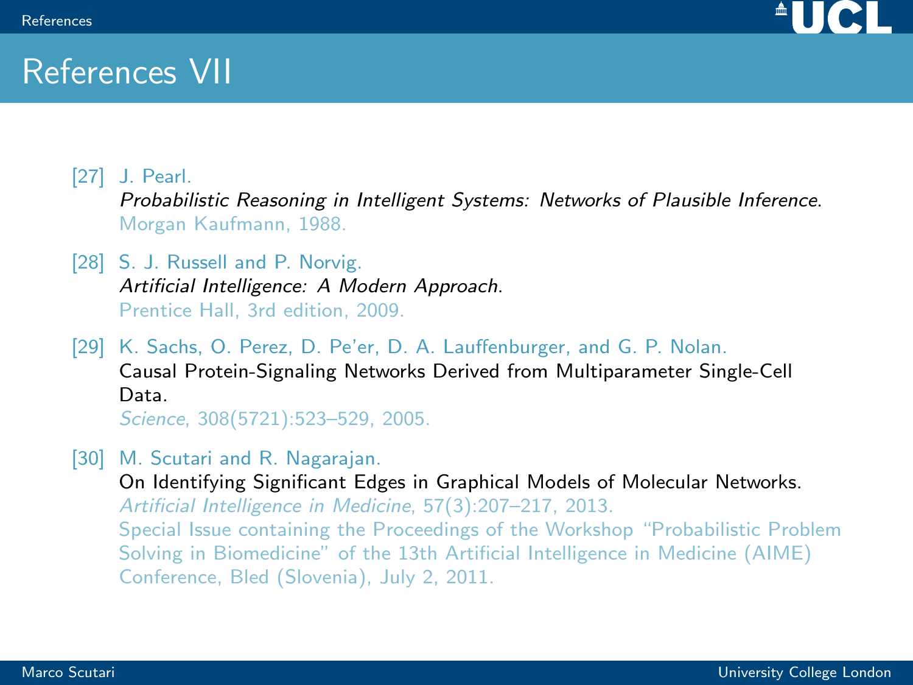# References VII

[27] J. Pearl.
*Probabilistic Reasoning in Intelligent Systems: Networks of Plausible Inference*.
Morgan Kaufmann, 1988.

[28] S. J. Russell and P. Norvig.
*Artificial Intelligence: A Modern Approach*.
Prentice Hall, 3rd edition, 2009.

[29] K. Sachs, O. Perez, D. Pe'er, D. A. Lauffenburger, and G. P. Nolan.
Causal Protein-Signaling Networks Derived from Multiparameter Single-Cell Data.
*Science*, 308(5721):523–529, 2005.

[30] M. Scutari and R. Nagarajan.
On Identifying Significant Edges in Graphical Models of Molecular Networks.
*Artificial Intelligence in Medicine*, 57(3):207–217, 2013.
Special Issue containing the Proceedings of the Workshop "Probabilistic Problem Solving in Biomedicine" of the 13th Artificial Intelligence in Medicine (AIME) Conference, Bled (Slovenia), July 2, 2011.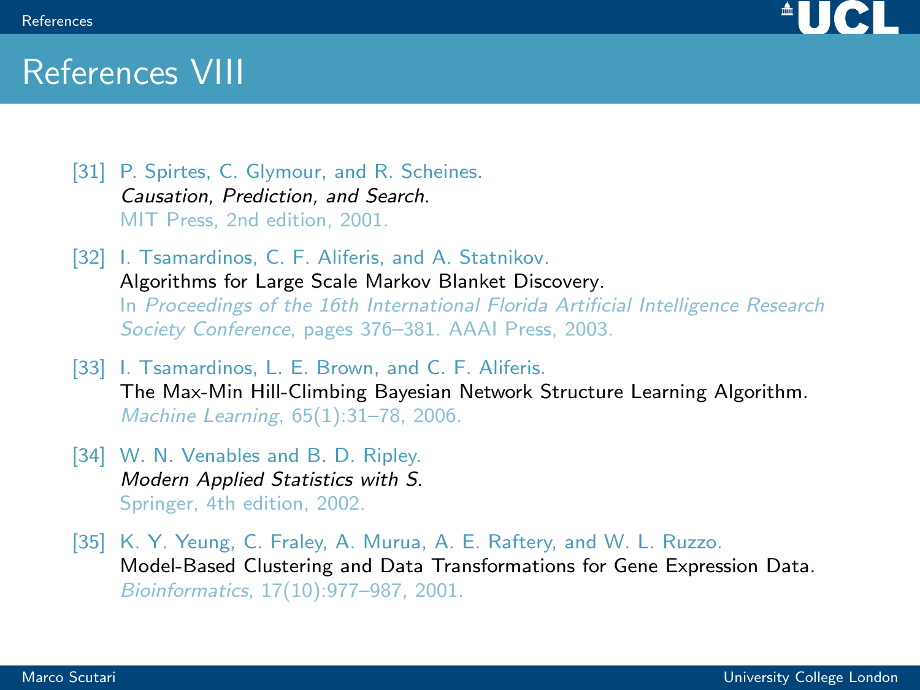# References VIII

[31] P. Spirtes, C. Glymour, and R. Scheines.
*Causation, Prediction, and Search*.
MIT Press, 2nd edition, 2001.

[32] I. Tsamardinos, C. F. Aliferis, and A. Statnikov.
Algorithms for Large Scale Markov Blanket Discovery.
In *Proceedings of the 16th International Florida Artificial Intelligence Research Society Conference*, pages 376–381. AAAI Press, 2003.

[33] I. Tsamardinos, L. E. Brown, and C. F. Aliferis.
The Max-Min Hill-Climbing Bayesian Network Structure Learning Algorithm.
*Machine Learning*, 65(1):31–78, 2006.

[34] W. N. Venables and B. D. Ripley.
*Modern Applied Statistics with S*.
Springer, 4th edition, 2002.

[35] K. Y. Yeung, C. Fraley, A. Murua, A. E. Raftery, and W. L. Ruzzo.
Model-Based Clustering and Data Transformations for Gene Expression Data.
*Bioinformatics*, 17(10):977–987, 2001.